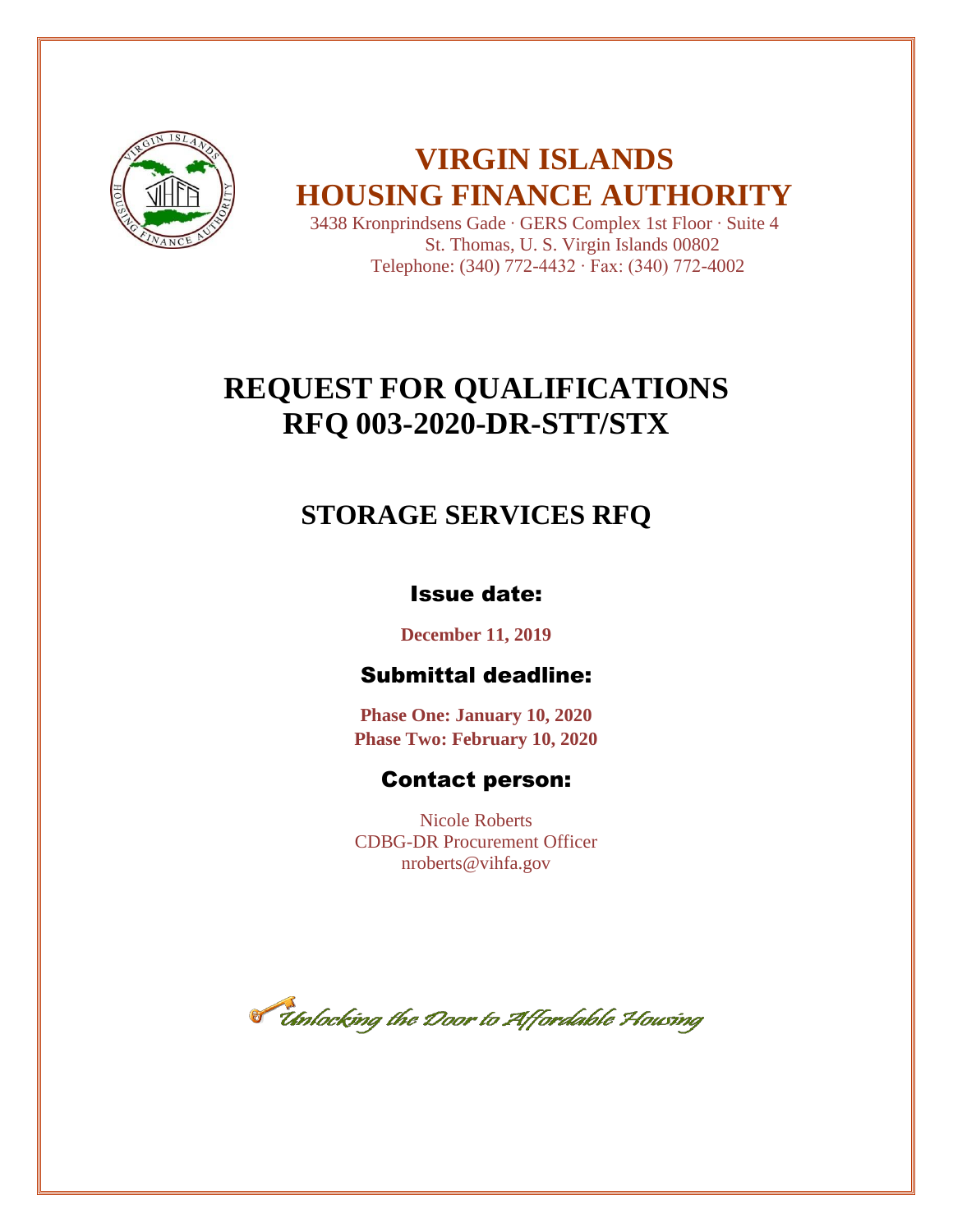# VIRGIN ISLANDS HOUSING FINANCE AUTHORITY

3438 Kronprindsens Gade · GERS Complex 1st Floor · Suite 4
St. Thomas, U. S. Virgin Islands 00802
Telephone: (340) 772-4432 · Fax: (340) 772-4002

# REQUEST FOR QUALIFICATIONS
# RFQ 003-2020-DR-STT/STX

## STORAGE SERVICES RFQ

### Issue date:

**December 11, 2019**

### Submittal deadline:

**Phase One: January 10, 2020**
**Phase Two: February 10, 2020**

### Contact person:

Nicole Roberts
CDBG-DR Procurement Officer
nroberts@vihfa.gov

*Unlocking the Door to Affordable Housing*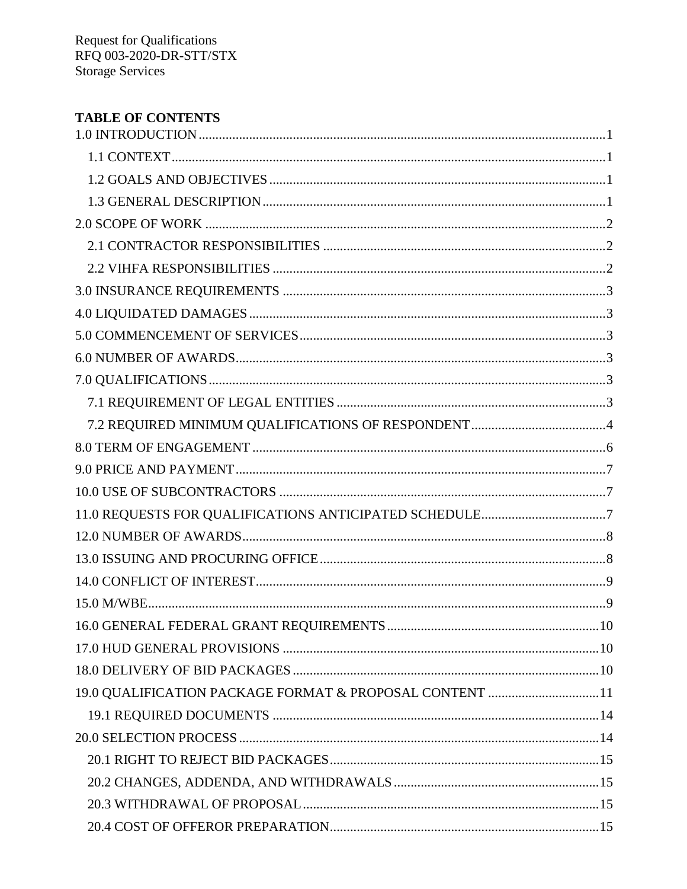Request for Qualifications
RFQ 003-2020-DR-STT/STX
Storage Services

**TABLE OF CONTENTS**

1.0 INTRODUCTION.......................................................1
   1.1 CONTEXT.......................................................1
   1.2 GOALS AND OBJECTIVES.......................................................1
   1.3 GENERAL DESCRIPTION.......................................................1
2.0 SCOPE OF WORK.......................................................2
   2.1 CONTRACTOR RESPONSIBILITIES.......................................................2
   2.2 VIHFA RESPONSIBILITIES.......................................................2
3.0 INSURANCE REQUIREMENTS.......................................................3
4.0 LIQUIDATED DAMAGES.......................................................3
5.0 COMMENCEMENT OF SERVICES.......................................................3
6.0 NUMBER OF AWARDS.......................................................3
7.0 QUALIFICATIONS.......................................................3
   7.1 REQUIREMENT OF LEGAL ENTITIES.......................................................3
   7.2 REQUIRED MINIMUM QUALIFICATIONS OF RESPONDENT.......................................................4
8.0 TERM OF ENGAGEMENT.......................................................6
9.0 PRICE AND PAYMENT.......................................................7
10.0 USE OF SUBCONTRACTORS.......................................................7
11.0 REQUESTS FOR QUALIFICATIONS ANTICIPATED SCHEDULE.......................................................7
12.0 NUMBER OF AWARDS.......................................................8
13.0 ISSUING AND PROCURING OFFICE.......................................................8
14.0 CONFLICT OF INTEREST.......................................................9
15.0 M/WBE.......................................................9
16.0 GENERAL FEDERAL GRANT REQUIREMENTS.......................................................10
17.0 HUD GENERAL PROVISIONS.......................................................10
18.0 DELIVERY OF BID PACKAGES.......................................................10
19.0 QUALIFICATION PACKAGE FORMAT & PROPOSAL CONTENT.......................................................11
   19.1 REQUIRED DOCUMENTS.......................................................14
20.0 SELECTION PROCESS.......................................................14
   20.1 RIGHT TO REJECT BID PACKAGES.......................................................15
   20.2 CHANGES, ADDENDA, AND WITHDRAWALS.......................................................15
   20.3 WITHDRAWAL OF PROPOSAL.......................................................15
   20.4 COST OF OFFEROR PREPARATION.......................................................15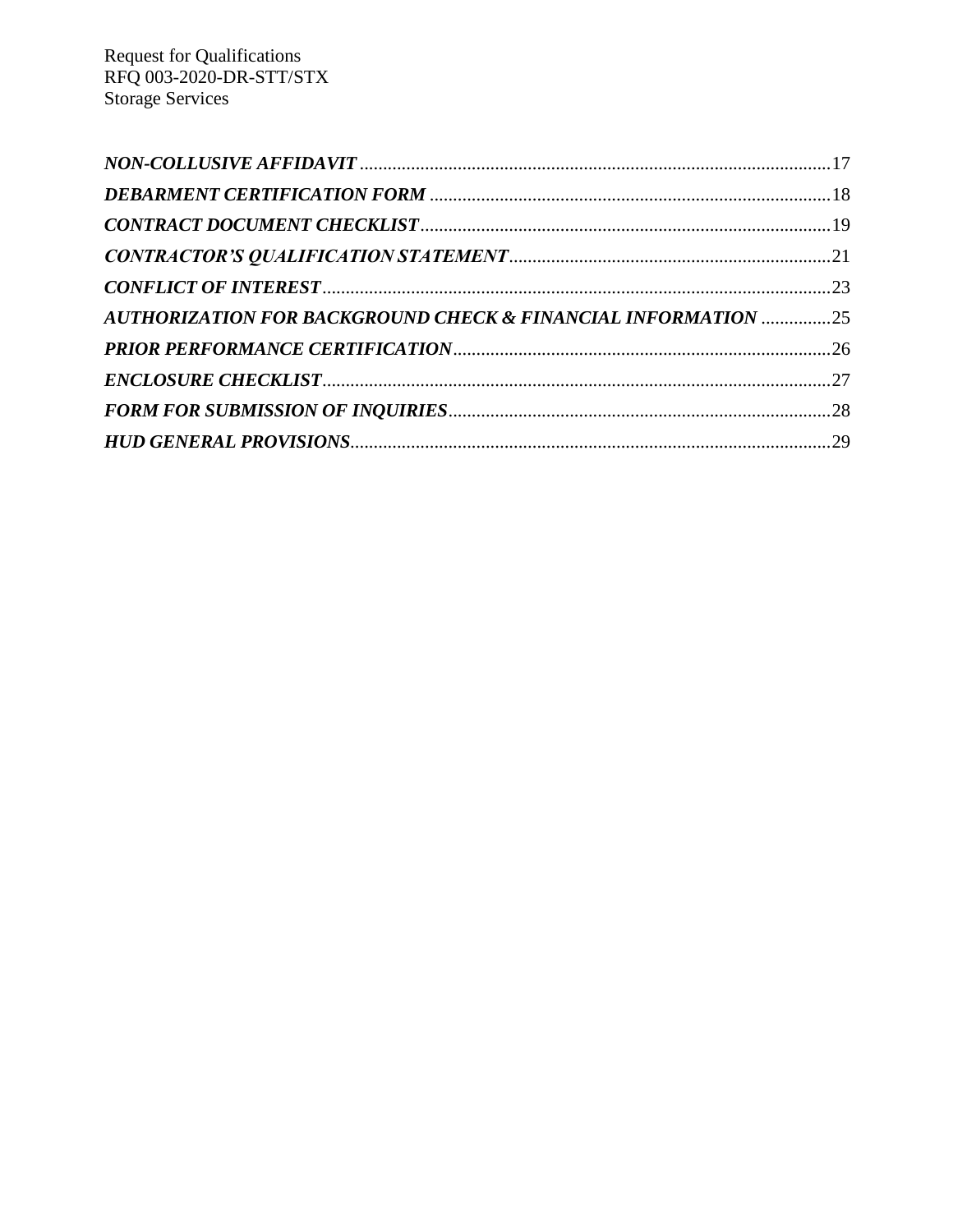***NON-COLLUSIVE AFFIDAVIT*** ....................................................................................................17

***DEBARMENT CERTIFICATION FORM*** ......................................................................................18

***CONTRACT DOCUMENT CHECKLIST***........................................................................................19

***CONTRACTOR'S QUALIFICATION STATEMENT***.....................................................................21

***CONFLICT OF INTEREST***............................................................................................................23

***AUTHORIZATION FOR BACKGROUND CHECK & FINANCIAL INFORMATION*** ...............25

***PRIOR PERFORMANCE CERTIFICATION***.................................................................................26

***ENCLOSURE CHECKLIST***............................................................................................................27

***FORM FOR SUBMISSION OF INQUIRIES***..................................................................................28

***HUD GENERAL PROVISIONS***.......................................................................................................29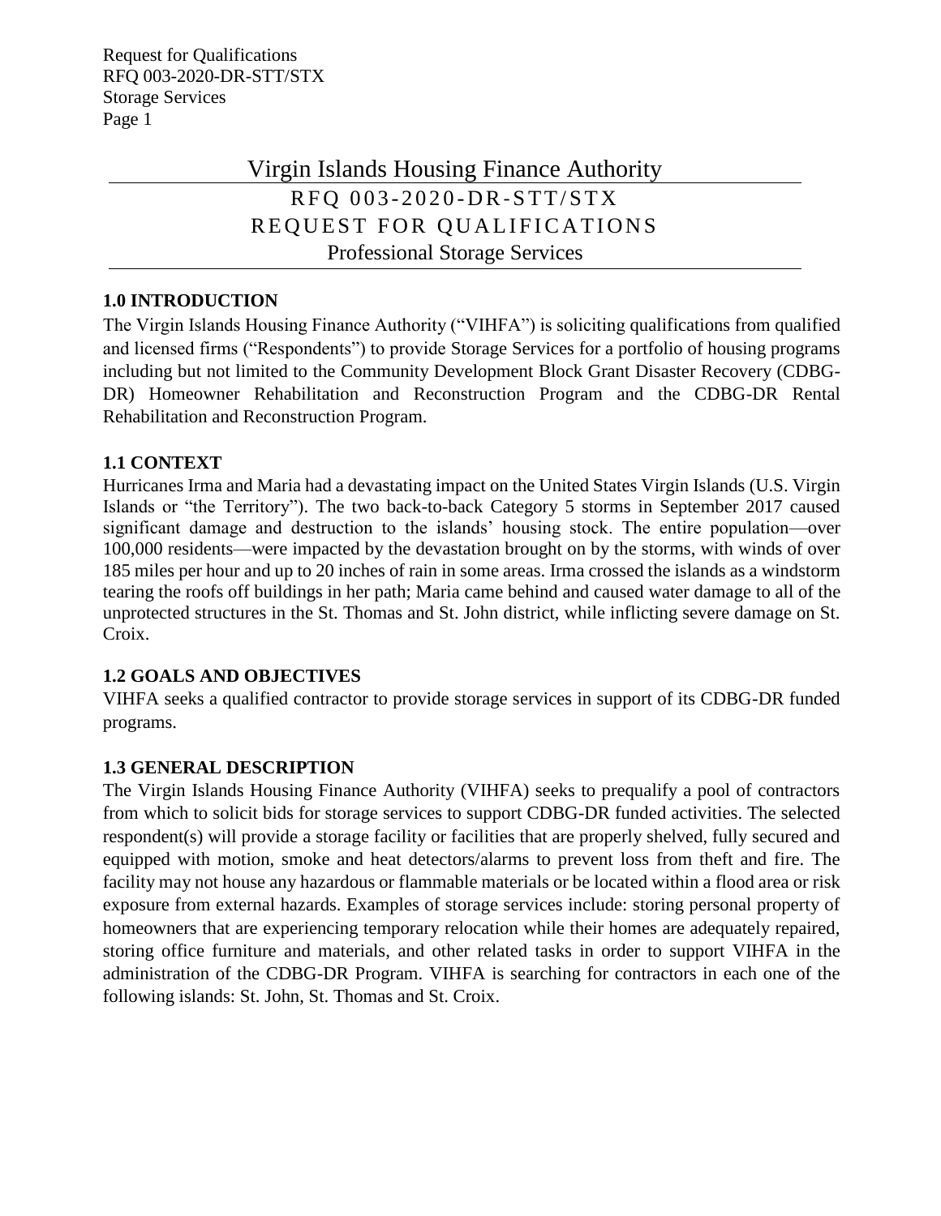# Virgin Islands Housing Finance Authority

## RFQ 003-2020-DR-STT/STX
## REQUEST FOR QUALIFICATIONS
## Professional Storage Services

### 1.0 INTRODUCTION

The Virgin Islands Housing Finance Authority ("VIHFA") is soliciting qualifications from qualified and licensed firms ("Respondents") to provide Storage Services for a portfolio of housing programs including but not limited to the Community Development Block Grant Disaster Recovery (CDBG-DR) Homeowner Rehabilitation and Reconstruction Program and the CDBG-DR Rental Rehabilitation and Reconstruction Program.

### 1.1 CONTEXT

Hurricanes Irma and Maria had a devastating impact on the United States Virgin Islands (U.S. Virgin Islands or "the Territory"). The two back-to-back Category 5 storms in September 2017 caused significant damage and destruction to the islands' housing stock. The entire population—over 100,000 residents—were impacted by the devastation brought on by the storms, with winds of over 185 miles per hour and up to 20 inches of rain in some areas. Irma crossed the islands as a windstorm tearing the roofs off buildings in her path; Maria came behind and caused water damage to all of the unprotected structures in the St. Thomas and St. John district, while inflicting severe damage on St. Croix.

### 1.2 GOALS AND OBJECTIVES

VIHFA seeks a qualified contractor to provide storage services in support of its CDBG-DR funded programs.

### 1.3 GENERAL DESCRIPTION

The Virgin Islands Housing Finance Authority (VIHFA) seeks to prequalify a pool of contractors from which to solicit bids for storage services to support CDBG-DR funded activities. The selected respondent(s) will provide a storage facility or facilities that are properly shelved, fully secured and equipped with motion, smoke and heat detectors/alarms to prevent loss from theft and fire. The facility may not house any hazardous or flammable materials or be located within a flood area or risk exposure from external hazards. Examples of storage services include: storing personal property of homeowners that are experiencing temporary relocation while their homes are adequately repaired, storing office furniture and materials, and other related tasks in order to support VIHFA in the administration of the CDBG-DR Program. VIHFA is searching for contractors in each one of the following islands: St. John, St. Thomas and St. Croix.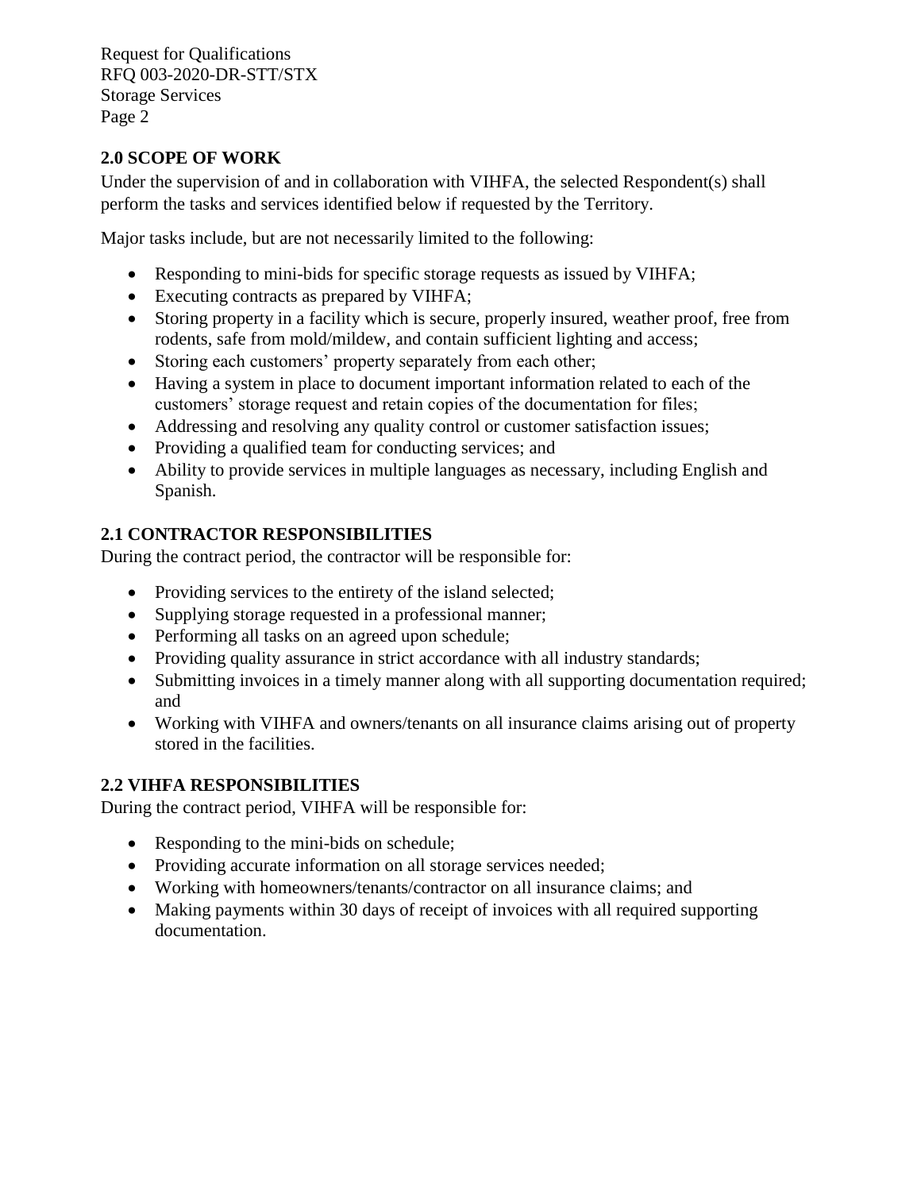## 2.0 SCOPE OF WORK

Under the supervision of and in collaboration with VIHFA, the selected Respondent(s) shall perform the tasks and services identified below if requested by the Territory.

Major tasks include, but are not necessarily limited to the following:

- Responding to mini-bids for specific storage requests as issued by VIHFA;
- Executing contracts as prepared by VIHFA;
- Storing property in a facility which is secure, properly insured, weather proof, free from rodents, safe from mold/mildew, and contain sufficient lighting and access;
- Storing each customers' property separately from each other;
- Having a system in place to document important information related to each of the customers' storage request and retain copies of the documentation for files;
- Addressing and resolving any quality control or customer satisfaction issues;
- Providing a qualified team for conducting services; and
- Ability to provide services in multiple languages as necessary, including English and Spanish.

## 2.1 CONTRACTOR RESPONSIBILITIES

During the contract period, the contractor will be responsible for:

- Providing services to the entirety of the island selected;
- Supplying storage requested in a professional manner;
- Performing all tasks on an agreed upon schedule;
- Providing quality assurance in strict accordance with all industry standards;
- Submitting invoices in a timely manner along with all supporting documentation required; and
- Working with VIHFA and owners/tenants on all insurance claims arising out of property stored in the facilities.

## 2.2 VIHFA RESPONSIBILITIES

During the contract period, VIHFA will be responsible for:

- Responding to the mini-bids on schedule;
- Providing accurate information on all storage services needed;
- Working with homeowners/tenants/contractor on all insurance claims; and
- Making payments within 30 days of receipt of invoices with all required supporting documentation.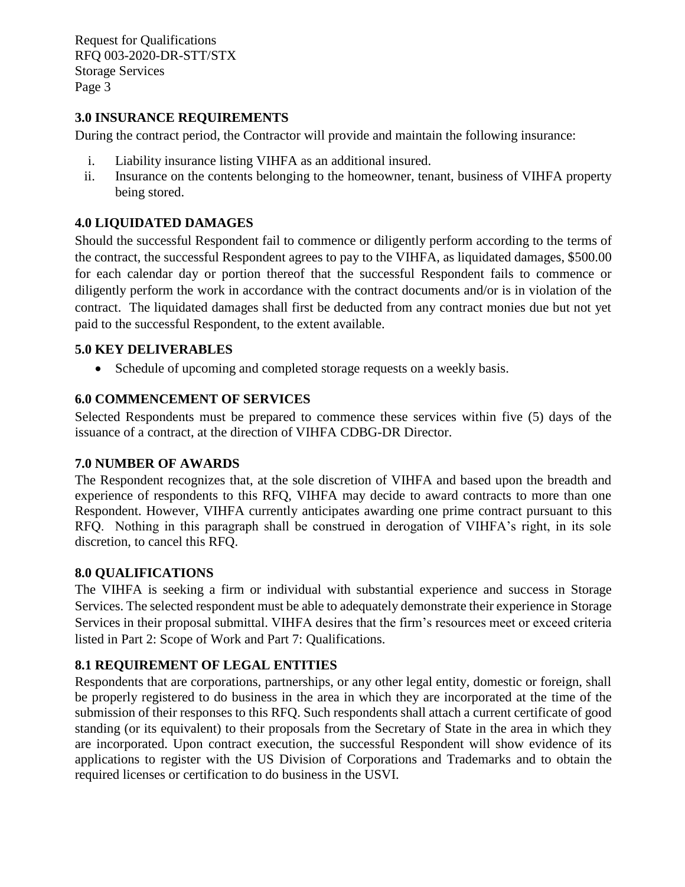## 3.0 INSURANCE REQUIREMENTS

During the contract period, the Contractor will provide and maintain the following insurance:

i. Liability insurance listing VIHFA as an additional insured.
ii. Insurance on the contents belonging to the homeowner, tenant, business of VIHFA property being stored.

## 4.0 LIQUIDATED DAMAGES

Should the successful Respondent fail to commence or diligently perform according to the terms of the contract, the successful Respondent agrees to pay to the VIHFA, as liquidated damages, $500.00 for each calendar day or portion thereof that the successful Respondent fails to commence or diligently perform the work in accordance with the contract documents and/or is in violation of the contract. The liquidated damages shall first be deducted from any contract monies due but not yet paid to the successful Respondent, to the extent available.

## 5.0 KEY DELIVERABLES

- Schedule of upcoming and completed storage requests on a weekly basis.

## 6.0 COMMENCEMENT OF SERVICES

Selected Respondents must be prepared to commence these services within five (5) days of the issuance of a contract, at the direction of VIHFA CDBG-DR Director.

## 7.0 NUMBER OF AWARDS

The Respondent recognizes that, at the sole discretion of VIHFA and based upon the breadth and experience of respondents to this RFQ, VIHFA may decide to award contracts to more than one Respondent. However, VIHFA currently anticipates awarding one prime contract pursuant to this RFQ. Nothing in this paragraph shall be construed in derogation of VIHFA's right, in its sole discretion, to cancel this RFQ.

## 8.0 QUALIFICATIONS

The VIHFA is seeking a firm or individual with substantial experience and success in Storage Services. The selected respondent must be able to adequately demonstrate their experience in Storage Services in their proposal submittal. VIHFA desires that the firm's resources meet or exceed criteria listed in Part 2: Scope of Work and Part 7: Qualifications.

## 8.1 REQUIREMENT OF LEGAL ENTITIES

Respondents that are corporations, partnerships, or any other legal entity, domestic or foreign, shall be properly registered to do business in the area in which they are incorporated at the time of the submission of their responses to this RFQ. Such respondents shall attach a current certificate of good standing (or its equivalent) to their proposals from the Secretary of State in the area in which they are incorporated. Upon contract execution, the successful Respondent will show evidence of its applications to register with the US Division of Corporations and Trademarks and to obtain the required licenses or certification to do business in the USVI.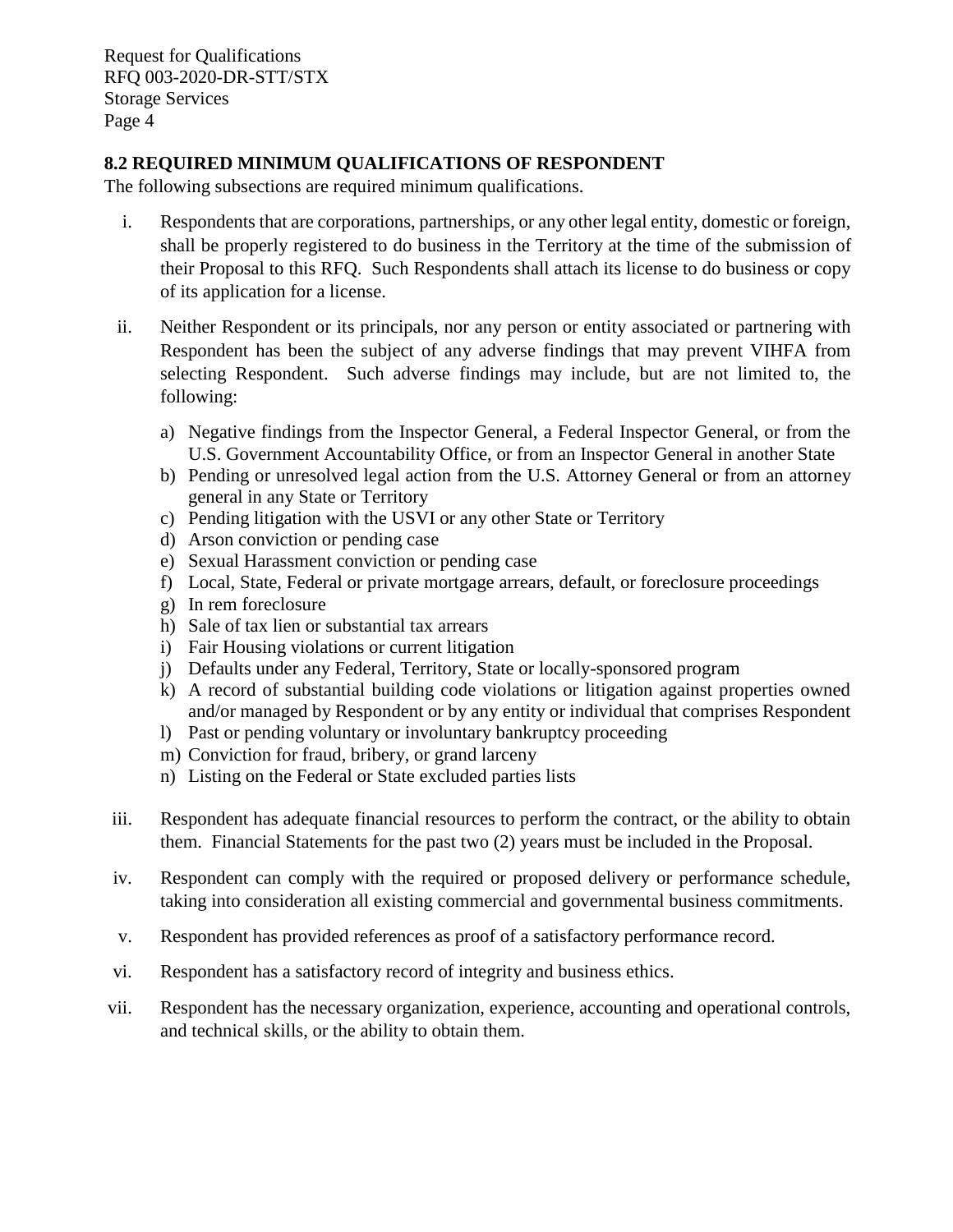## 8.2 REQUIRED MINIMUM QUALIFICATIONS OF RESPONDENT

The following subsections are required minimum qualifications.

i. Respondents that are corporations, partnerships, or any other legal entity, domestic or foreign, shall be properly registered to do business in the Territory at the time of the submission of their Proposal to this RFQ. Such Respondents shall attach its license to do business or copy of its application for a license.

ii. Neither Respondent or its principals, nor any person or entity associated or partnering with Respondent has been the subject of any adverse findings that may prevent VIHFA from selecting Respondent. Such adverse findings may include, but are not limited to, the following:

   a) Negative findings from the Inspector General, a Federal Inspector General, or from the U.S. Government Accountability Office, or from an Inspector General in another State
   b) Pending or unresolved legal action from the U.S. Attorney General or from an attorney general in any State or Territory
   c) Pending litigation with the USVI or any other State or Territory
   d) Arson conviction or pending case
   e) Sexual Harassment conviction or pending case
   f) Local, State, Federal or private mortgage arrears, default, or foreclosure proceedings
   g) In rem foreclosure
   h) Sale of tax lien or substantial tax arrears
   i) Fair Housing violations or current litigation
   j) Defaults under any Federal, Territory, State or locally-sponsored program
   k) A record of substantial building code violations or litigation against properties owned and/or managed by Respondent or by any entity or individual that comprises Respondent
   l) Past or pending voluntary or involuntary bankruptcy proceeding
   m) Conviction for fraud, bribery, or grand larceny
   n) Listing on the Federal or State excluded parties lists

iii. Respondent has adequate financial resources to perform the contract, or the ability to obtain them. Financial Statements for the past two (2) years must be included in the Proposal.

iv. Respondent can comply with the required or proposed delivery or performance schedule, taking into consideration all existing commercial and governmental business commitments.

v. Respondent has provided references as proof of a satisfactory performance record.

vi. Respondent has a satisfactory record of integrity and business ethics.

vii. Respondent has the necessary organization, experience, accounting and operational controls, and technical skills, or the ability to obtain them.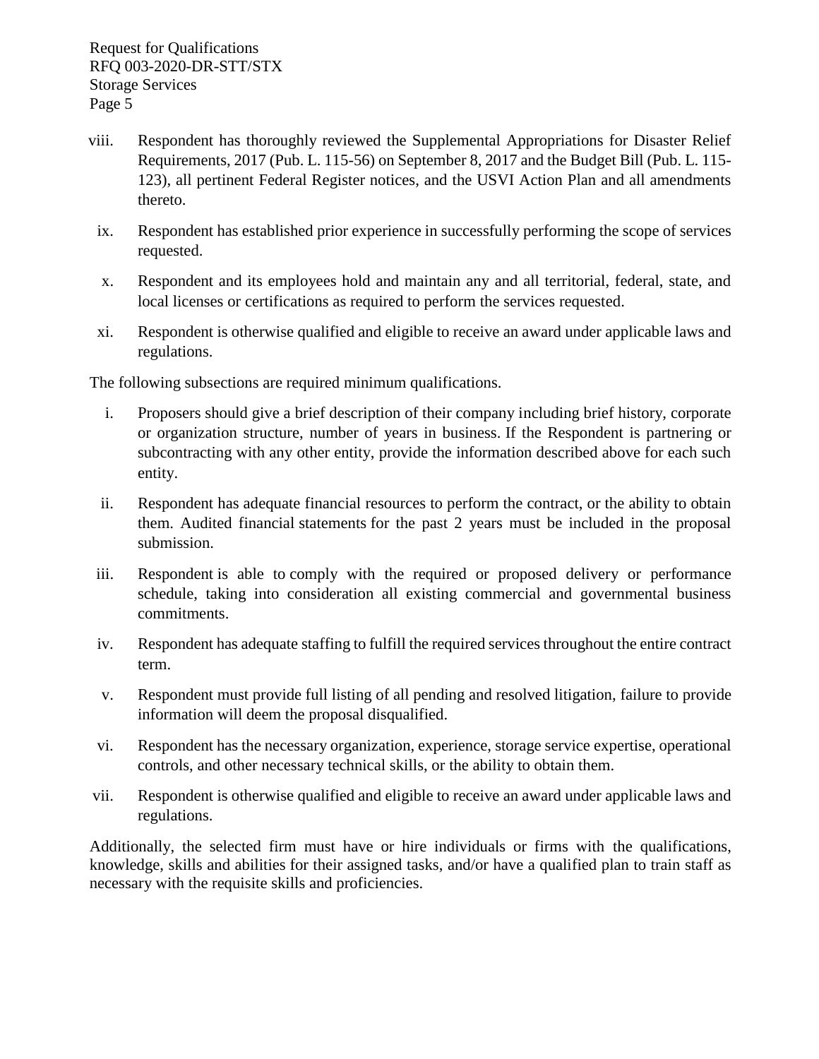viii. Respondent has thoroughly reviewed the Supplemental Appropriations for Disaster Relief Requirements, 2017 (Pub. L. 115-56) on September 8, 2017 and the Budget Bill (Pub. L. 115-123), all pertinent Federal Register notices, and the USVI Action Plan and all amendments thereto.

ix. Respondent has established prior experience in successfully performing the scope of services requested.

x. Respondent and its employees hold and maintain any and all territorial, federal, state, and local licenses or certifications as required to perform the services requested.

xi. Respondent is otherwise qualified and eligible to receive an award under applicable laws and regulations.

The following subsections are required minimum qualifications.

i. Proposers should give a brief description of their company including brief history, corporate or organization structure, number of years in business. If the Respondent is partnering or subcontracting with any other entity, provide the information described above for each such entity.

ii. Respondent has adequate financial resources to perform the contract, or the ability to obtain them. Audited financial statements for the past 2 years must be included in the proposal submission.

iii. Respondent is able to comply with the required or proposed delivery or performance schedule, taking into consideration all existing commercial and governmental business commitments.

iv. Respondent has adequate staffing to fulfill the required services throughout the entire contract term.

v. Respondent must provide full listing of all pending and resolved litigation, failure to provide information will deem the proposal disqualified.

vi. Respondent has the necessary organization, experience, storage service expertise, operational controls, and other necessary technical skills, or the ability to obtain them.

vii. Respondent is otherwise qualified and eligible to receive an award under applicable laws and regulations.

Additionally, the selected firm must have or hire individuals or firms with the qualifications, knowledge, skills and abilities for their assigned tasks, and/or have a qualified plan to train staff as necessary with the requisite skills and proficiencies.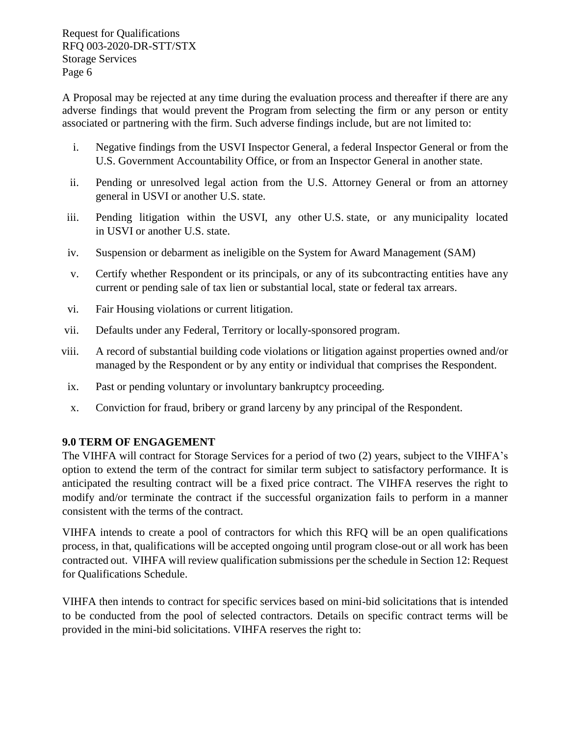A Proposal may be rejected at any time during the evaluation process and thereafter if there are any adverse findings that would prevent the Program from selecting the firm or any person or entity associated or partnering with the firm. Such adverse findings include, but are not limited to:

i. Negative findings from the USVI Inspector General, a federal Inspector General or from the U.S. Government Accountability Office, or from an Inspector General in another state.
ii. Pending or unresolved legal action from the U.S. Attorney General or from an attorney general in USVI or another U.S. state.
iii. Pending litigation within the USVI, any other U.S. state, or any municipality located in USVI or another U.S. state.
iv. Suspension or debarment as ineligible on the System for Award Management (SAM)
v. Certify whether Respondent or its principals, or any of its subcontracting entities have any current or pending sale of tax lien or substantial local, state or federal tax arrears.
vi. Fair Housing violations or current litigation.
vii. Defaults under any Federal, Territory or locally-sponsored program.
viii. A record of substantial building code violations or litigation against properties owned and/or managed by the Respondent or by any entity or individual that comprises the Respondent.
ix. Past or pending voluntary or involuntary bankruptcy proceeding.
x. Conviction for fraud, bribery or grand larceny by any principal of the Respondent.

## 9.0 TERM OF ENGAGEMENT

The VIHFA will contract for Storage Services for a period of two (2) years, subject to the VIHFA's option to extend the term of the contract for similar term subject to satisfactory performance. It is anticipated the resulting contract will be a fixed price contract. The VIHFA reserves the right to modify and/or terminate the contract if the successful organization fails to perform in a manner consistent with the terms of the contract.

VIHFA intends to create a pool of contractors for which this RFQ will be an open qualifications process, in that, qualifications will be accepted ongoing until program close-out or all work has been contracted out. VIHFA will review qualification submissions per the schedule in Section 12: Request for Qualifications Schedule.

VIHFA then intends to contract for specific services based on mini-bid solicitations that is intended to be conducted from the pool of selected contractors. Details on specific contract terms will be provided in the mini-bid solicitations. VIHFA reserves the right to: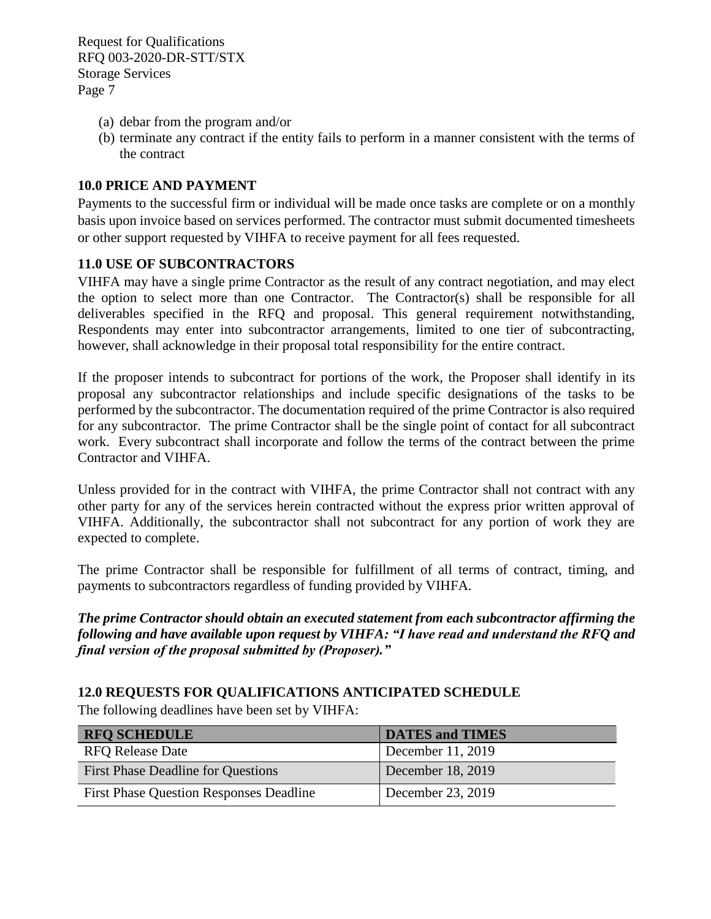(a) debar from the program and/or
(b) terminate any contract if the entity fails to perform in a manner consistent with the terms of the contract

## 10.0 PRICE AND PAYMENT

Payments to the successful firm or individual will be made once tasks are complete or on a monthly basis upon invoice based on services performed. The contractor must submit documented timesheets or other support requested by VIHFA to receive payment for all fees requested.

## 11.0 USE OF SUBCONTRACTORS

VIHFA may have a single prime Contractor as the result of any contract negotiation, and may elect the option to select more than one Contractor. The Contractor(s) shall be responsible for all deliverables specified in the RFQ and proposal. This general requirement notwithstanding, Respondents may enter into subcontractor arrangements, limited to one tier of subcontracting, however, shall acknowledge in their proposal total responsibility for the entire contract.

If the proposer intends to subcontract for portions of the work, the Proposer shall identify in its proposal any subcontractor relationships and include specific designations of the tasks to be performed by the subcontractor. The documentation required of the prime Contractor is also required for any subcontractor. The prime Contractor shall be the single point of contact for all subcontract work. Every subcontract shall incorporate and follow the terms of the contract between the prime Contractor and VIHFA.

Unless provided for in the contract with VIHFA, the prime Contractor shall not contract with any other party for any of the services herein contracted without the express prior written approval of VIHFA. Additionally, the subcontractor shall not subcontract for any portion of work they are expected to complete.

The prime Contractor shall be responsible for fulfillment of all terms of contract, timing, and payments to subcontractors regardless of funding provided by VIHFA.

***The prime Contractor should obtain an executed statement from each subcontractor affirming the following and have available upon request by VIHFA: "I have read and understand the RFQ and final version of the proposal submitted by (Proposer)."***

## 12.0 REQUESTS FOR QUALIFICATIONS ANTICIPATED SCHEDULE

The following deadlines have been set by VIHFA:

| RFQ SCHEDULE | DATES and TIMES |
|---|---|
| RFQ Release Date | December 11, 2019 |
| First Phase Deadline for Questions | December 18, 2019 |
| First Phase Question Responses Deadline | December 23, 2019 |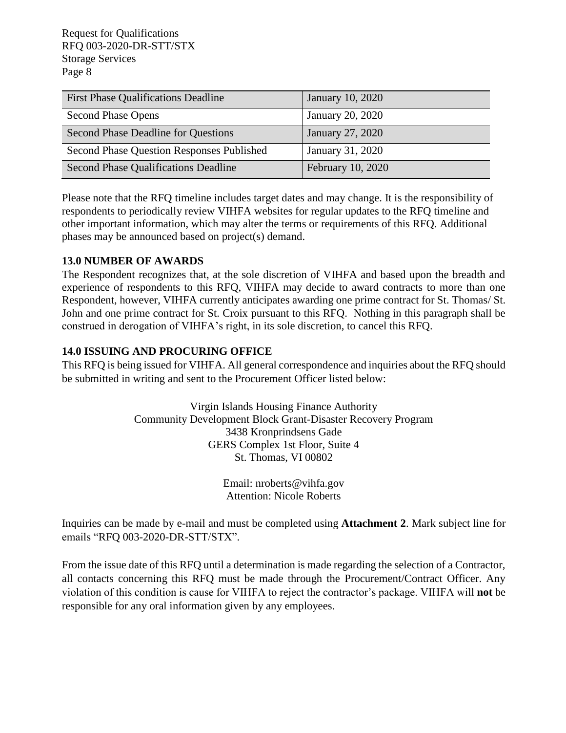| First Phase Qualifications Deadline | January 10, 2020 |
|---|---|
| Second Phase Opens | January 20, 2020 |
| Second Phase Deadline for Questions | January 27, 2020 |
| Second Phase Question Responses Published | January 31, 2020 |
| Second Phase Qualifications Deadline | February 10, 2020 |

Please note that the RFQ timeline includes target dates and may change. It is the responsibility of respondents to periodically review VIHFA websites for regular updates to the RFQ timeline and other important information, which may alter the terms or requirements of this RFQ. Additional phases may be announced based on project(s) demand.

## 13.0 NUMBER OF AWARDS

The Respondent recognizes that, at the sole discretion of VIHFA and based upon the breadth and experience of respondents to this RFQ, VIHFA may decide to award contracts to more than one Respondent, however, VIHFA currently anticipates awarding one prime contract for St. Thomas/ St. John and one prime contract for St. Croix pursuant to this RFQ. Nothing in this paragraph shall be construed in derogation of VIHFA's right, in its sole discretion, to cancel this RFQ.

## 14.0 ISSUING AND PROCURING OFFICE

This RFQ is being issued for VIHFA. All general correspondence and inquiries about the RFQ should be submitted in writing and sent to the Procurement Officer listed below:

Virgin Islands Housing Finance Authority
Community Development Block Grant-Disaster Recovery Program
3438 Kronprindsens Gade
GERS Complex 1st Floor, Suite 4
St. Thomas, VI 00802

Email: nroberts@vihfa.gov
Attention: Nicole Roberts

Inquiries can be made by e-mail and must be completed using **Attachment 2**. Mark subject line for emails "RFQ 003-2020-DR-STT/STX".

From the issue date of this RFQ until a determination is made regarding the selection of a Contractor, all contacts concerning this RFQ must be made through the Procurement/Contract Officer. Any violation of this condition is cause for VIHFA to reject the contractor's package. VIHFA will **not** be responsible for any oral information given by any employees.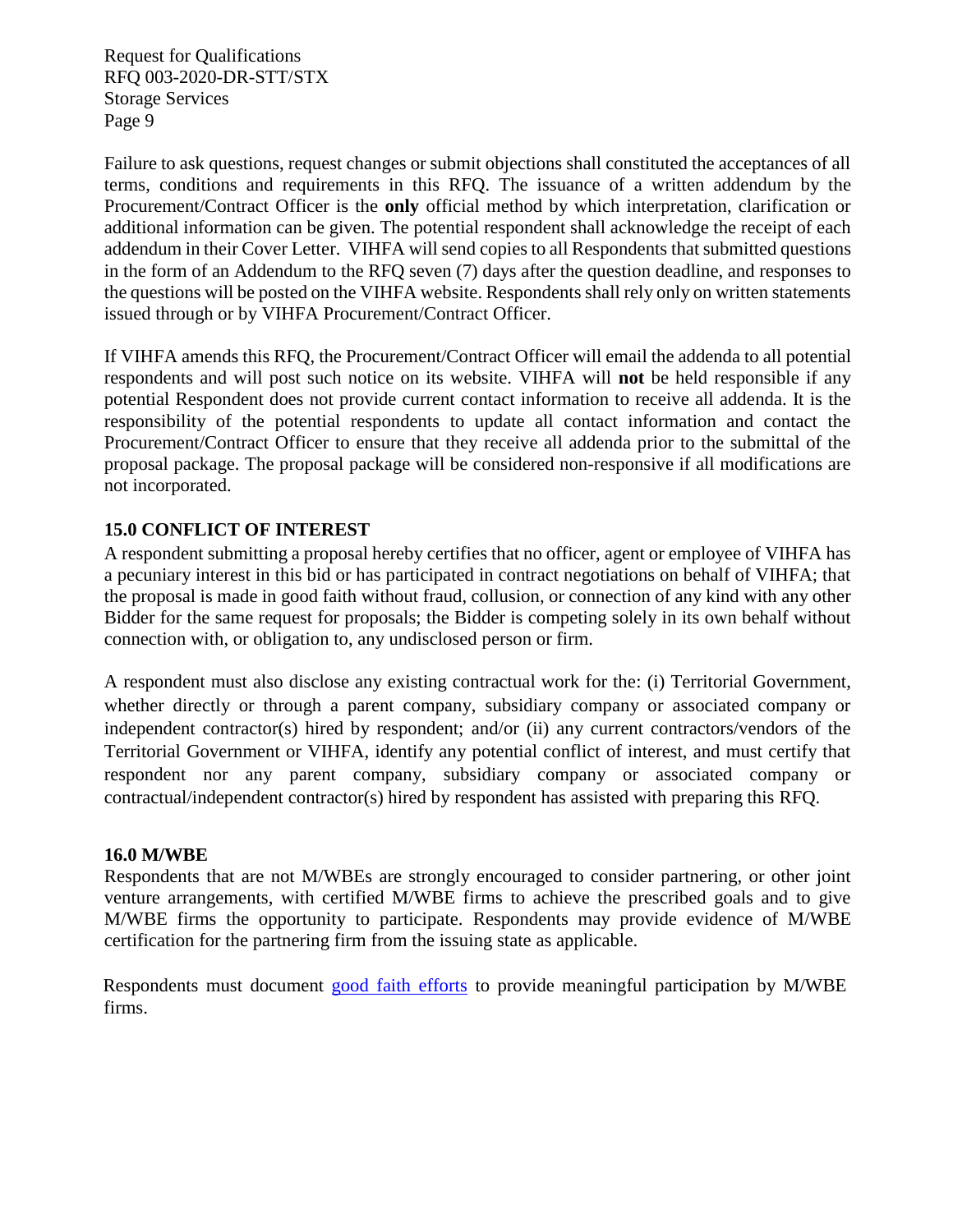Failure to ask questions, request changes or submit objections shall constituted the acceptances of all terms, conditions and requirements in this RFQ. The issuance of a written addendum by the Procurement/Contract Officer is the **only** official method by which interpretation, clarification or additional information can be given. The potential respondent shall acknowledge the receipt of each addendum in their Cover Letter. VIHFA will send copies to all Respondents that submitted questions in the form of an Addendum to the RFQ seven (7) days after the question deadline, and responses to the questions will be posted on the VIHFA website. Respondents shall rely only on written statements issued through or by VIHFA Procurement/Contract Officer.

If VIHFA amends this RFQ, the Procurement/Contract Officer will email the addenda to all potential respondents and will post such notice on its website. VIHFA will **not** be held responsible if any potential Respondent does not provide current contact information to receive all addenda. It is the responsibility of the potential respondents to update all contact information and contact the Procurement/Contract Officer to ensure that they receive all addenda prior to the submittal of the proposal package. The proposal package will be considered non-responsive if all modifications are not incorporated.

## 15.0 CONFLICT OF INTEREST

A respondent submitting a proposal hereby certifies that no officer, agent or employee of VIHFA has a pecuniary interest in this bid or has participated in contract negotiations on behalf of VIHFA; that the proposal is made in good faith without fraud, collusion, or connection of any kind with any other Bidder for the same request for proposals; the Bidder is competing solely in its own behalf without connection with, or obligation to, any undisclosed person or firm.

A respondent must also disclose any existing contractual work for the: (i) Territorial Government, whether directly or through a parent company, subsidiary company or associated company or independent contractor(s) hired by respondent; and/or (ii) any current contractors/vendors of the Territorial Government or VIHFA, identify any potential conflict of interest, and must certify that respondent nor any parent company, subsidiary company or associated company or contractual/independent contractor(s) hired by respondent has assisted with preparing this RFQ.

## 16.0 M/WBE

Respondents that are not M/WBEs are strongly encouraged to consider partnering, or other joint venture arrangements, with certified M/WBE firms to achieve the prescribed goals and to give M/WBE firms the opportunity to participate. Respondents may provide evidence of M/WBE certification for the partnering firm from the issuing state as applicable.

Respondents must document good faith efforts to provide meaningful participation by M/WBE firms.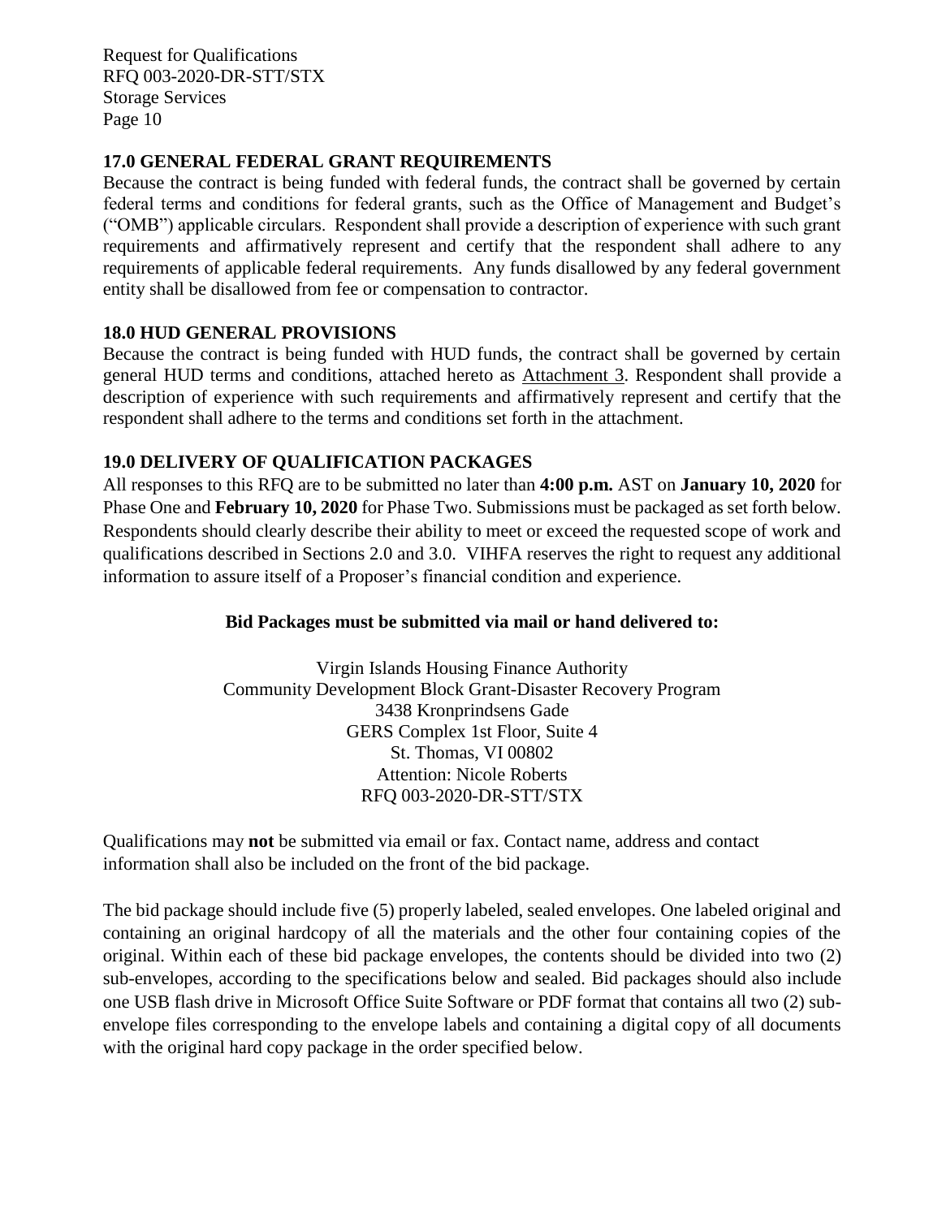## 17.0 GENERAL FEDERAL GRANT REQUIREMENTS

Because the contract is being funded with federal funds, the contract shall be governed by certain federal terms and conditions for federal grants, such as the Office of Management and Budget's ("OMB") applicable circulars. Respondent shall provide a description of experience with such grant requirements and affirmatively represent and certify that the respondent shall adhere to any requirements of applicable federal requirements. Any funds disallowed by any federal government entity shall be disallowed from fee or compensation to contractor.

## 18.0 HUD GENERAL PROVISIONS

Because the contract is being funded with HUD funds, the contract shall be governed by certain general HUD terms and conditions, attached hereto as Attachment 3. Respondent shall provide a description of experience with such requirements and affirmatively represent and certify that the respondent shall adhere to the terms and conditions set forth in the attachment.

## 19.0 DELIVERY OF QUALIFICATION PACKAGES

All responses to this RFQ are to be submitted no later than **4:00 p.m.** AST on **January 10, 2020** for Phase One and **February 10, 2020** for Phase Two. Submissions must be packaged as set forth below. Respondents should clearly describe their ability to meet or exceed the requested scope of work and qualifications described in Sections 2.0 and 3.0. VIHFA reserves the right to request any additional information to assure itself of a Proposer's financial condition and experience.

**Bid Packages must be submitted via mail or hand delivered to:**

Virgin Islands Housing Finance Authority
Community Development Block Grant-Disaster Recovery Program
3438 Kronprindsens Gade
GERS Complex 1st Floor, Suite 4
St. Thomas, VI 00802
Attention: Nicole Roberts
RFQ 003-2020-DR-STT/STX

Qualifications may **not** be submitted via email or fax. Contact name, address and contact information shall also be included on the front of the bid package.

The bid package should include five (5) properly labeled, sealed envelopes. One labeled original and containing an original hardcopy of all the materials and the other four containing copies of the original. Within each of these bid package envelopes, the contents should be divided into two (2) sub-envelopes, according to the specifications below and sealed. Bid packages should also include one USB flash drive in Microsoft Office Suite Software or PDF format that contains all two (2) sub-envelope files corresponding to the envelope labels and containing a digital copy of all documents with the original hard copy package in the order specified below.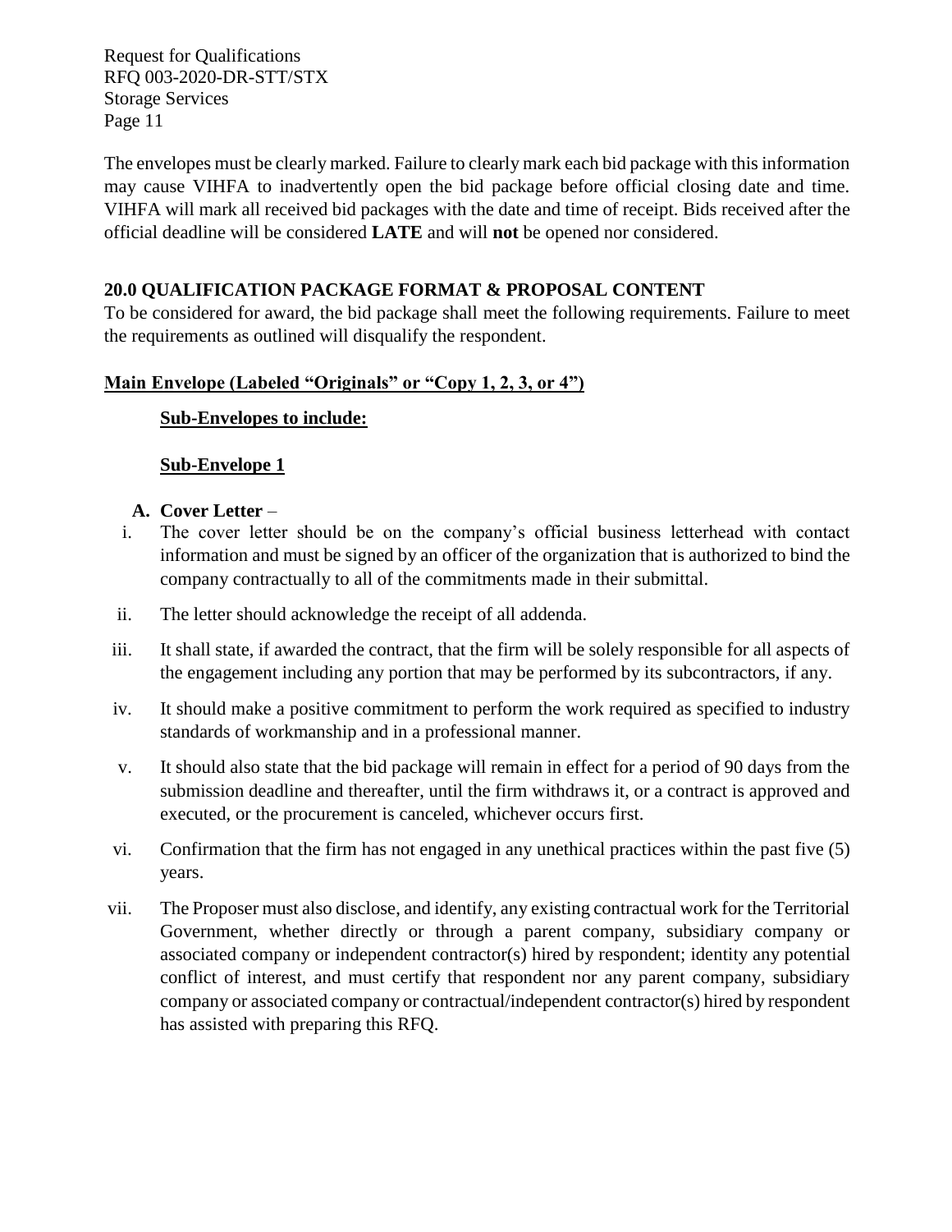The envelopes must be clearly marked. Failure to clearly mark each bid package with this information may cause VIHFA to inadvertently open the bid package before official closing date and time. VIHFA will mark all received bid packages with the date and time of receipt. Bids received after the official deadline will be considered **LATE** and will **not** be opened nor considered.

## 20.0 QUALIFICATION PACKAGE FORMAT & PROPOSAL CONTENT

To be considered for award, the bid package shall meet the following requirements. Failure to meet the requirements as outlined will disqualify the respondent.

**Main Envelope (Labeled "Originals" or "Copy 1, 2, 3, or 4")**

**Sub-Envelopes to include:**

**Sub-Envelope 1**

**A. Cover Letter** –

i. The cover letter should be on the company's official business letterhead with contact information and must be signed by an officer of the organization that is authorized to bind the company contractually to all of the commitments made in their submittal.

ii. The letter should acknowledge the receipt of all addenda.

iii. It shall state, if awarded the contract, that the firm will be solely responsible for all aspects of the engagement including any portion that may be performed by its subcontractors, if any.

iv. It should make a positive commitment to perform the work required as specified to industry standards of workmanship and in a professional manner.

v. It should also state that the bid package will remain in effect for a period of 90 days from the submission deadline and thereafter, until the firm withdraws it, or a contract is approved and executed, or the procurement is canceled, whichever occurs first.

vi. Confirmation that the firm has not engaged in any unethical practices within the past five (5) years.

vii. The Proposer must also disclose, and identify, any existing contractual work for the Territorial Government, whether directly or through a parent company, subsidiary company or associated company or independent contractor(s) hired by respondent; identity any potential conflict of interest, and must certify that respondent nor any parent company, subsidiary company or associated company or contractual/independent contractor(s) hired by respondent has assisted with preparing this RFQ.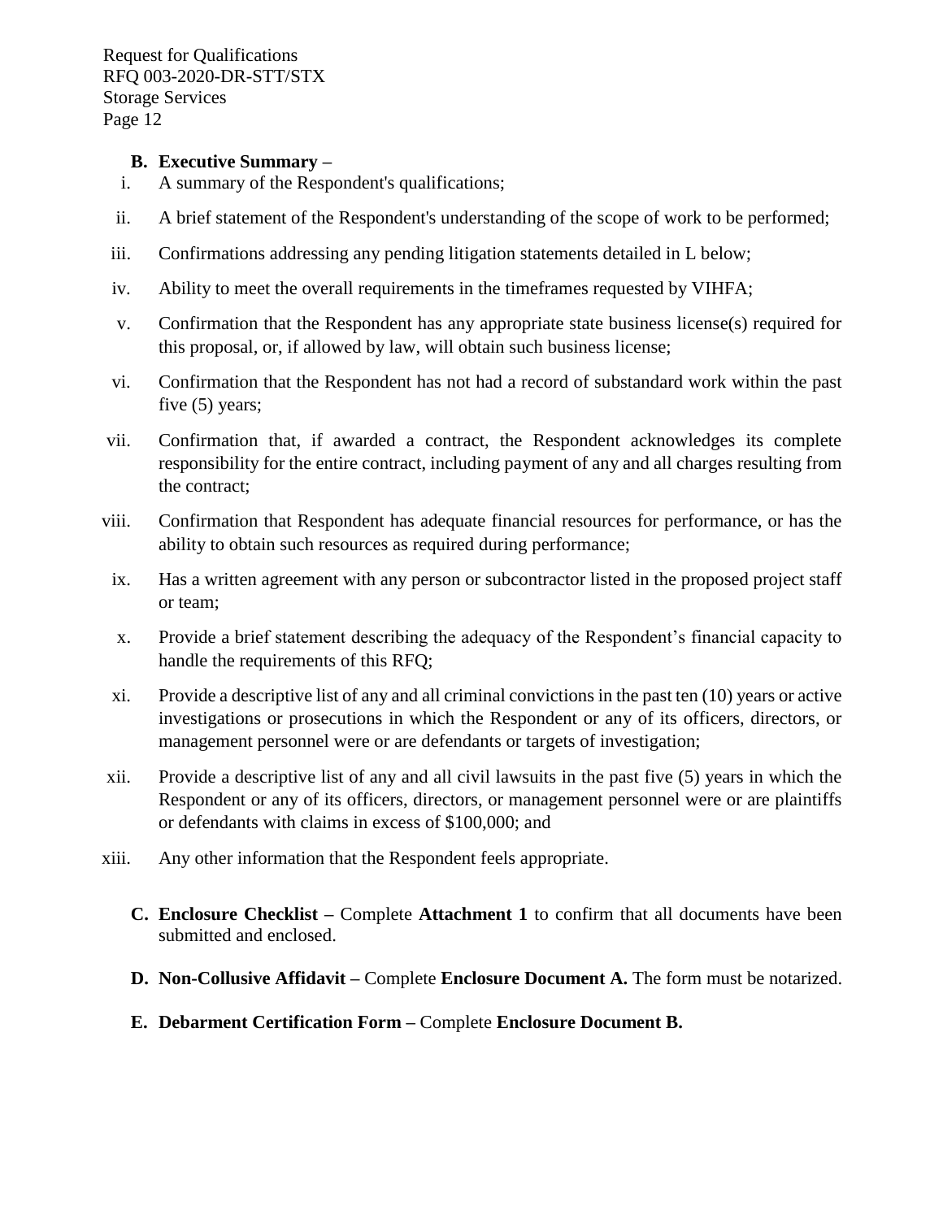**B. Executive Summary –**

i. A summary of the Respondent's qualifications;

ii. A brief statement of the Respondent's understanding of the scope of work to be performed;

iii. Confirmations addressing any pending litigation statements detailed in L below;

iv. Ability to meet the overall requirements in the timeframes requested by VIHFA;

v. Confirmation that the Respondent has any appropriate state business license(s) required for this proposal, or, if allowed by law, will obtain such business license;

vi. Confirmation that the Respondent has not had a record of substandard work within the past five (5) years;

vii. Confirmation that, if awarded a contract, the Respondent acknowledges its complete responsibility for the entire contract, including payment of any and all charges resulting from the contract;

viii. Confirmation that Respondent has adequate financial resources for performance, or has the ability to obtain such resources as required during performance;

ix. Has a written agreement with any person or subcontractor listed in the proposed project staff or team;

x. Provide a brief statement describing the adequacy of the Respondent's financial capacity to handle the requirements of this RFQ;

xi. Provide a descriptive list of any and all criminal convictions in the past ten (10) years or active investigations or prosecutions in which the Respondent or any of its officers, directors, or management personnel were or are defendants or targets of investigation;

xii. Provide a descriptive list of any and all civil lawsuits in the past five (5) years in which the Respondent or any of its officers, directors, or management personnel were or are plaintiffs or defendants with claims in excess of $100,000; and

xiii. Any other information that the Respondent feels appropriate.

**C. Enclosure Checklist –** Complete **Attachment 1** to confirm that all documents have been submitted and enclosed.

**D. Non-Collusive Affidavit –** Complete **Enclosure Document A.** The form must be notarized.

**E. Debarment Certification Form –** Complete **Enclosure Document B.**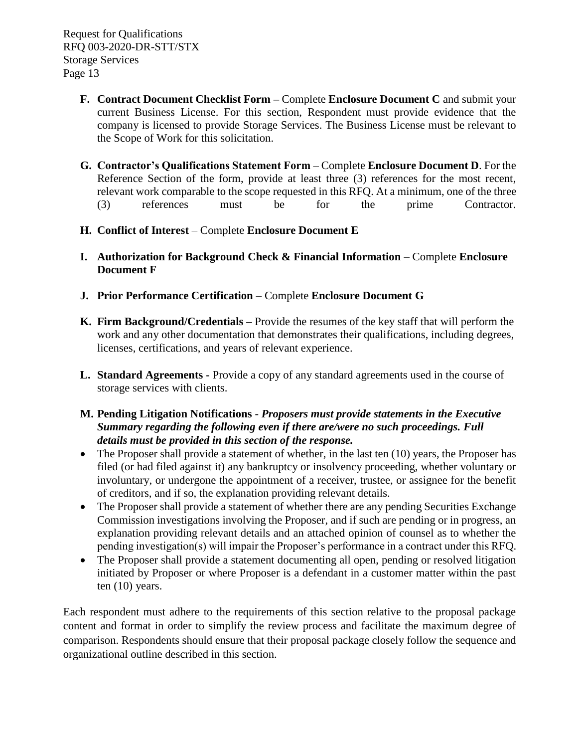**F. Contract Document Checklist Form –** Complete **Enclosure Document C** and submit your current Business License. For this section, Respondent must provide evidence that the company is licensed to provide Storage Services. The Business License must be relevant to the Scope of Work for this solicitation.

**G. Contractor's Qualifications Statement Form** – Complete **Enclosure Document D**. For the Reference Section of the form, provide at least three (3) references for the most recent, relevant work comparable to the scope requested in this RFQ. At a minimum, one of the three (3) references must be for the prime Contractor.

**H. Conflict of Interest** – Complete **Enclosure Document E**

**I. Authorization for Background Check & Financial Information** – Complete **Enclosure Document F**

**J. Prior Performance Certification** – Complete **Enclosure Document G**

**K. Firm Background/Credentials –** Provide the resumes of the key staff that will perform the work and any other documentation that demonstrates their qualifications, including degrees, licenses, certifications, and years of relevant experience.

**L. Standard Agreements -** Provide a copy of any standard agreements used in the course of storage services with clients.

**M. Pending Litigation Notifications** - ***Proposers must provide statements in the Executive Summary regarding the following even if there are/were no such proceedings. Full details must be provided in this section of the response.***

- The Proposer shall provide a statement of whether, in the last ten (10) years, the Proposer has filed (or had filed against it) any bankruptcy or insolvency proceeding, whether voluntary or involuntary, or undergone the appointment of a receiver, trustee, or assignee for the benefit of creditors, and if so, the explanation providing relevant details.
- The Proposer shall provide a statement of whether there are any pending Securities Exchange Commission investigations involving the Proposer, and if such are pending or in progress, an explanation providing relevant details and an attached opinion of counsel as to whether the pending investigation(s) will impair the Proposer's performance in a contract under this RFQ.
- The Proposer shall provide a statement documenting all open, pending or resolved litigation initiated by Proposer or where Proposer is a defendant in a customer matter within the past ten (10) years.

Each respondent must adhere to the requirements of this section relative to the proposal package content and format in order to simplify the review process and facilitate the maximum degree of comparison. Respondents should ensure that their proposal package closely follow the sequence and organizational outline described in this section.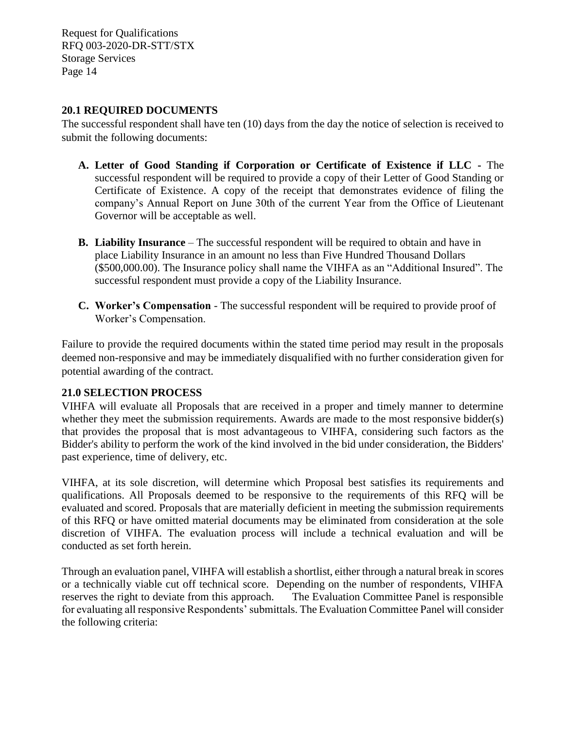## 20.1 REQUIRED DOCUMENTS

The successful respondent shall have ten (10) days from the day the notice of selection is received to submit the following documents:

- **A. Letter of Good Standing if Corporation or Certificate of Existence if LLC -** The successful respondent will be required to provide a copy of their Letter of Good Standing or Certificate of Existence. A copy of the receipt that demonstrates evidence of filing the company's Annual Report on June 30th of the current Year from the Office of Lieutenant Governor will be acceptable as well.

- **B. Liability Insurance** – The successful respondent will be required to obtain and have in place Liability Insurance in an amount no less than Five Hundred Thousand Dollars ($500,000.00). The Insurance policy shall name the VIHFA as an "Additional Insured". The successful respondent must provide a copy of the Liability Insurance.

- **C. Worker's Compensation** - The successful respondent will be required to provide proof of Worker's Compensation.

Failure to provide the required documents within the stated time period may result in the proposals deemed non-responsive and may be immediately disqualified with no further consideration given for potential awarding of the contract.

## 21.0 SELECTION PROCESS

VIHFA will evaluate all Proposals that are received in a proper and timely manner to determine whether they meet the submission requirements. Awards are made to the most responsive bidder(s) that provides the proposal that is most advantageous to VIHFA, considering such factors as the Bidder's ability to perform the work of the kind involved in the bid under consideration, the Bidders' past experience, time of delivery, etc.

VIHFA, at its sole discretion, will determine which Proposal best satisfies its requirements and qualifications. All Proposals deemed to be responsive to the requirements of this RFQ will be evaluated and scored. Proposals that are materially deficient in meeting the submission requirements of this RFQ or have omitted material documents may be eliminated from consideration at the sole discretion of VIHFA. The evaluation process will include a technical evaluation and will be conducted as set forth herein.

Through an evaluation panel, VIHFA will establish a shortlist, either through a natural break in scores or a technically viable cut off technical score. Depending on the number of respondents, VIHFA reserves the right to deviate from this approach. The Evaluation Committee Panel is responsible for evaluating all responsive Respondents' submittals. The Evaluation Committee Panel will consider the following criteria: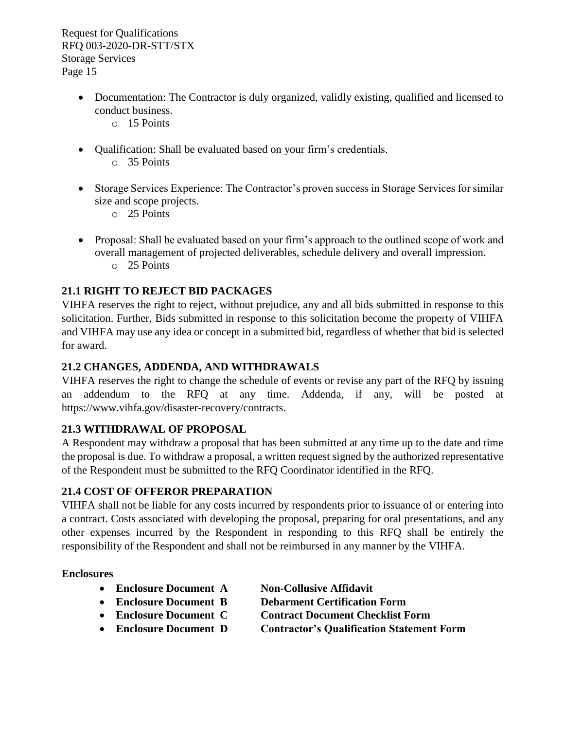- Documentation: The Contractor is duly organized, validly existing, qualified and licensed to conduct business.
  - 15 Points
- Qualification: Shall be evaluated based on your firm's credentials.
  - 35 Points
- Storage Services Experience: The Contractor's proven success in Storage Services for similar size and scope projects.
  - 25 Points
- Proposal: Shall be evaluated based on your firm's approach to the outlined scope of work and overall management of projected deliverables, schedule delivery and overall impression.
  - 25 Points

**21.1 RIGHT TO REJECT BID PACKAGES**

VIHFA reserves the right to reject, without prejudice, any and all bids submitted in response to this solicitation. Further, Bids submitted in response to this solicitation become the property of VIHFA and VIHFA may use any idea or concept in a submitted bid, regardless of whether that bid is selected for award.

**21.2 CHANGES, ADDENDA, AND WITHDRAWALS**

VIHFA reserves the right to change the schedule of events or revise any part of the RFQ by issuing an addendum to the RFQ at any time. Addenda, if any, will be posted at https://www.vihfa.gov/disaster-recovery/contracts.

**21.3 WITHDRAWAL OF PROPOSAL**

A Respondent may withdraw a proposal that has been submitted at any time up to the date and time the proposal is due. To withdraw a proposal, a written request signed by the authorized representative of the Respondent must be submitted to the RFQ Coordinator identified in the RFQ.

**21.4 COST OF OFFEROR PREPARATION**

VIHFA shall not be liable for any costs incurred by respondents prior to issuance of or entering into a contract. Costs associated with developing the proposal, preparing for oral presentations, and any other expenses incurred by the Respondent in responding to this RFQ shall be entirely the responsibility of the Respondent and shall not be reimbursed in any manner by the VIHFA.

**Enclosures**

- **Enclosure Document A** **Non-Collusive Affidavit**
- **Enclosure Document B** **Debarment Certification Form**
- **Enclosure Document C** **Contract Document Checklist Form**
- **Enclosure Document D** **Contractor's Qualification Statement Form**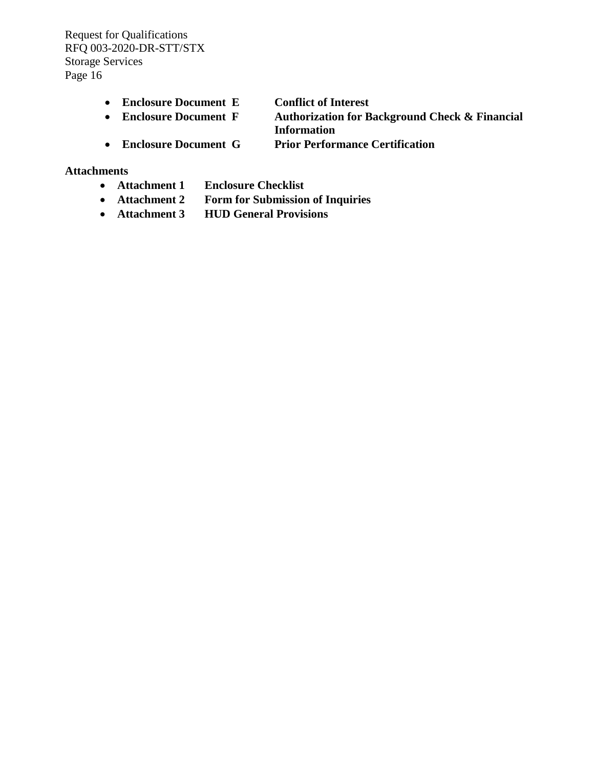- **Enclosure Document E** **Conflict of Interest**
- **Enclosure Document F** **Authorization for Background Check & Financial Information**
- **Enclosure Document G** **Prior Performance Certification**

**Attachments**

- **Attachment 1** **Enclosure Checklist**
- **Attachment 2** **Form for Submission of Inquiries**
- **Attachment 3** **HUD General Provisions**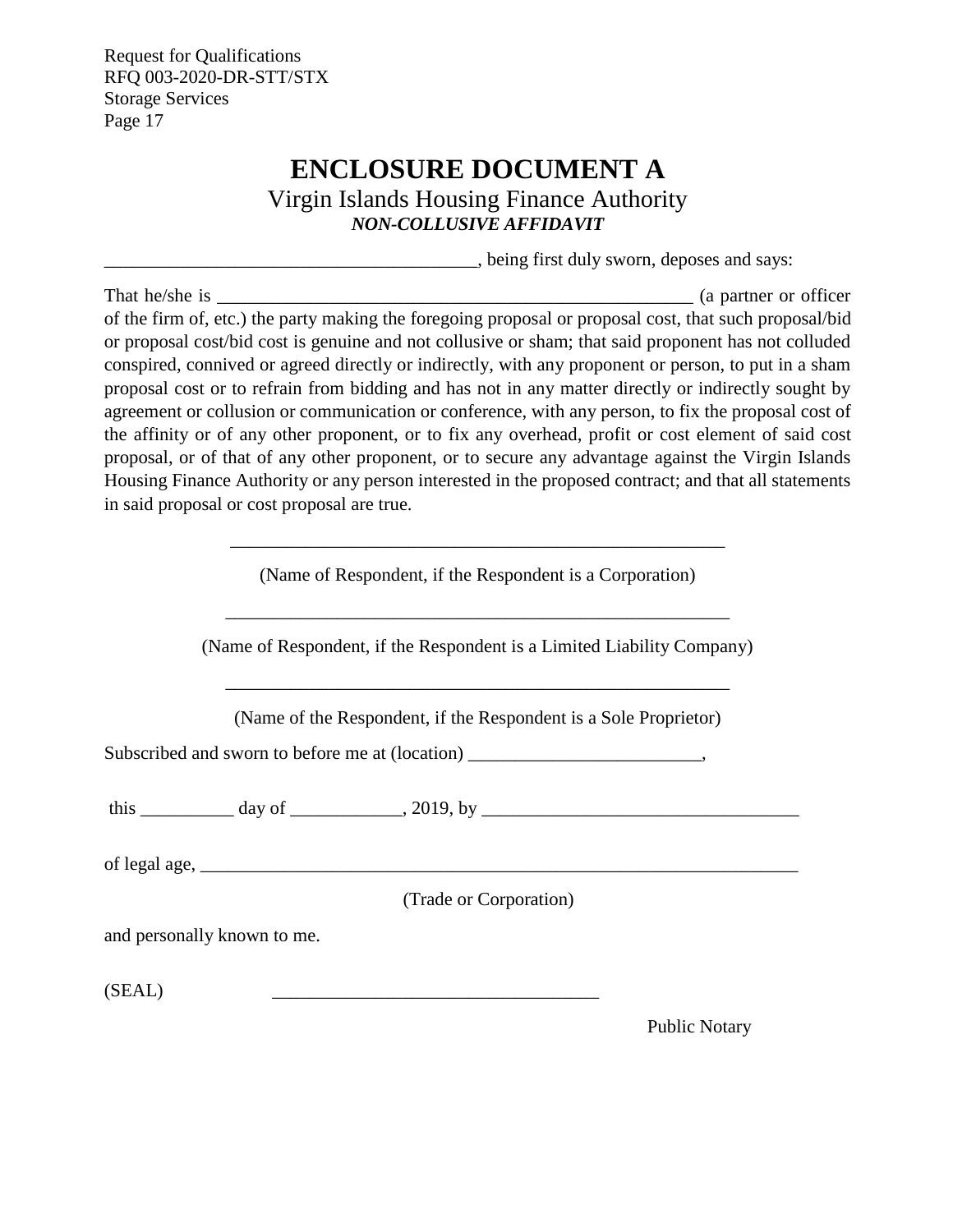# ENCLOSURE DOCUMENT A

Virgin Islands Housing Finance Authority

***NON-COLLUSIVE AFFIDAVIT***

________________________________________, being first duly sworn, deposes and says:

That he/she is _____________________________________________________ (a partner or officer of the firm of, etc.) the party making the foregoing proposal or proposal cost, that such proposal/bid or proposal cost/bid cost is genuine and not collusive or sham; that said proponent has not colluded conspired, connived or agreed directly or indirectly, with any proponent or person, to put in a sham proposal cost or to refrain from bidding and has not in any matter directly or indirectly sought by agreement or collusion or communication or conference, with any person, to fix the proposal cost of the affinity or of any other proponent, or to fix any overhead, profit or cost element of said cost proposal, or of that of any other proponent, or to secure any advantage against the Virgin Islands Housing Finance Authority or any person interested in the proposed contract; and that all statements in said proposal or cost proposal are true.

_______________________________________________________

(Name of Respondent, if the Respondent is a Corporation)

_______________________________________________________

(Name of Respondent, if the Respondent is a Limited Liability Company)

_______________________________________________________

(Name of the Respondent, if the Respondent is a Sole Proprietor)

Subscribed and sworn to before me at (location) _________________________,

this __________ day of ____________, 2019, by __________________________________

of legal age, ___________________________________________________________________

(Trade or Corporation)

and personally known to me.

(SEAL) ___________________________________

Public Notary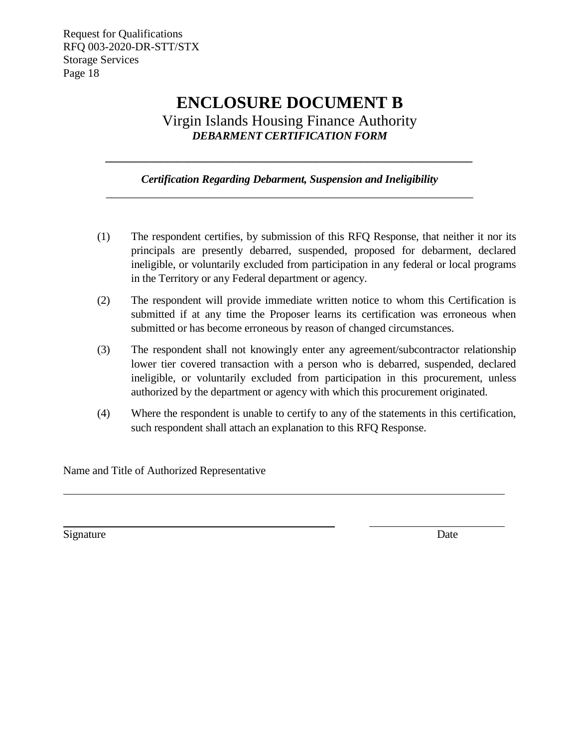# ENCLOSURE DOCUMENT B

Virgin Islands Housing Finance Authority

***DEBARMENT CERTIFICATION FORM***

---

***Certification Regarding Debarment, Suspension and Ineligibility***

---

(1) The respondent certifies, by submission of this RFQ Response, that neither it nor its principals are presently debarred, suspended, proposed for debarment, declared ineligible, or voluntarily excluded from participation in any federal or local programs in the Territory or any Federal department or agency.

(2) The respondent will provide immediate written notice to whom this Certification is submitted if at any time the Proposer learns its certification was erroneous when submitted or has become erroneous by reason of changed circumstances.

(3) The respondent shall not knowingly enter any agreement/subcontractor relationship lower tier covered transaction with a person who is debarred, suspended, declared ineligible, or voluntarily excluded from participation in this procurement, unless authorized by the department or agency with which this procurement originated.

(4) Where the respondent is unable to certify to any of the statements in this certification, such respondent shall attach an explanation to this RFQ Response.

Name and Title of Authorized Representative

\_\_\_\_\_\_\_\_\_\_\_\_\_\_\_\_\_\_\_\_\_\_\_\_\_\_\_\_\_\_\_\_\_\_\_\_\_\_\_\_\_\_\_\_\_\_\_\_\_\_\_\_\_\_\_\_\_\_\_\_

\_\_\_\_\_\_\_\_\_\_\_\_\_\_\_\_\_\_\_\_\_\_\_\_\_\_\_\_\_\_\_\_\_\_\_\_\_\_ \_\_\_\_\_\_\_\_\_\_\_\_\_\_\_\_\_\_\_\_

Signature Date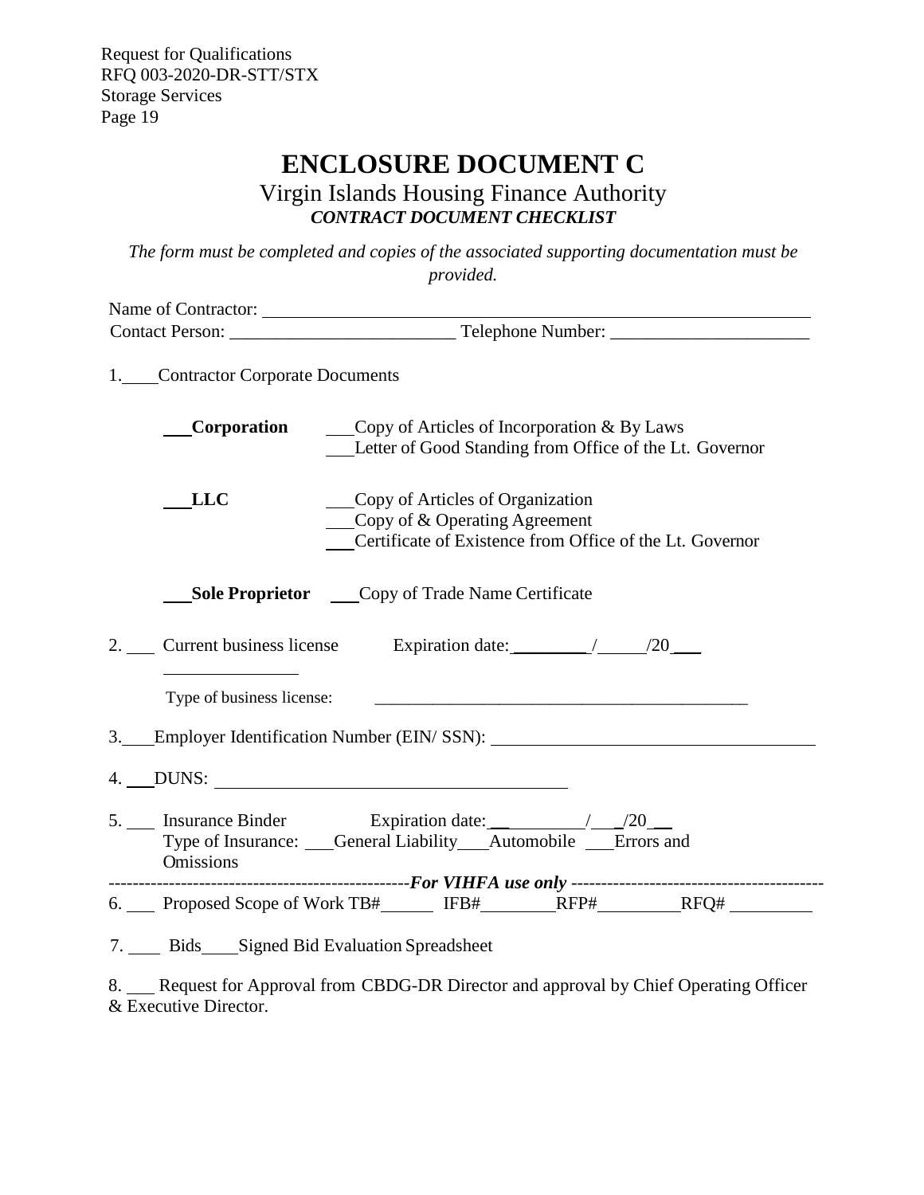# ENCLOSURE DOCUMENT C

## Virgin Islands Housing Finance Authority

### ***CONTRACT DOCUMENT CHECKLIST***

*The form must be completed and copies of the associated supporting documentation must be provided.*

Name of Contractor: ___________________________________________________________

Contact Person: ________________________ Telephone Number: _____________________

1.____Contractor Corporate Documents

___**Corporation** ___Copy of Articles of Incorporation & By Laws
___Letter of Good Standing from Office of the Lt. Governor

___**LLC** ___Copy of Articles of Organization
___Copy of & Operating Agreement
___Certificate of Existence from Office of the Lt. Governor

___**Sole Proprietor** ___Copy of Trade Name Certificate

2. ___ Current business license Expiration date: ________/_____/20___

Type of business license: ____________________________________________

3.___Employer Identification Number (EIN/ SSN): ___________________________________

4. ___DUNS: _______________________________________

5. ___ Insurance Binder Expiration date: __________/___/20__
Type of Insurance: ___General Liability___Automobile ___Errors and Omissions

--------------------------------------------------*For VIHFA use only* ------------------------------------------

6. ___ Proposed Scope of Work TB#______ IFB#________RFP#_________RFQ# _________

7. ____ Bids____Signed Bid Evaluation Spreadsheet

8. ___ Request for Approval from CBDG-DR Director and approval by Chief Operating Officer & Executive Director.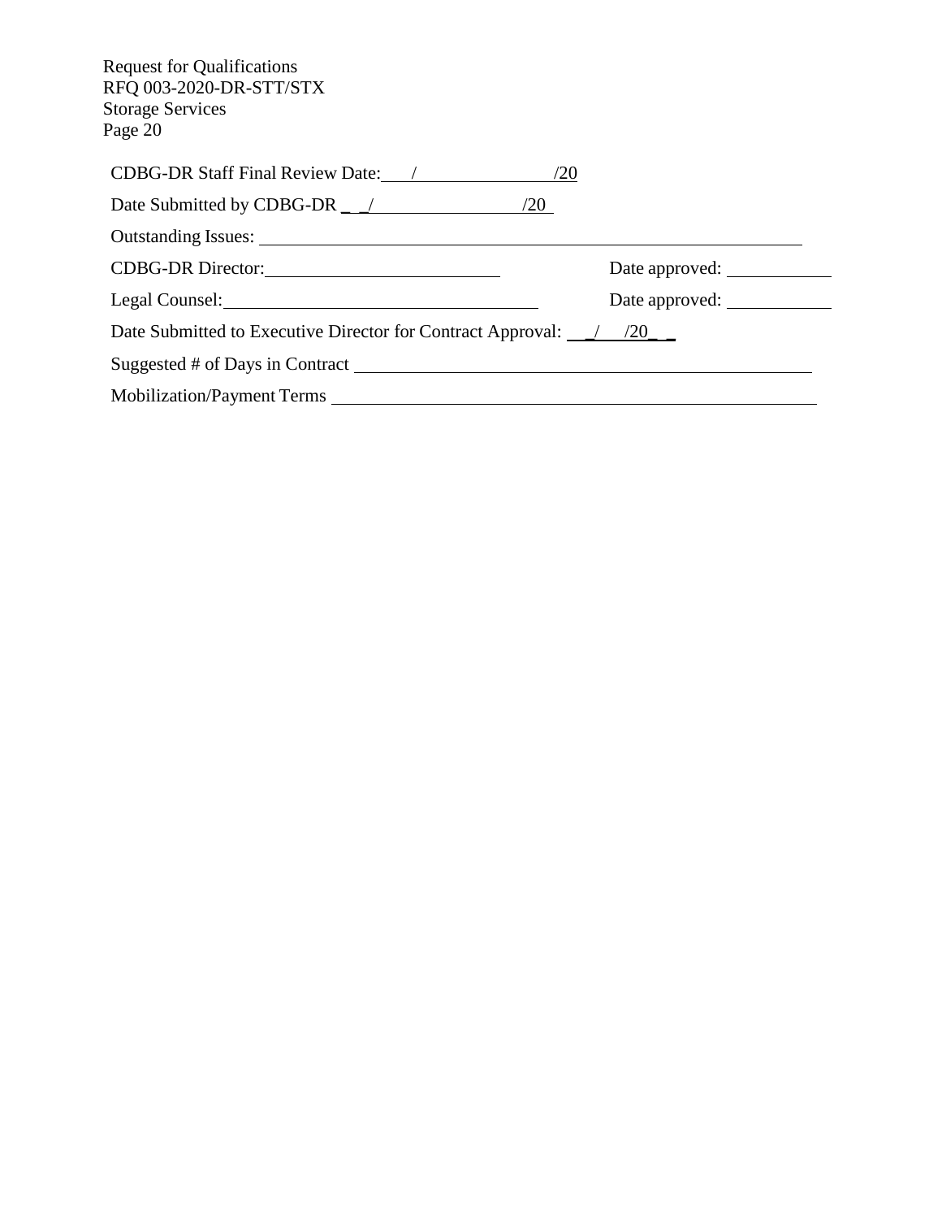CDBG-DR Staff Final Review Date: ___/_______________/20

Date Submitted by CDBG-DR ___/_______________/20

Outstanding Issues: ______________________________________________________________

CDBG-DR Director: ___________________________ Date approved: ____________

Legal Counsel: ___________________________________ Date approved: ____________

Date Submitted to Executive Director for Contract Approval: ___/___/20___

Suggested # of Days in Contract ______________________________________________________

Mobilization/Payment Terms __________________________________________________________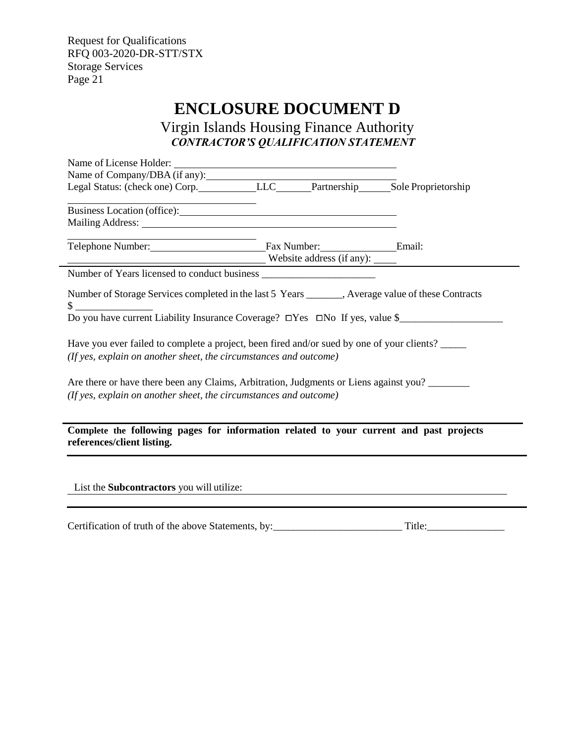# ENCLOSURE DOCUMENT D

## Virgin Islands Housing Finance Authority

### *CONTRACTOR'S QUALIFICATION STATEMENT*

Name of License Holder: ____________________________________________

Name of Company/DBA (if any): ____________________________________________

Legal Status: (check one) Corp. __________ LLC ______ Partnership ______ Sole Proprietorship

____________________________________

Business Location (office): ____________________________________________

Mailing Address: ____________________________________________

____________________________________

Telephone Number: ____________________ Fax Number: ______________ Email: ____________________________________ Website address (if any): ____

Number of Years licensed to conduct business ______________________

Number of Storage Services completed in the last 5 Years _______, Average value of these Contracts $ _______________

Do you have current Liability Insurance Coverage? ☐Yes ☐No If yes, value $____________________

Have you ever failed to complete a project, been fired and/or sued by one of your clients? _____
*(If yes, explain on another sheet, the circumstances and outcome)*

Are there or have there been any Claims, Arbitration, Judgments or Liens against you? ________
*(If yes, explain on another sheet, the circumstances and outcome)*

---

**Complete the following pages for information related to your current and past projects references/client listing.**

---

List the **Subcontractors** you will utilize: ____________________________________________

---

Certification of truth of the above Statements, by:_________________________ Title:_______________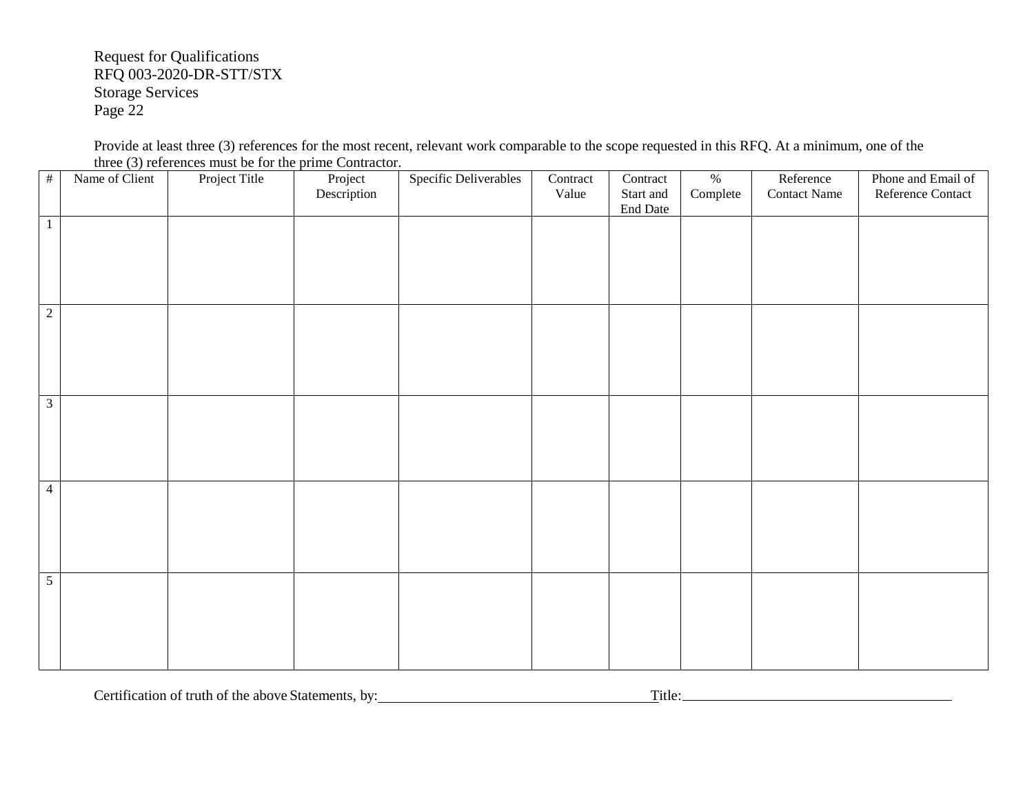Provide at least three (3) references for the most recent, relevant work comparable to the scope requested in this RFQ. At a minimum, one of the three (3) references must be for the prime Contractor.

| # | Name of Client | Project Title | Project Description | Specific Deliverables | Contract Value | Contract Start and End Date | % Complete | Reference Contact Name | Phone and Email of Reference Contact |
|---|---|---|---|---|---|---|---|---|---|
| 1 | | | | | | | | | |
| 2 | | | | | | | | | |
| 3 | | | | | | | | | |
| 4 | | | | | | | | | |
| 5 | | | | | | | | | |

Certification of truth of the above Statements, by:_______________________________________ Title:_______________________________________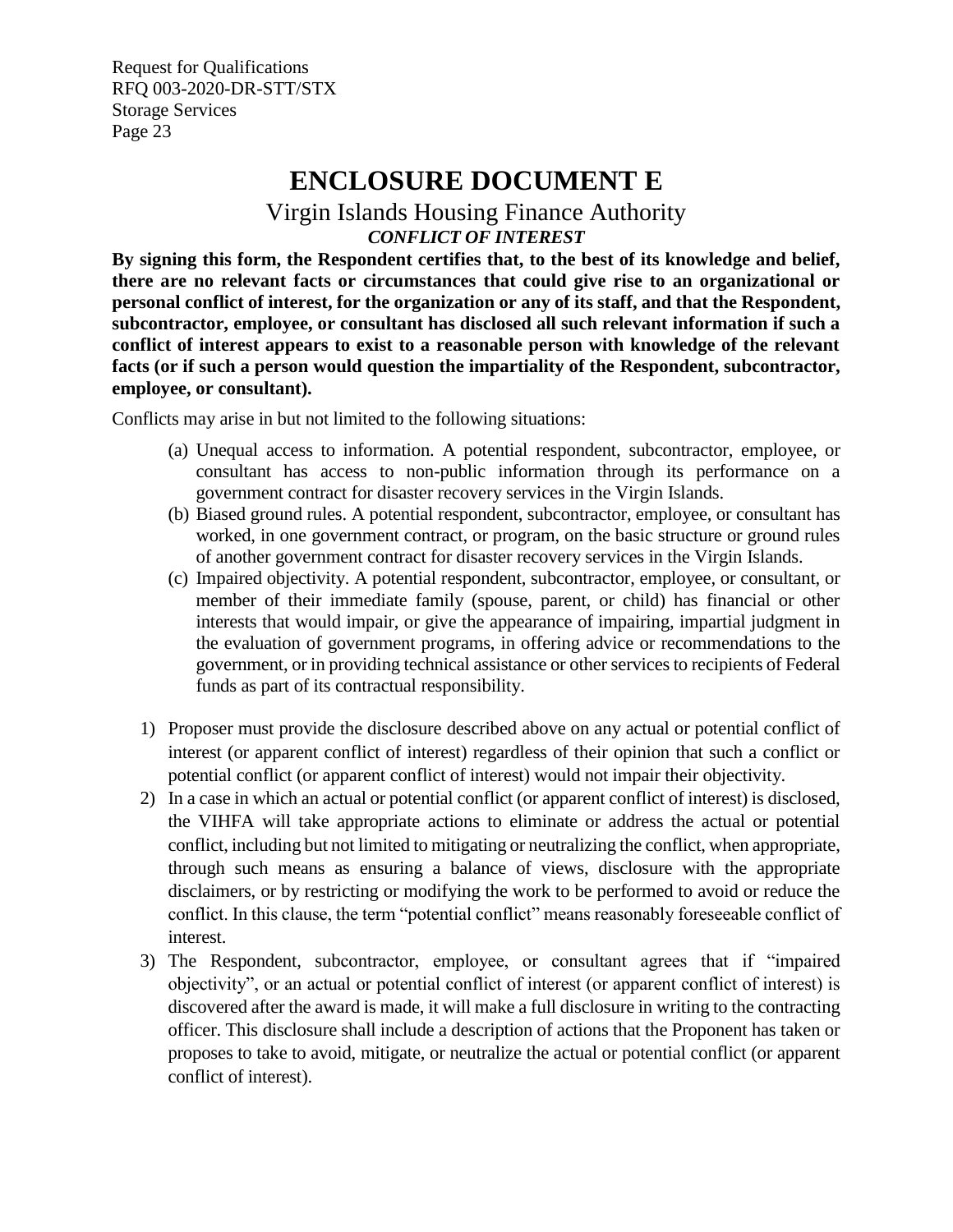# ENCLOSURE DOCUMENT E

## Virgin Islands Housing Finance Authority

### *CONFLICT OF INTEREST*

**By signing this form, the Respondent certifies that, to the best of its knowledge and belief, there are no relevant facts or circumstances that could give rise to an organizational or personal conflict of interest, for the organization or any of its staff, and that the Respondent, subcontractor, employee, or consultant has disclosed all such relevant information if such a conflict of interest appears to exist to a reasonable person with knowledge of the relevant facts (or if such a person would question the impartiality of the Respondent, subcontractor, employee, or consultant).**

Conflicts may arise in but not limited to the following situations:

(a) Unequal access to information. A potential respondent, subcontractor, employee, or consultant has access to non-public information through its performance on a government contract for disaster recovery services in the Virgin Islands.

(b) Biased ground rules. A potential respondent, subcontractor, employee, or consultant has worked, in one government contract, or program, on the basic structure or ground rules of another government contract for disaster recovery services in the Virgin Islands.

(c) Impaired objectivity. A potential respondent, subcontractor, employee, or consultant, or member of their immediate family (spouse, parent, or child) has financial or other interests that would impair, or give the appearance of impairing, impartial judgment in the evaluation of government programs, in offering advice or recommendations to the government, or in providing technical assistance or other services to recipients of Federal funds as part of its contractual responsibility.

1) Proposer must provide the disclosure described above on any actual or potential conflict of interest (or apparent conflict of interest) regardless of their opinion that such a conflict or potential conflict (or apparent conflict of interest) would not impair their objectivity.
2) In a case in which an actual or potential conflict (or apparent conflict of interest) is disclosed, the VIHFA will take appropriate actions to eliminate or address the actual or potential conflict, including but not limited to mitigating or neutralizing the conflict, when appropriate, through such means as ensuring a balance of views, disclosure with the appropriate disclaimers, or by restricting or modifying the work to be performed to avoid or reduce the conflict. In this clause, the term "potential conflict" means reasonably foreseeable conflict of interest.
3) The Respondent, subcontractor, employee, or consultant agrees that if "impaired objectivity", or an actual or potential conflict of interest (or apparent conflict of interest) is discovered after the award is made, it will make a full disclosure in writing to the contracting officer. This disclosure shall include a description of actions that the Proponent has taken or proposes to take to avoid, mitigate, or neutralize the actual or potential conflict (or apparent conflict of interest).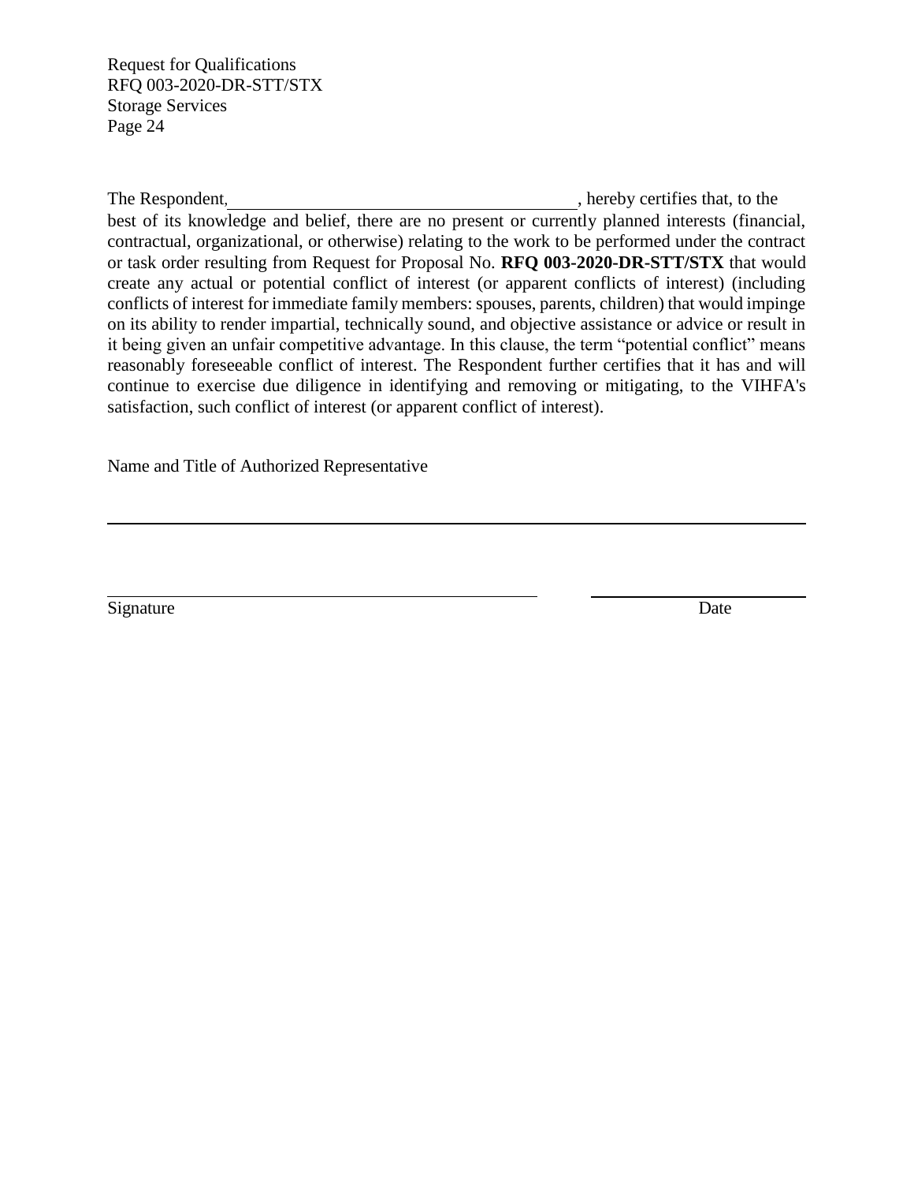The Respondent, \_\_\_\_\_\_\_\_\_\_\_\_\_\_\_\_\_\_\_\_\_\_\_\_\_\_\_\_\_\_\_\_\_\_\_\_\_\_, hereby certifies that, to the best of its knowledge and belief, there are no present or currently planned interests (financial, contractual, organizational, or otherwise) relating to the work to be performed under the contract or task order resulting from Request for Proposal No. **RFQ 003-2020-DR-STT/STX** that would create any actual or potential conflict of interest (or apparent conflicts of interest) (including conflicts of interest for immediate family members: spouses, parents, children) that would impinge on its ability to render impartial, technically sound, and objective assistance or advice or result in it being given an unfair competitive advantage. In this clause, the term "potential conflict" means reasonably foreseeable conflict of interest. The Respondent further certifies that it has and will continue to exercise due diligence in identifying and removing or mitigating, to the VIHFA's satisfaction, such conflict of interest (or apparent conflict of interest).

Name and Title of Authorized Representative

\_\_\_\_\_\_\_\_\_\_\_\_\_\_\_\_\_\_\_\_\_\_\_\_\_\_\_\_\_\_\_\_\_\_\_\_\_\_\_\_\_\_\_\_\_\_\_\_\_\_\_\_\_\_\_\_\_\_\_\_\_\_\_\_\_\_\_\_

\_\_\_\_\_\_\_\_\_\_\_\_\_\_\_\_\_\_\_\_\_\_\_\_\_\_\_\_\_\_\_\_\_\_\_\_\_\_\_\_ \_\_\_\_\_\_\_\_\_\_\_\_\_\_\_\_\_\_\_\_

Signature Date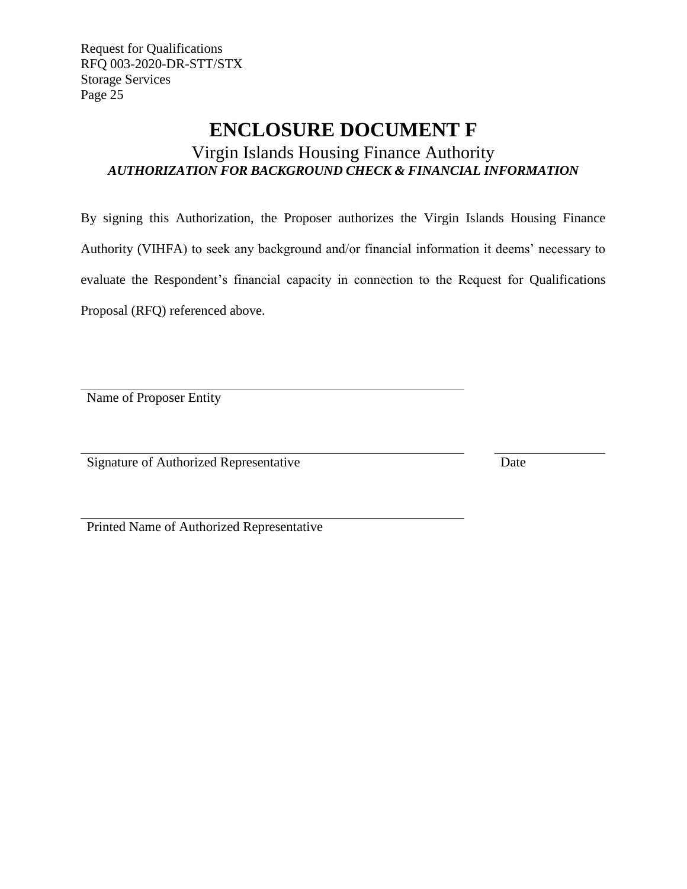# ENCLOSURE DOCUMENT F

## Virgin Islands Housing Finance Authority

***AUTHORIZATION FOR BACKGROUND CHECK & FINANCIAL INFORMATION***

By signing this Authorization, the Proposer authorizes the Virgin Islands Housing Finance Authority (VIHFA) to seek any background and/or financial information it deems' necessary to evaluate the Respondent's financial capacity in connection to the Request for Qualifications Proposal (RFQ) referenced above.

\_\_\_\_\_\_\_\_\_\_\_\_\_\_\_\_\_\_\_\_\_\_\_\_\_\_\_\_\_\_\_\_\_\_\_\_\_\_\_\_\_\_\_\_
Name of Proposer Entity

\_\_\_\_\_\_\_\_\_\_\_\_\_\_\_\_\_\_\_\_\_\_\_\_\_\_\_\_\_\_\_\_\_\_\_\_\_\_\_\_\_\_\_\_ \_\_\_\_\_\_\_\_\_\_\_\_
Signature of Authorized Representative Date

\_\_\_\_\_\_\_\_\_\_\_\_\_\_\_\_\_\_\_\_\_\_\_\_\_\_\_\_\_\_\_\_\_\_\_\_\_\_\_\_\_\_\_\_
Printed Name of Authorized Representative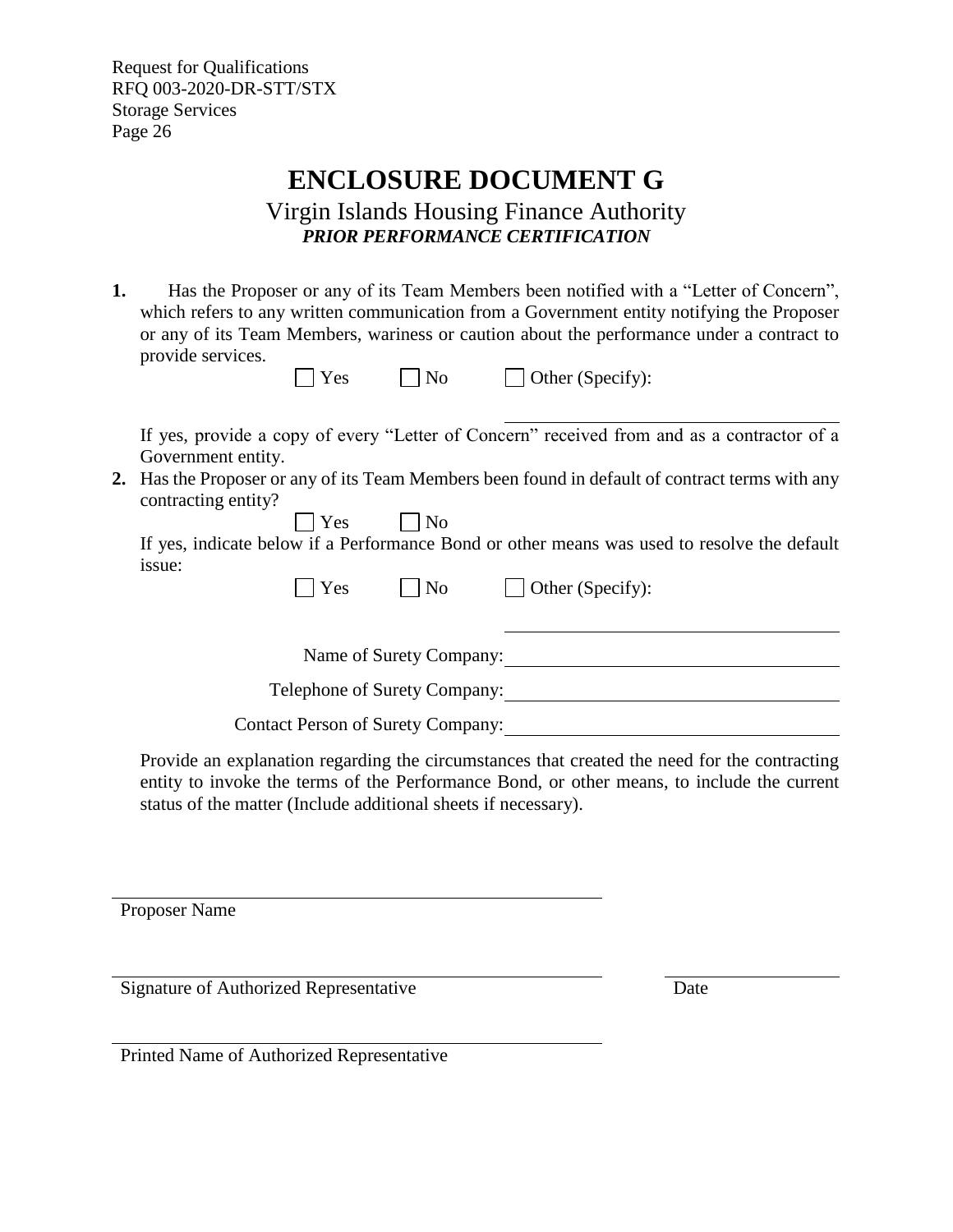# ENCLOSURE DOCUMENT G

## Virgin Islands Housing Finance Authority

***PRIOR PERFORMANCE CERTIFICATION***

**1.** Has the Proposer or any of its Team Members been notified with a "Letter of Concern", which refers to any written communication from a Government entity notifying the Proposer or any of its Team Members, wariness or caution about the performance under a contract to provide services.

☐ Yes ☐ No ☐ Other (Specify): ____________________

If yes, provide a copy of every "Letter of Concern" received from and as a contractor of a Government entity.

**2.** Has the Proposer or any of its Team Members been found in default of contract terms with any contracting entity?

☐ Yes ☐ No

If yes, indicate below if a Performance Bond or other means was used to resolve the default issue:

☐ Yes ☐ No ☐ Other (Specify): ____________________

Name of Surety Company: ____________________

Telephone of Surety Company: ____________________

Contact Person of Surety Company: ____________________

Provide an explanation regarding the circumstances that created the need for the contracting entity to invoke the terms of the Performance Bond, or other means, to include the current status of the matter (Include additional sheets if necessary).

____________________
Proposer Name

____________________ ____________________
Signature of Authorized Representative Date

____________________
Printed Name of Authorized Representative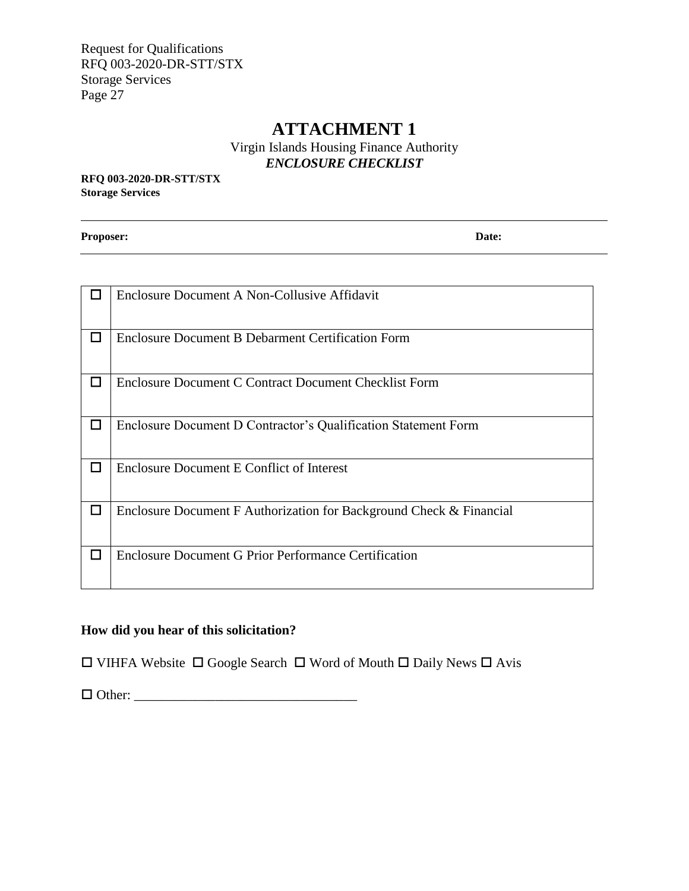# ATTACHMENT 1

Virgin Islands Housing Finance Authority

***ENCLOSURE CHECKLIST***

**RFQ 003-2020-DR-STT/STX**
**Storage Services**

---

**Proposer:** **Date:**

---

| ☐ | Enclosure Document |
|---|---|
| ☐ | Enclosure Document A Non-Collusive Affidavit |
| ☐ | Enclosure Document B Debarment Certification Form |
| ☐ | Enclosure Document C Contract Document Checklist Form |
| ☐ | Enclosure Document D Contractor's Qualification Statement Form |
| ☐ | Enclosure Document E Conflict of Interest |
| ☐ | Enclosure Document F Authorization for Background Check & Financial |
| ☐ | Enclosure Document G Prior Performance Certification |

**How did you hear of this solicitation?**

☐ VIHFA Website ☐ Google Search ☐ Word of Mouth ☐ Daily News ☐ Avis

☐ Other: _________________________________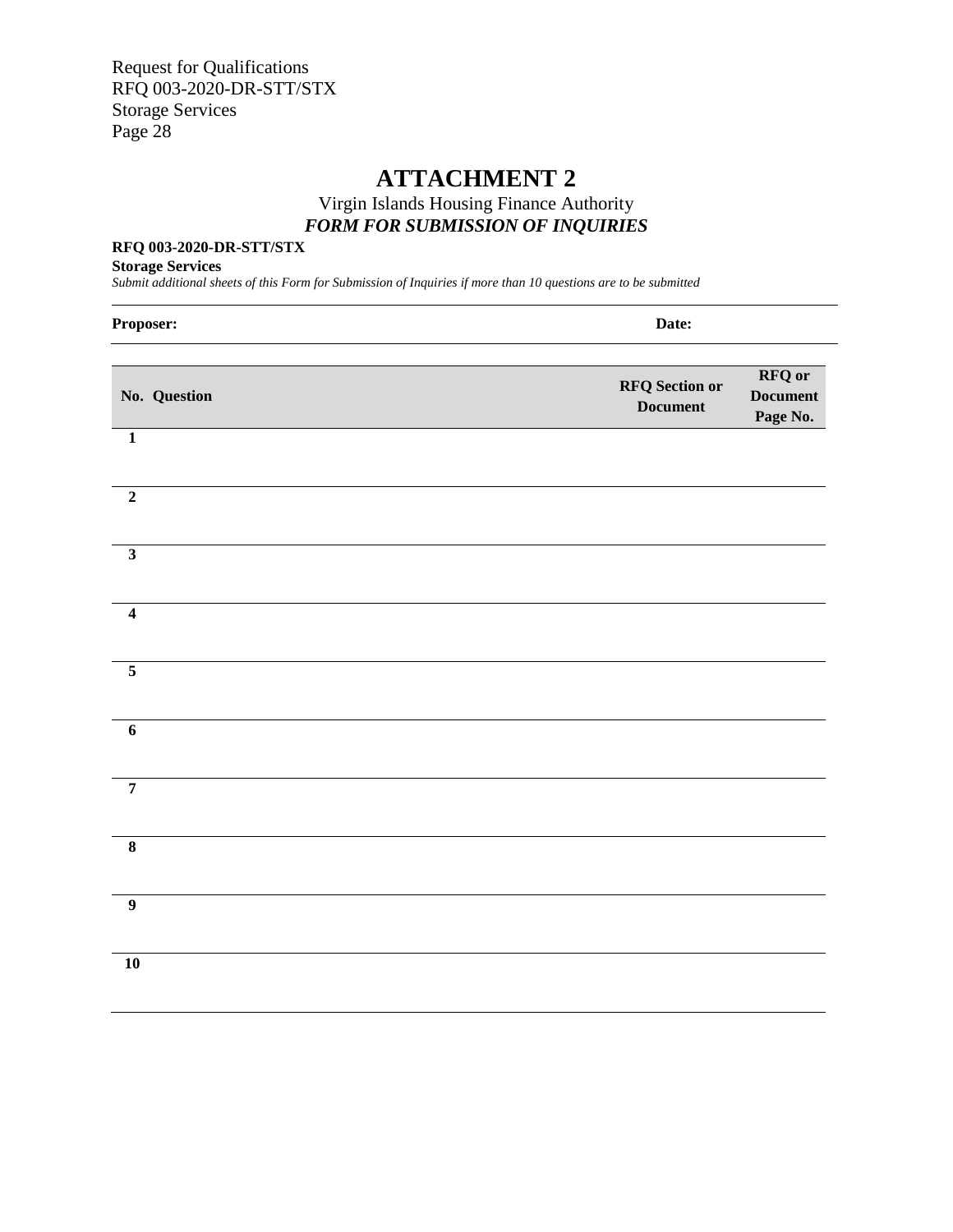# ATTACHMENT 2

Virgin Islands Housing Finance Authority

***FORM FOR SUBMISSION OF INQUIRIES***

**RFQ 003-2020-DR-STT/STX**

**Storage Services**

*Submit additional sheets of this Form for Submission of Inquiries if more than 10 questions are to be submitted*

| **Proposer:** | **Date:** |
|---|---|

| **No.** | **Question** | **RFQ Section or Document** | **RFQ or Document Page No.** |
|---|---|---|---|
| 1 | | | |
| 2 | | | |
| 3 | | | |
| 4 | | | |
| 5 | | | |
| 6 | | | |
| 7 | | | |
| 8 | | | |
| 9 | | | |
| 10 | | | |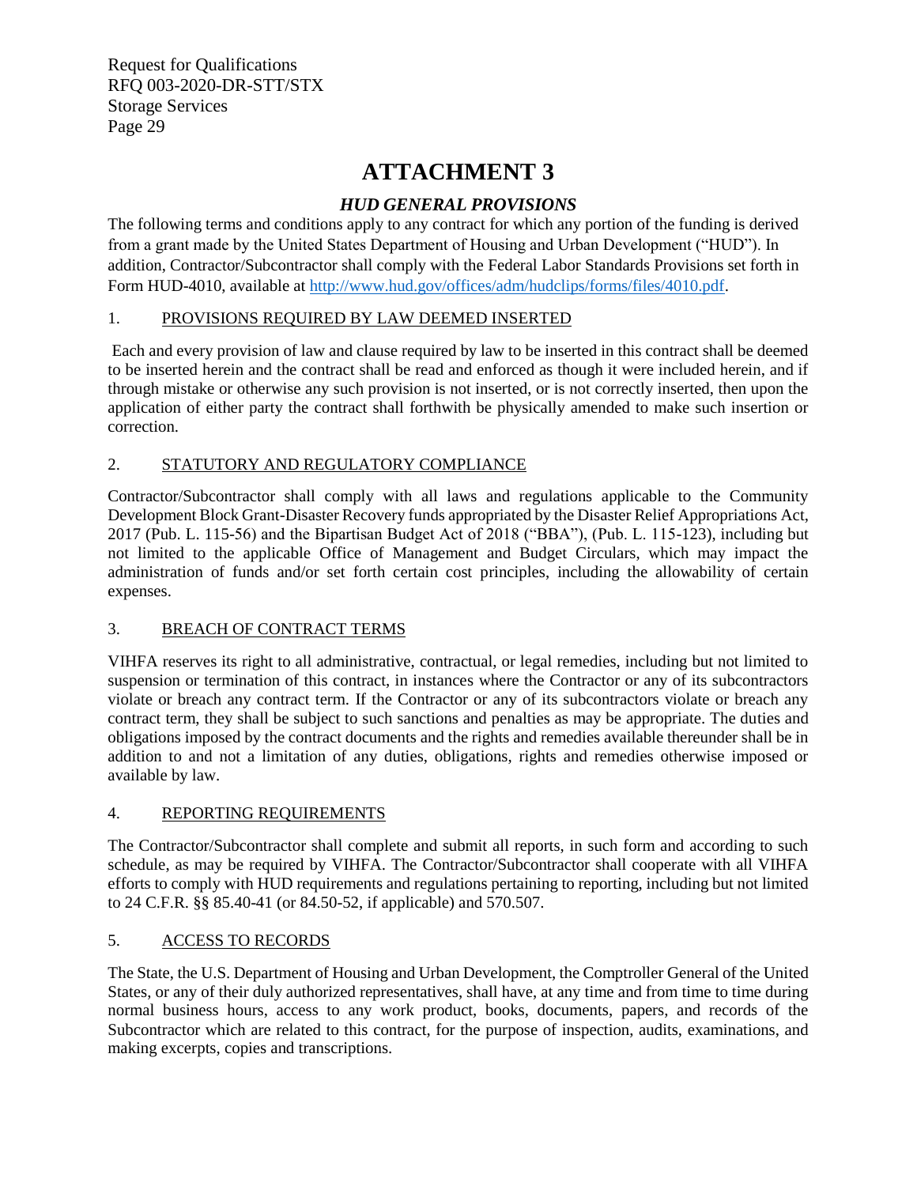# ATTACHMENT 3

## *HUD GENERAL PROVISIONS*

The following terms and conditions apply to any contract for which any portion of the funding is derived from a grant made by the United States Department of Housing and Urban Development ("HUD"). In addition, Contractor/Subcontractor shall comply with the Federal Labor Standards Provisions set forth in Form HUD-4010, available at http://www.hud.gov/offices/adm/hudclips/forms/files/4010.pdf.

### 1. PROVISIONS REQUIRED BY LAW DEEMED INSERTED

Each and every provision of law and clause required by law to be inserted in this contract shall be deemed to be inserted herein and the contract shall be read and enforced as though it were included herein, and if through mistake or otherwise any such provision is not inserted, or is not correctly inserted, then upon the application of either party the contract shall forthwith be physically amended to make such insertion or correction.

### 2. STATUTORY AND REGULATORY COMPLIANCE

Contractor/Subcontractor shall comply with all laws and regulations applicable to the Community Development Block Grant-Disaster Recovery funds appropriated by the Disaster Relief Appropriations Act, 2017 (Pub. L. 115-56) and the Bipartisan Budget Act of 2018 ("BBA"), (Pub. L. 115-123), including but not limited to the applicable Office of Management and Budget Circulars, which may impact the administration of funds and/or set forth certain cost principles, including the allowability of certain expenses.

### 3. BREACH OF CONTRACT TERMS

VIHFA reserves its right to all administrative, contractual, or legal remedies, including but not limited to suspension or termination of this contract, in instances where the Contractor or any of its subcontractors violate or breach any contract term. If the Contractor or any of its subcontractors violate or breach any contract term, they shall be subject to such sanctions and penalties as may be appropriate. The duties and obligations imposed by the contract documents and the rights and remedies available thereunder shall be in addition to and not a limitation of any duties, obligations, rights and remedies otherwise imposed or available by law.

### 4. REPORTING REQUIREMENTS

The Contractor/Subcontractor shall complete and submit all reports, in such form and according to such schedule, as may be required by VIHFA. The Contractor/Subcontractor shall cooperate with all VIHFA efforts to comply with HUD requirements and regulations pertaining to reporting, including but not limited to 24 C.F.R. §§ 85.40-41 (or 84.50-52, if applicable) and 570.507.

### 5. ACCESS TO RECORDS

The State, the U.S. Department of Housing and Urban Development, the Comptroller General of the United States, or any of their duly authorized representatives, shall have, at any time and from time to time during normal business hours, access to any work product, books, documents, papers, and records of the Subcontractor which are related to this contract, for the purpose of inspection, audits, examinations, and making excerpts, copies and transcriptions.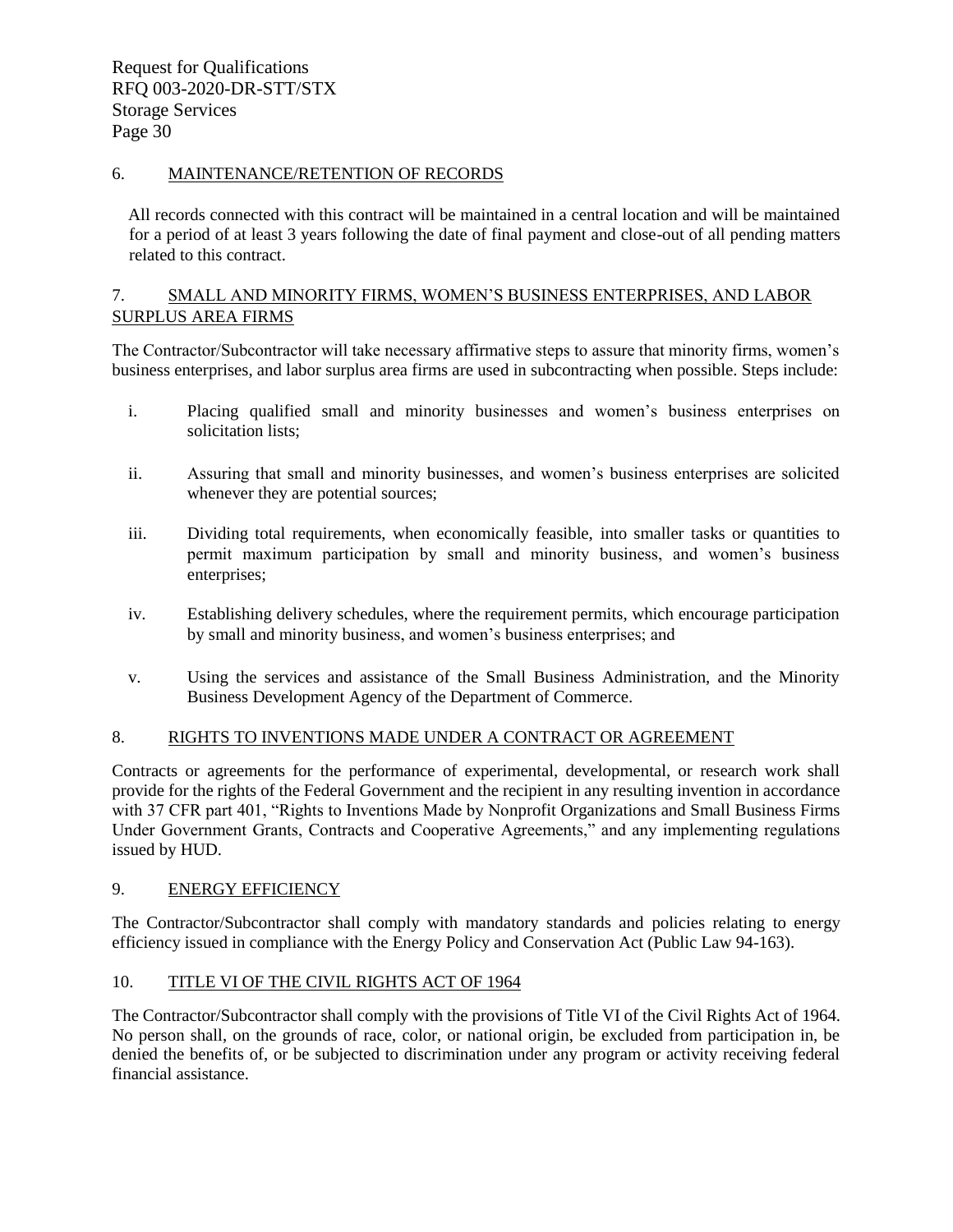6. MAINTENANCE/RETENTION OF RECORDS

All records connected with this contract will be maintained in a central location and will be maintained for a period of at least 3 years following the date of final payment and close-out of all pending matters related to this contract.

7. SMALL AND MINORITY FIRMS, WOMEN'S BUSINESS ENTERPRISES, AND LABOR SURPLUS AREA FIRMS

The Contractor/Subcontractor will take necessary affirmative steps to assure that minority firms, women's business enterprises, and labor surplus area firms are used in subcontracting when possible. Steps include:

i. Placing qualified small and minority businesses and women's business enterprises on solicitation lists;

ii. Assuring that small and minority businesses, and women's business enterprises are solicited whenever they are potential sources;

iii. Dividing total requirements, when economically feasible, into smaller tasks or quantities to permit maximum participation by small and minority business, and women's business enterprises;

iv. Establishing delivery schedules, where the requirement permits, which encourage participation by small and minority business, and women's business enterprises; and

v. Using the services and assistance of the Small Business Administration, and the Minority Business Development Agency of the Department of Commerce.

8. RIGHTS TO INVENTIONS MADE UNDER A CONTRACT OR AGREEMENT

Contracts or agreements for the performance of experimental, developmental, or research work shall provide for the rights of the Federal Government and the recipient in any resulting invention in accordance with 37 CFR part 401, "Rights to Inventions Made by Nonprofit Organizations and Small Business Firms Under Government Grants, Contracts and Cooperative Agreements," and any implementing regulations issued by HUD.

9. ENERGY EFFICIENCY

The Contractor/Subcontractor shall comply with mandatory standards and policies relating to energy efficiency issued in compliance with the Energy Policy and Conservation Act (Public Law 94-163).

10. TITLE VI OF THE CIVIL RIGHTS ACT OF 1964

The Contractor/Subcontractor shall comply with the provisions of Title VI of the Civil Rights Act of 1964. No person shall, on the grounds of race, color, or national origin, be excluded from participation in, be denied the benefits of, or be subjected to discrimination under any program or activity receiving federal financial assistance.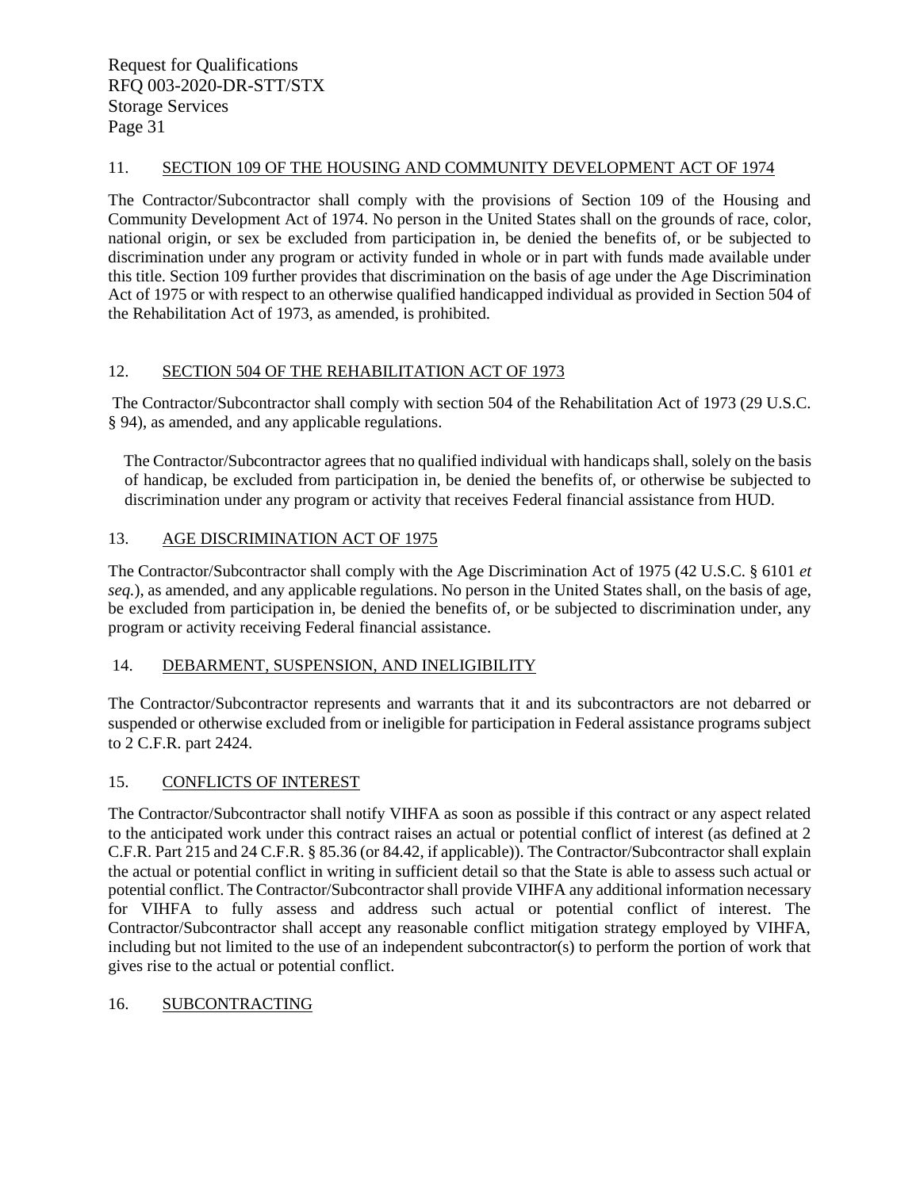## 11. SECTION 109 OF THE HOUSING AND COMMUNITY DEVELOPMENT ACT OF 1974

The Contractor/Subcontractor shall comply with the provisions of Section 109 of the Housing and Community Development Act of 1974. No person in the United States shall on the grounds of race, color, national origin, or sex be excluded from participation in, be denied the benefits of, or be subjected to discrimination under any program or activity funded in whole or in part with funds made available under this title. Section 109 further provides that discrimination on the basis of age under the Age Discrimination Act of 1975 or with respect to an otherwise qualified handicapped individual as provided in Section 504 of the Rehabilitation Act of 1973, as amended, is prohibited.

## 12. SECTION 504 OF THE REHABILITATION ACT OF 1973

The Contractor/Subcontractor shall comply with section 504 of the Rehabilitation Act of 1973 (29 U.S.C. § 94), as amended, and any applicable regulations.

The Contractor/Subcontractor agrees that no qualified individual with handicaps shall, solely on the basis of handicap, be excluded from participation in, be denied the benefits of, or otherwise be subjected to discrimination under any program or activity that receives Federal financial assistance from HUD.

## 13. AGE DISCRIMINATION ACT OF 1975

The Contractor/Subcontractor shall comply with the Age Discrimination Act of 1975 (42 U.S.C. § 6101 *et seq.*), as amended, and any applicable regulations. No person in the United States shall, on the basis of age, be excluded from participation in, be denied the benefits of, or be subjected to discrimination under, any program or activity receiving Federal financial assistance.

## 14. DEBARMENT, SUSPENSION, AND INELIGIBILITY

The Contractor/Subcontractor represents and warrants that it and its subcontractors are not debarred or suspended or otherwise excluded from or ineligible for participation in Federal assistance programs subject to 2 C.F.R. part 2424.

## 15. CONFLICTS OF INTEREST

The Contractor/Subcontractor shall notify VIHFA as soon as possible if this contract or any aspect related to the anticipated work under this contract raises an actual or potential conflict of interest (as defined at 2 C.F.R. Part 215 and 24 C.F.R. § 85.36 (or 84.42, if applicable)). The Contractor/Subcontractor shall explain the actual or potential conflict in writing in sufficient detail so that the State is able to assess such actual or potential conflict. The Contractor/Subcontractor shall provide VIHFA any additional information necessary for VIHFA to fully assess and address such actual or potential conflict of interest. The Contractor/Subcontractor shall accept any reasonable conflict mitigation strategy employed by VIHFA, including but not limited to the use of an independent subcontractor(s) to perform the portion of work that gives rise to the actual or potential conflict.

## 16. SUBCONTRACTING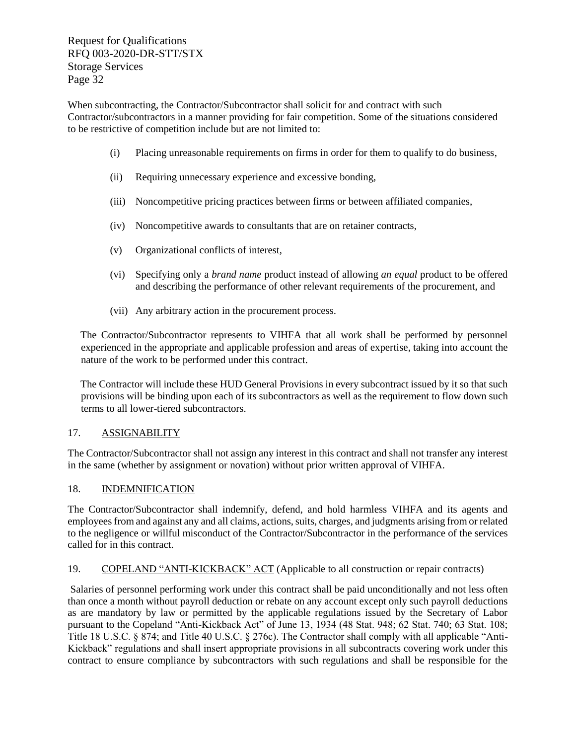When subcontracting, the Contractor/Subcontractor shall solicit for and contract with such Contractor/subcontractors in a manner providing for fair competition. Some of the situations considered to be restrictive of competition include but are not limited to:

(i) Placing unreasonable requirements on firms in order for them to qualify to do business,

(ii) Requiring unnecessary experience and excessive bonding,

(iii) Noncompetitive pricing practices between firms or between affiliated companies,

(iv) Noncompetitive awards to consultants that are on retainer contracts,

(v) Organizational conflicts of interest,

(vi) Specifying only a *brand name* product instead of allowing *an equal* product to be offered and describing the performance of other relevant requirements of the procurement, and

(vii) Any arbitrary action in the procurement process.

The Contractor/Subcontractor represents to VIHFA that all work shall be performed by personnel experienced in the appropriate and applicable profession and areas of expertise, taking into account the nature of the work to be performed under this contract.

The Contractor will include these HUD General Provisions in every subcontract issued by it so that such provisions will be binding upon each of its subcontractors as well as the requirement to flow down such terms to all lower-tiered subcontractors.

## 17. ASSIGNABILITY

The Contractor/Subcontractor shall not assign any interest in this contract and shall not transfer any interest in the same (whether by assignment or novation) without prior written approval of VIHFA.

## 18. INDEMNIFICATION

The Contractor/Subcontractor shall indemnify, defend, and hold harmless VIHFA and its agents and employees from and against any and all claims, actions, suits, charges, and judgments arising from or related to the negligence or willful misconduct of the Contractor/Subcontractor in the performance of the services called for in this contract.

## 19. COPELAND "ANTI-KICKBACK" ACT (Applicable to all construction or repair contracts)

Salaries of personnel performing work under this contract shall be paid unconditionally and not less often than once a month without payroll deduction or rebate on any account except only such payroll deductions as are mandatory by law or permitted by the applicable regulations issued by the Secretary of Labor pursuant to the Copeland "Anti-Kickback Act" of June 13, 1934 (48 Stat. 948; 62 Stat. 740; 63 Stat. 108; Title 18 U.S.C. § 874; and Title 40 U.S.C. § 276c). The Contractor shall comply with all applicable "Anti-Kickback" regulations and shall insert appropriate provisions in all subcontracts covering work under this contract to ensure compliance by subcontractors with such regulations and shall be responsible for the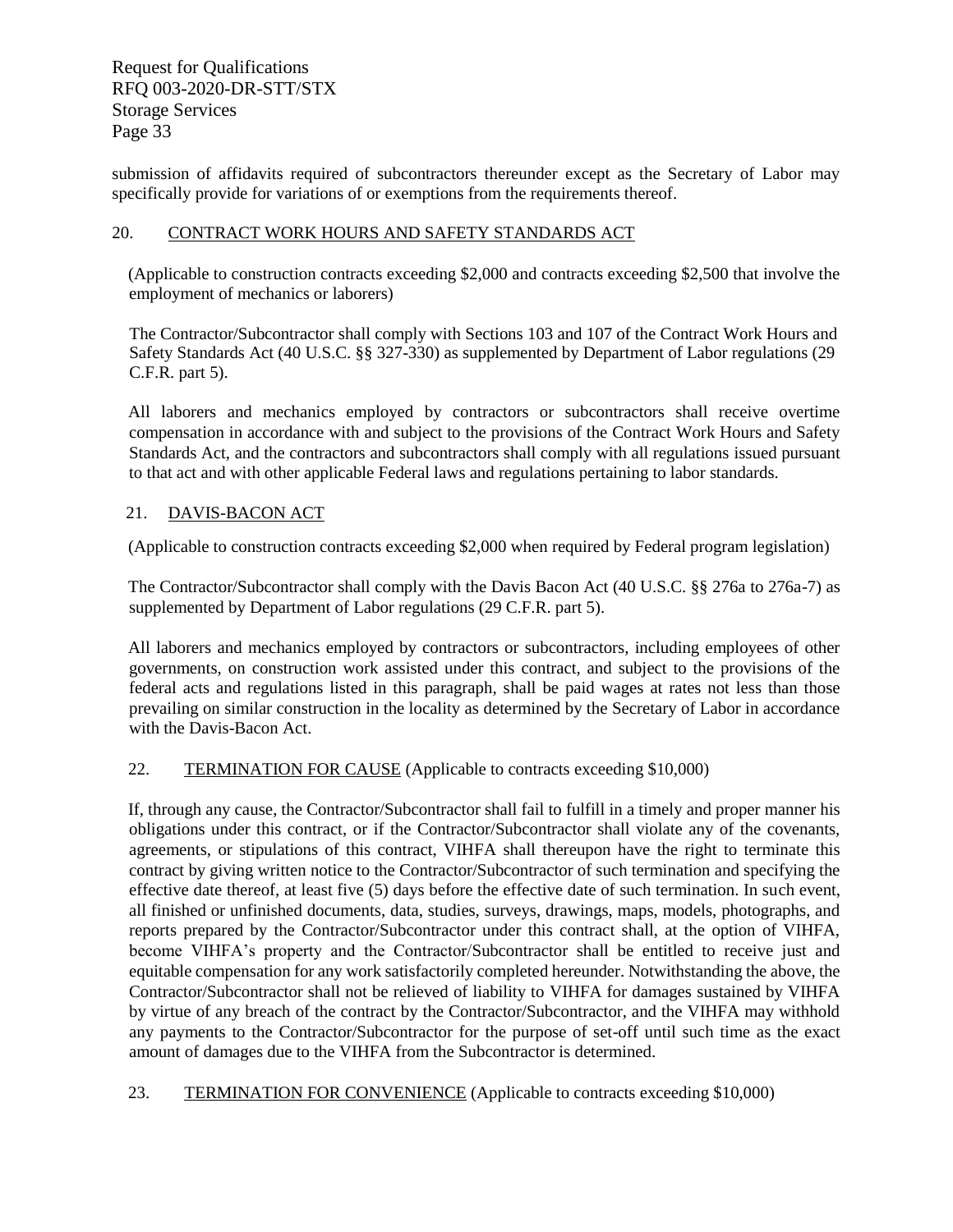submission of affidavits required of subcontractors thereunder except as the Secretary of Labor may specifically provide for variations of or exemptions from the requirements thereof.

## 20. CONTRACT WORK HOURS AND SAFETY STANDARDS ACT

(Applicable to construction contracts exceeding $2,000 and contracts exceeding $2,500 that involve the employment of mechanics or laborers)

The Contractor/Subcontractor shall comply with Sections 103 and 107 of the Contract Work Hours and Safety Standards Act (40 U.S.C. §§ 327-330) as supplemented by Department of Labor regulations (29 C.F.R. part 5).

All laborers and mechanics employed by contractors or subcontractors shall receive overtime compensation in accordance with and subject to the provisions of the Contract Work Hours and Safety Standards Act, and the contractors and subcontractors shall comply with all regulations issued pursuant to that act and with other applicable Federal laws and regulations pertaining to labor standards.

## 21. DAVIS-BACON ACT

(Applicable to construction contracts exceeding $2,000 when required by Federal program legislation)

The Contractor/Subcontractor shall comply with the Davis Bacon Act (40 U.S.C. §§ 276a to 276a-7) as supplemented by Department of Labor regulations (29 C.F.R. part 5).

All laborers and mechanics employed by contractors or subcontractors, including employees of other governments, on construction work assisted under this contract, and subject to the provisions of the federal acts and regulations listed in this paragraph, shall be paid wages at rates not less than those prevailing on similar construction in the locality as determined by the Secretary of Labor in accordance with the Davis-Bacon Act.

## 22. TERMINATION FOR CAUSE (Applicable to contracts exceeding $10,000)

If, through any cause, the Contractor/Subcontractor shall fail to fulfill in a timely and proper manner his obligations under this contract, or if the Contractor/Subcontractor shall violate any of the covenants, agreements, or stipulations of this contract, VIHFA shall thereupon have the right to terminate this contract by giving written notice to the Contractor/Subcontractor of such termination and specifying the effective date thereof, at least five (5) days before the effective date of such termination. In such event, all finished or unfinished documents, data, studies, surveys, drawings, maps, models, photographs, and reports prepared by the Contractor/Subcontractor under this contract shall, at the option of VIHFA, become VIHFA's property and the Contractor/Subcontractor shall be entitled to receive just and equitable compensation for any work satisfactorily completed hereunder. Notwithstanding the above, the Contractor/Subcontractor shall not be relieved of liability to VIHFA for damages sustained by VIHFA by virtue of any breach of the contract by the Contractor/Subcontractor, and the VIHFA may withhold any payments to the Contractor/Subcontractor for the purpose of set-off until such time as the exact amount of damages due to the VIHFA from the Subcontractor is determined.

## 23. TERMINATION FOR CONVENIENCE (Applicable to contracts exceeding $10,000)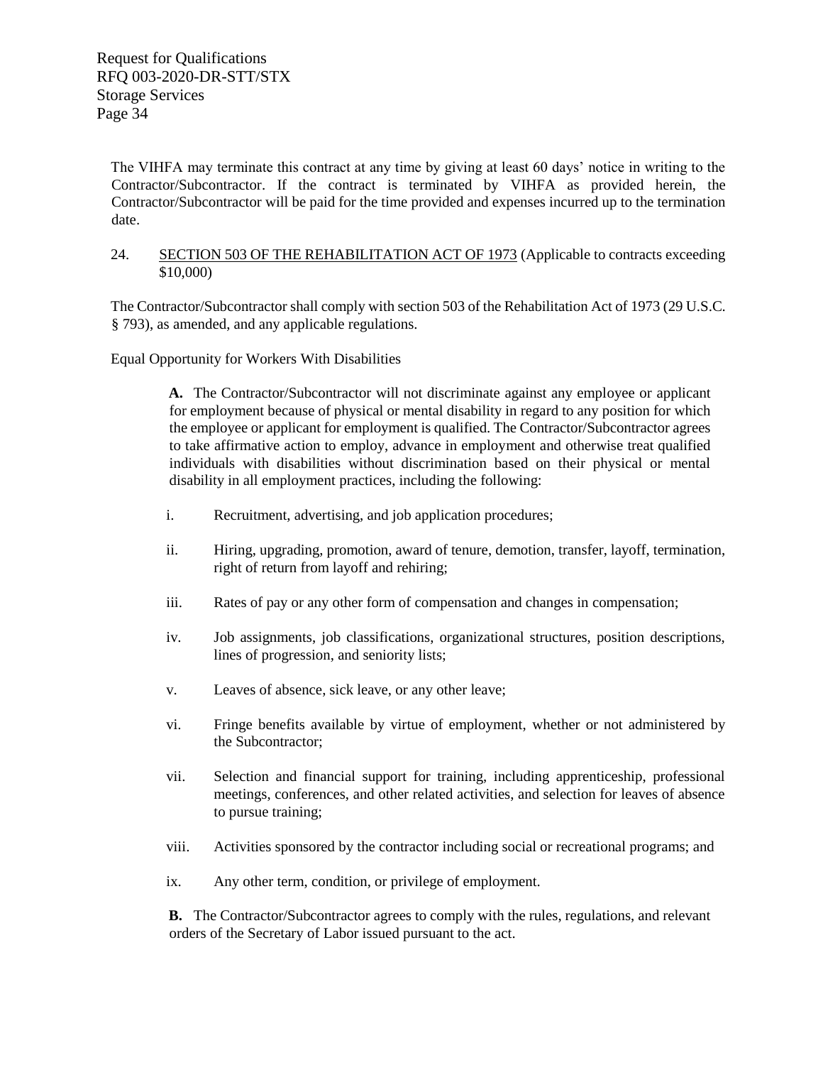The VIHFA may terminate this contract at any time by giving at least 60 days' notice in writing to the Contractor/Subcontractor. If the contract is terminated by VIHFA as provided herein, the Contractor/Subcontractor will be paid for the time provided and expenses incurred up to the termination date.

24. <u>SECTION 503 OF THE REHABILITATION ACT OF 1973</u> (Applicable to contracts exceeding $10,000)

The Contractor/Subcontractor shall comply with section 503 of the Rehabilitation Act of 1973 (29 U.S.C. § 793), as amended, and any applicable regulations.

Equal Opportunity for Workers With Disabilities

**A.** The Contractor/Subcontractor will not discriminate against any employee or applicant for employment because of physical or mental disability in regard to any position for which the employee or applicant for employment is qualified. The Contractor/Subcontractor agrees to take affirmative action to employ, advance in employment and otherwise treat qualified individuals with disabilities without discrimination based on their physical or mental disability in all employment practices, including the following:

i. Recruitment, advertising, and job application procedures;

ii. Hiring, upgrading, promotion, award of tenure, demotion, transfer, layoff, termination, right of return from layoff and rehiring;

iii. Rates of pay or any other form of compensation and changes in compensation;

iv. Job assignments, job classifications, organizational structures, position descriptions, lines of progression, and seniority lists;

v. Leaves of absence, sick leave, or any other leave;

vi. Fringe benefits available by virtue of employment, whether or not administered by the Subcontractor;

vii. Selection and financial support for training, including apprenticeship, professional meetings, conferences, and other related activities, and selection for leaves of absence to pursue training;

viii. Activities sponsored by the contractor including social or recreational programs; and

ix. Any other term, condition, or privilege of employment.

**B.** The Contractor/Subcontractor agrees to comply with the rules, regulations, and relevant orders of the Secretary of Labor issued pursuant to the act.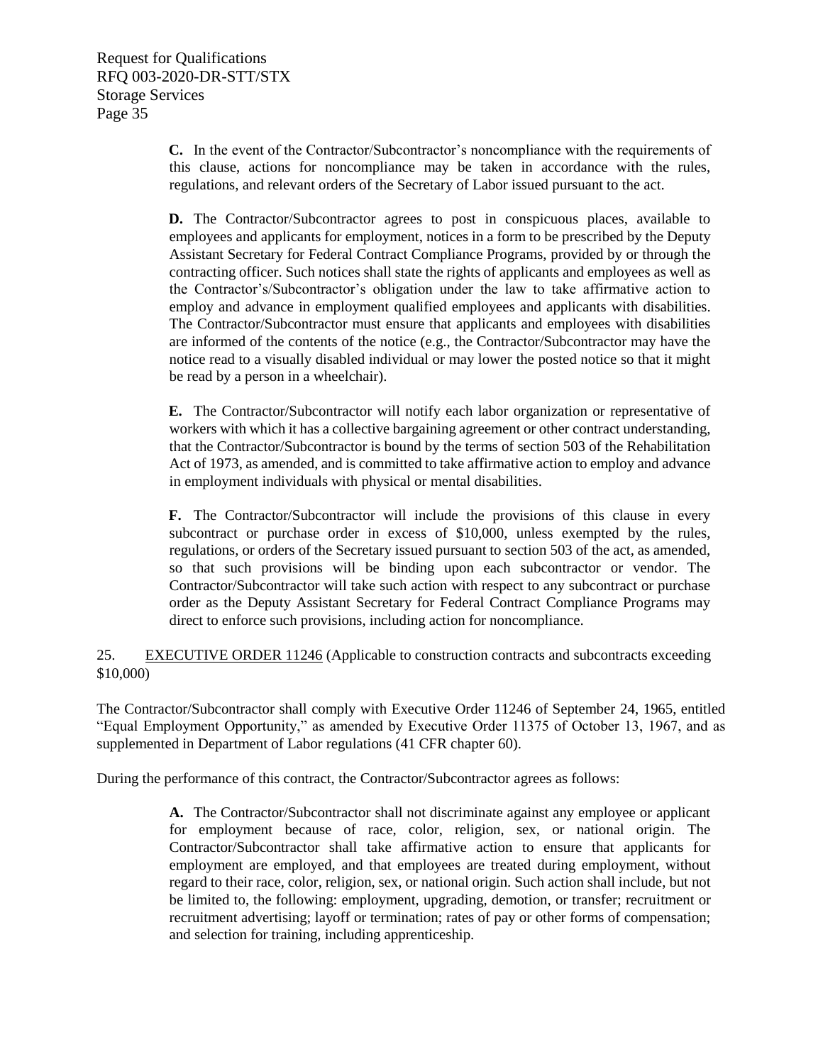**C.** In the event of the Contractor/Subcontractor's noncompliance with the requirements of this clause, actions for noncompliance may be taken in accordance with the rules, regulations, and relevant orders of the Secretary of Labor issued pursuant to the act.

**D.** The Contractor/Subcontractor agrees to post in conspicuous places, available to employees and applicants for employment, notices in a form to be prescribed by the Deputy Assistant Secretary for Federal Contract Compliance Programs, provided by or through the contracting officer. Such notices shall state the rights of applicants and employees as well as the Contractor's/Subcontractor's obligation under the law to take affirmative action to employ and advance in employment qualified employees and applicants with disabilities. The Contractor/Subcontractor must ensure that applicants and employees with disabilities are informed of the contents of the notice (e.g., the Contractor/Subcontractor may have the notice read to a visually disabled individual or may lower the posted notice so that it might be read by a person in a wheelchair).

**E.** The Contractor/Subcontractor will notify each labor organization or representative of workers with which it has a collective bargaining agreement or other contract understanding, that the Contractor/Subcontractor is bound by the terms of section 503 of the Rehabilitation Act of 1973, as amended, and is committed to take affirmative action to employ and advance in employment individuals with physical or mental disabilities.

**F.** The Contractor/Subcontractor will include the provisions of this clause in every subcontract or purchase order in excess of $10,000, unless exempted by the rules, regulations, or orders of the Secretary issued pursuant to section 503 of the act, as amended, so that such provisions will be binding upon each subcontractor or vendor. The Contractor/Subcontractor will take such action with respect to any subcontract or purchase order as the Deputy Assistant Secretary for Federal Contract Compliance Programs may direct to enforce such provisions, including action for noncompliance.

25. EXECUTIVE ORDER 11246 (Applicable to construction contracts and subcontracts exceeding $10,000)

The Contractor/Subcontractor shall comply with Executive Order 11246 of September 24, 1965, entitled "Equal Employment Opportunity," as amended by Executive Order 11375 of October 13, 1967, and as supplemented in Department of Labor regulations (41 CFR chapter 60).

During the performance of this contract, the Contractor/Subcontractor agrees as follows:

**A.** The Contractor/Subcontractor shall not discriminate against any employee or applicant for employment because of race, color, religion, sex, or national origin. The Contractor/Subcontractor shall take affirmative action to ensure that applicants for employment are employed, and that employees are treated during employment, without regard to their race, color, religion, sex, or national origin. Such action shall include, but not be limited to, the following: employment, upgrading, demotion, or transfer; recruitment or recruitment advertising; layoff or termination; rates of pay or other forms of compensation; and selection for training, including apprenticeship.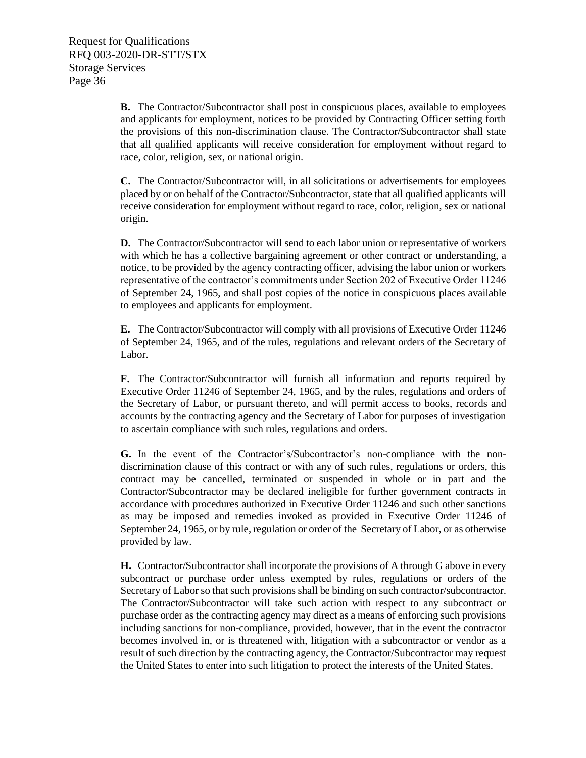**B.** The Contractor/Subcontractor shall post in conspicuous places, available to employees and applicants for employment, notices to be provided by Contracting Officer setting forth the provisions of this non-discrimination clause. The Contractor/Subcontractor shall state that all qualified applicants will receive consideration for employment without regard to race, color, religion, sex, or national origin.

**C.** The Contractor/Subcontractor will, in all solicitations or advertisements for employees placed by or on behalf of the Contractor/Subcontractor, state that all qualified applicants will receive consideration for employment without regard to race, color, religion, sex or national origin.

**D.** The Contractor/Subcontractor will send to each labor union or representative of workers with which he has a collective bargaining agreement or other contract or understanding, a notice, to be provided by the agency contracting officer, advising the labor union or workers representative of the contractor's commitments under Section 202 of Executive Order 11246 of September 24, 1965, and shall post copies of the notice in conspicuous places available to employees and applicants for employment.

**E.** The Contractor/Subcontractor will comply with all provisions of Executive Order 11246 of September 24, 1965, and of the rules, regulations and relevant orders of the Secretary of Labor.

**F.** The Contractor/Subcontractor will furnish all information and reports required by Executive Order 11246 of September 24, 1965, and by the rules, regulations and orders of the Secretary of Labor, or pursuant thereto, and will permit access to books, records and accounts by the contracting agency and the Secretary of Labor for purposes of investigation to ascertain compliance with such rules, regulations and orders.

**G.** In the event of the Contractor's/Subcontractor's non-compliance with the non-discrimination clause of this contract or with any of such rules, regulations or orders, this contract may be cancelled, terminated or suspended in whole or in part and the Contractor/Subcontractor may be declared ineligible for further government contracts in accordance with procedures authorized in Executive Order 11246 and such other sanctions as may be imposed and remedies invoked as provided in Executive Order 11246 of September 24, 1965, or by rule, regulation or order of the Secretary of Labor, or as otherwise provided by law.

**H.** Contractor/Subcontractor shall incorporate the provisions of A through G above in every subcontract or purchase order unless exempted by rules, regulations or orders of the Secretary of Labor so that such provisions shall be binding on such contractor/subcontractor. The Contractor/Subcontractor will take such action with respect to any subcontract or purchase order as the contracting agency may direct as a means of enforcing such provisions including sanctions for non-compliance, provided, however, that in the event the contractor becomes involved in, or is threatened with, litigation with a subcontractor or vendor as a result of such direction by the contracting agency, the Contractor/Subcontractor may request the United States to enter into such litigation to protect the interests of the United States.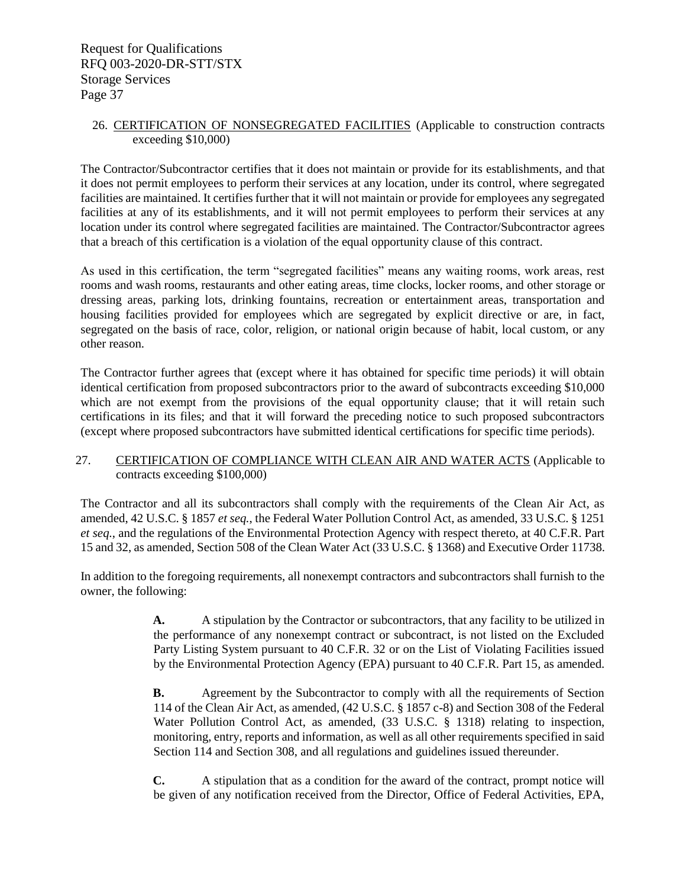26. <u>CERTIFICATION OF NONSEGREGATED FACILITIES</u> (Applicable to construction contracts exceeding $10,000)

The Contractor/Subcontractor certifies that it does not maintain or provide for its establishments, and that it does not permit employees to perform their services at any location, under its control, where segregated facilities are maintained. It certifies further that it will not maintain or provide for employees any segregated facilities at any of its establishments, and it will not permit employees to perform their services at any location under its control where segregated facilities are maintained. The Contractor/Subcontractor agrees that a breach of this certification is a violation of the equal opportunity clause of this contract.

As used in this certification, the term "segregated facilities" means any waiting rooms, work areas, rest rooms and wash rooms, restaurants and other eating areas, time clocks, locker rooms, and other storage or dressing areas, parking lots, drinking fountains, recreation or entertainment areas, transportation and housing facilities provided for employees which are segregated by explicit directive or are, in fact, segregated on the basis of race, color, religion, or national origin because of habit, local custom, or any other reason.

The Contractor further agrees that (except where it has obtained for specific time periods) it will obtain identical certification from proposed subcontractors prior to the award of subcontracts exceeding $10,000 which are not exempt from the provisions of the equal opportunity clause; that it will retain such certifications in its files; and that it will forward the preceding notice to such proposed subcontractors (except where proposed subcontractors have submitted identical certifications for specific time periods).

27. <u>CERTIFICATION OF COMPLIANCE WITH CLEAN AIR AND WATER ACTS</u> (Applicable to contracts exceeding $100,000)

The Contractor and all its subcontractors shall comply with the requirements of the Clean Air Act, as amended, 42 U.S.C. § 1857 *et seq.*, the Federal Water Pollution Control Act, as amended, 33 U.S.C. § 1251 *et seq.*, and the regulations of the Environmental Protection Agency with respect thereto, at 40 C.F.R. Part 15 and 32, as amended, Section 508 of the Clean Water Act (33 U.S.C. § 1368) and Executive Order 11738.

In addition to the foregoing requirements, all nonexempt contractors and subcontractors shall furnish to the owner, the following:

**A.** A stipulation by the Contractor or subcontractors, that any facility to be utilized in the performance of any nonexempt contract or subcontract, is not listed on the Excluded Party Listing System pursuant to 40 C.F.R. 32 or on the List of Violating Facilities issued by the Environmental Protection Agency (EPA) pursuant to 40 C.F.R. Part 15, as amended.

**B.** Agreement by the Subcontractor to comply with all the requirements of Section 114 of the Clean Air Act, as amended, (42 U.S.C. § 1857 c-8) and Section 308 of the Federal Water Pollution Control Act, as amended, (33 U.S.C. § 1318) relating to inspection, monitoring, entry, reports and information, as well as all other requirements specified in said Section 114 and Section 308, and all regulations and guidelines issued thereunder.

**C.** A stipulation that as a condition for the award of the contract, prompt notice will be given of any notification received from the Director, Office of Federal Activities, EPA,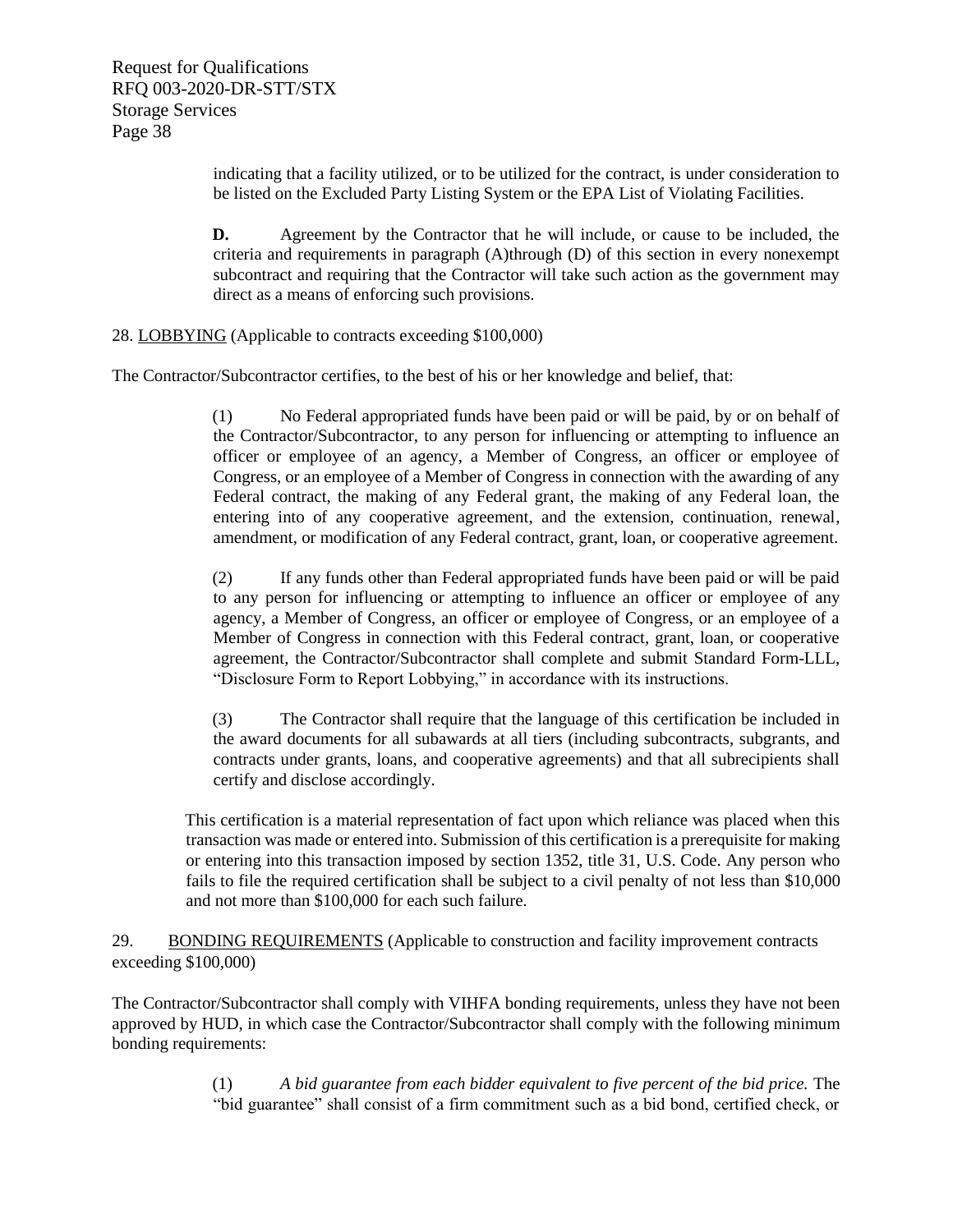indicating that a facility utilized, or to be utilized for the contract, is under consideration to be listed on the Excluded Party Listing System or the EPA List of Violating Facilities.

**D.** Agreement by the Contractor that he will include, or cause to be included, the criteria and requirements in paragraph (A)through (D) of this section in every nonexempt subcontract and requiring that the Contractor will take such action as the government may direct as a means of enforcing such provisions.

28. LOBBYING (Applicable to contracts exceeding $100,000)

The Contractor/Subcontractor certifies, to the best of his or her knowledge and belief, that:

(1) No Federal appropriated funds have been paid or will be paid, by or on behalf of the Contractor/Subcontractor, to any person for influencing or attempting to influence an officer or employee of an agency, a Member of Congress, an officer or employee of Congress, or an employee of a Member of Congress in connection with the awarding of any Federal contract, the making of any Federal grant, the making of any Federal loan, the entering into of any cooperative agreement, and the extension, continuation, renewal, amendment, or modification of any Federal contract, grant, loan, or cooperative agreement.

(2) If any funds other than Federal appropriated funds have been paid or will be paid to any person for influencing or attempting to influence an officer or employee of any agency, a Member of Congress, an officer or employee of Congress, or an employee of a Member of Congress in connection with this Federal contract, grant, loan, or cooperative agreement, the Contractor/Subcontractor shall complete and submit Standard Form-LLL, "Disclosure Form to Report Lobbying," in accordance with its instructions.

(3) The Contractor shall require that the language of this certification be included in the award documents for all subawards at all tiers (including subcontracts, subgrants, and contracts under grants, loans, and cooperative agreements) and that all subrecipients shall certify and disclose accordingly.

This certification is a material representation of fact upon which reliance was placed when this transaction was made or entered into. Submission of this certification is a prerequisite for making or entering into this transaction imposed by section 1352, title 31, U.S. Code. Any person who fails to file the required certification shall be subject to a civil penalty of not less than $10,000 and not more than $100,000 for each such failure.

29. BONDING REQUIREMENTS (Applicable to construction and facility improvement contracts exceeding $100,000)

The Contractor/Subcontractor shall comply with VIHFA bonding requirements, unless they have not been approved by HUD, in which case the Contractor/Subcontractor shall comply with the following minimum bonding requirements:

(1) *A bid guarantee from each bidder equivalent to five percent of the bid price.* The "bid guarantee" shall consist of a firm commitment such as a bid bond, certified check, or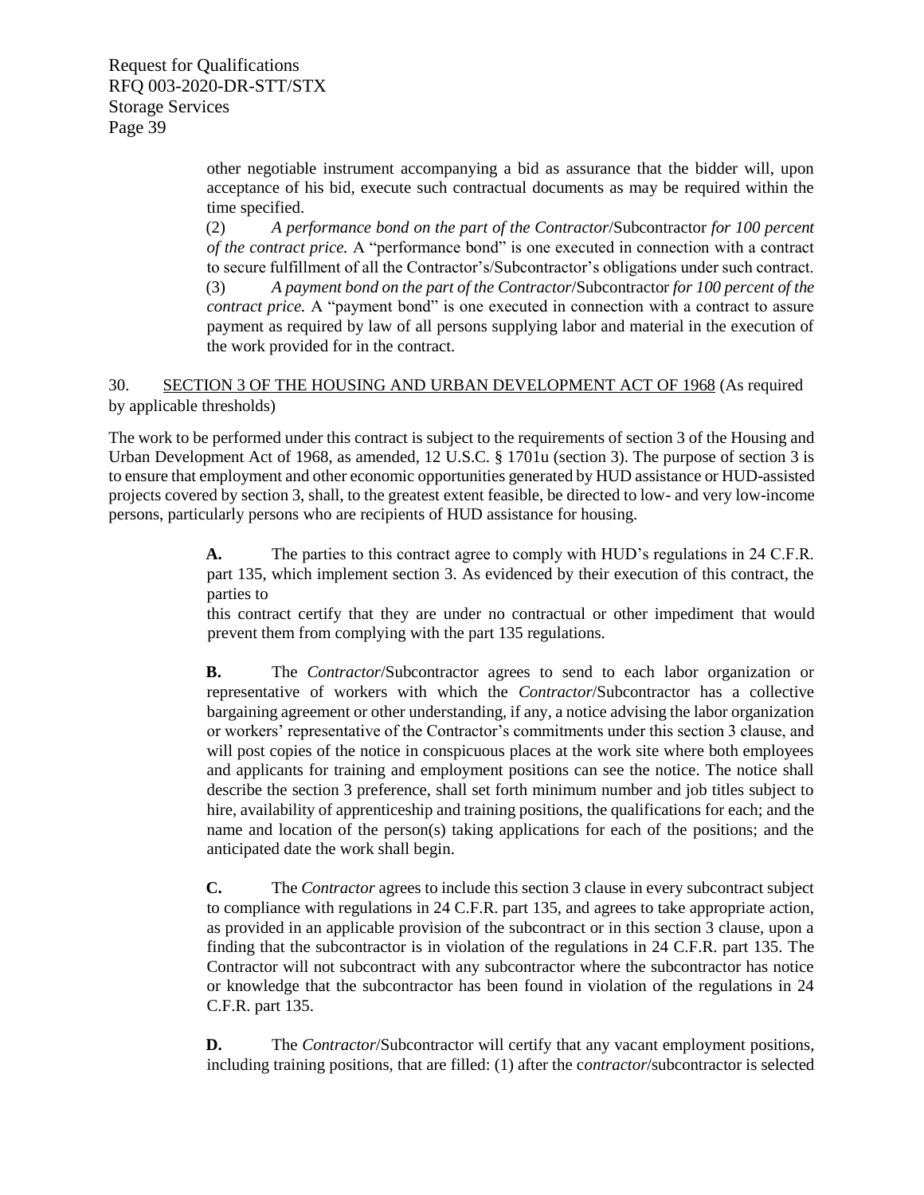other negotiable instrument accompanying a bid as assurance that the bidder will, upon acceptance of his bid, execute such contractual documents as may be required within the time specified.

(2) *A performance bond on the part of the Contractor*/Subcontractor *for 100 percent of the contract price.* A "performance bond" is one executed in connection with a contract to secure fulfillment of all the Contractor's/Subcontractor's obligations under such contract.

(3) *A payment bond on the part of the Contractor*/Subcontractor *for 100 percent of the contract price.* A "payment bond" is one executed in connection with a contract to assure payment as required by law of all persons supplying labor and material in the execution of the work provided for in the contract.

30. SECTION 3 OF THE HOUSING AND URBAN DEVELOPMENT ACT OF 1968 (As required by applicable thresholds)

The work to be performed under this contract is subject to the requirements of section 3 of the Housing and Urban Development Act of 1968, as amended, 12 U.S.C. § 1701u (section 3). The purpose of section 3 is to ensure that employment and other economic opportunities generated by HUD assistance or HUD-assisted projects covered by section 3, shall, to the greatest extent feasible, be directed to low- and very low-income persons, particularly persons who are recipients of HUD assistance for housing.

**A.** The parties to this contract agree to comply with HUD's regulations in 24 C.F.R. part 135, which implement section 3. As evidenced by their execution of this contract, the parties to this contract certify that they are under no contractual or other impediment that would prevent them from complying with the part 135 regulations.

**B.** The *Contractor*/Subcontractor agrees to send to each labor organization or representative of workers with which the *Contractor*/Subcontractor has a collective bargaining agreement or other understanding, if any, a notice advising the labor organization or workers' representative of the Contractor's commitments under this section 3 clause, and will post copies of the notice in conspicuous places at the work site where both employees and applicants for training and employment positions can see the notice. The notice shall describe the section 3 preference, shall set forth minimum number and job titles subject to hire, availability of apprenticeship and training positions, the qualifications for each; and the name and location of the person(s) taking applications for each of the positions; and the anticipated date the work shall begin.

**C.** The *Contractor* agrees to include this section 3 clause in every subcontract subject to compliance with regulations in 24 C.F.R. part 135, and agrees to take appropriate action, as provided in an applicable provision of the subcontract or in this section 3 clause, upon a finding that the subcontractor is in violation of the regulations in 24 C.F.R. part 135. The Contractor will not subcontract with any subcontractor where the subcontractor has notice or knowledge that the subcontractor has been found in violation of the regulations in 24 C.F.R. part 135.

**D.** The *Contractor*/Subcontractor will certify that any vacant employment positions, including training positions, that are filled: (1) after the c*ontractor*/subcontractor is selected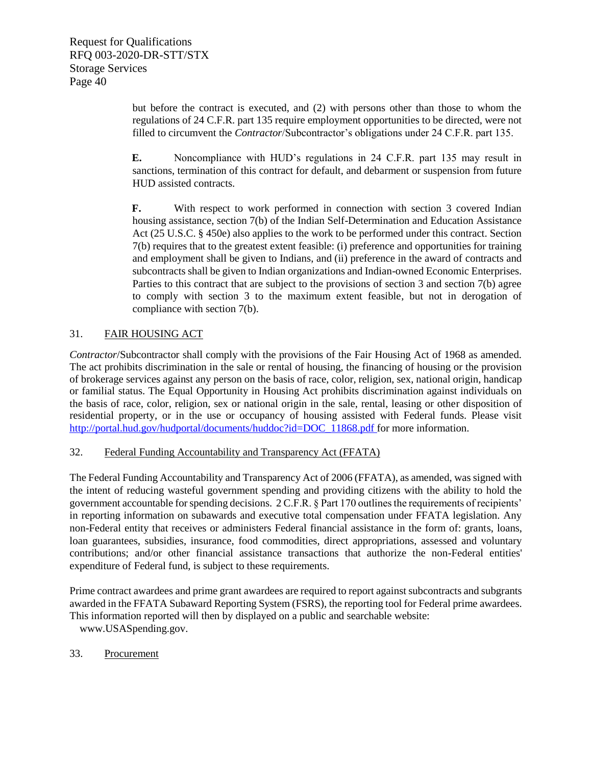but before the contract is executed, and (2) with persons other than those to whom the regulations of 24 C.F.R. part 135 require employment opportunities to be directed, were not filled to circumvent the *Contractor*/Subcontractor's obligations under 24 C.F.R. part 135.

**E.** Noncompliance with HUD's regulations in 24 C.F.R. part 135 may result in sanctions, termination of this contract for default, and debarment or suspension from future HUD assisted contracts.

**F.** With respect to work performed in connection with section 3 covered Indian housing assistance, section 7(b) of the Indian Self-Determination and Education Assistance Act (25 U.S.C. § 450e) also applies to the work to be performed under this contract. Section 7(b) requires that to the greatest extent feasible: (i) preference and opportunities for training and employment shall be given to Indians, and (ii) preference in the award of contracts and subcontracts shall be given to Indian organizations and Indian-owned Economic Enterprises. Parties to this contract that are subject to the provisions of section 3 and section 7(b) agree to comply with section 3 to the maximum extent feasible, but not in derogation of compliance with section 7(b).

## 31. FAIR HOUSING ACT

*Contractor*/Subcontractor shall comply with the provisions of the Fair Housing Act of 1968 as amended. The act prohibits discrimination in the sale or rental of housing, the financing of housing or the provision of brokerage services against any person on the basis of race, color, religion, sex, national origin, handicap or familial status. The Equal Opportunity in Housing Act prohibits discrimination against individuals on the basis of race, color, religion, sex or national origin in the sale, rental, leasing or other disposition of residential property, or in the use or occupancy of housing assisted with Federal funds. Please visit http://portal.hud.gov/hudportal/documents/huddoc?id=DOC_11868.pdf for more information.

## 32. Federal Funding Accountability and Transparency Act (FFATA)

The Federal Funding Accountability and Transparency Act of 2006 (FFATA), as amended, was signed with the intent of reducing wasteful government spending and providing citizens with the ability to hold the government accountable for spending decisions. 2 C.F.R. § Part 170 outlines the requirements of recipients' in reporting information on subawards and executive total compensation under FFATA legislation. Any non-Federal entity that receives or administers Federal financial assistance in the form of: grants, loans, loan guarantees, subsidies, insurance, food commodities, direct appropriations, assessed and voluntary contributions; and/or other financial assistance transactions that authorize the non-Federal entities' expenditure of Federal fund, is subject to these requirements.

Prime contract awardees and prime grant awardees are required to report against subcontracts and subgrants awarded in the FFATA Subaward Reporting System (FSRS), the reporting tool for Federal prime awardees. This information reported will then by displayed on a public and searchable website: www.USASpending.gov.

## 33. Procurement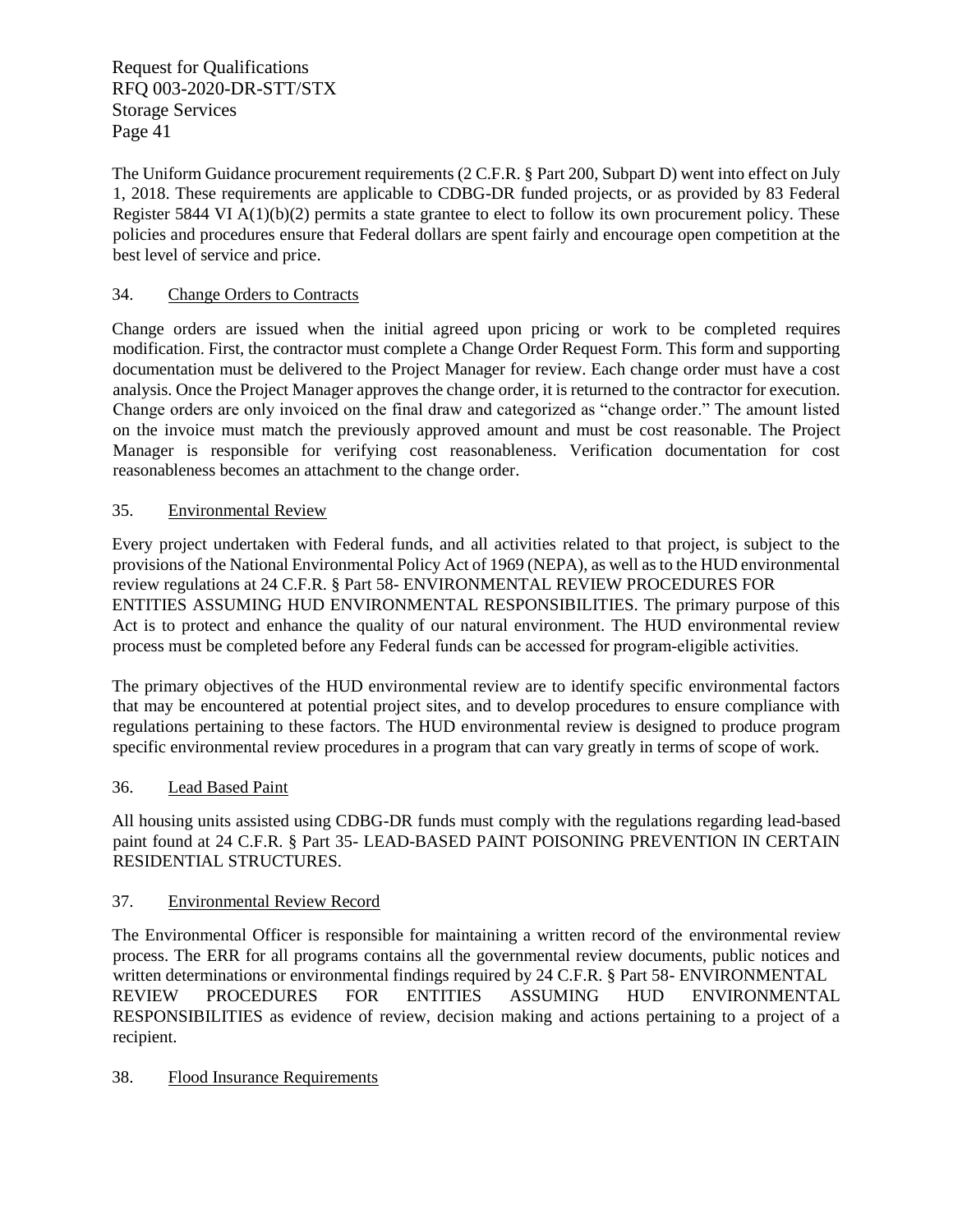The Uniform Guidance procurement requirements (2 C.F.R. § Part 200, Subpart D) went into effect on July 1, 2018. These requirements are applicable to CDBG-DR funded projects, or as provided by 83 Federal Register 5844 VI A(1)(b)(2) permits a state grantee to elect to follow its own procurement policy. These policies and procedures ensure that Federal dollars are spent fairly and encourage open competition at the best level of service and price.

34. Change Orders to Contracts

Change orders are issued when the initial agreed upon pricing or work to be completed requires modification. First, the contractor must complete a Change Order Request Form. This form and supporting documentation must be delivered to the Project Manager for review. Each change order must have a cost analysis. Once the Project Manager approves the change order, it is returned to the contractor for execution. Change orders are only invoiced on the final draw and categorized as "change order." The amount listed on the invoice must match the previously approved amount and must be cost reasonable. The Project Manager is responsible for verifying cost reasonableness. Verification documentation for cost reasonableness becomes an attachment to the change order.

35. Environmental Review

Every project undertaken with Federal funds, and all activities related to that project, is subject to the provisions of the National Environmental Policy Act of 1969 (NEPA), as well as to the HUD environmental review regulations at 24 C.F.R. § Part 58- ENVIRONMENTAL REVIEW PROCEDURES FOR ENTITIES ASSUMING HUD ENVIRONMENTAL RESPONSIBILITIES. The primary purpose of this Act is to protect and enhance the quality of our natural environment. The HUD environmental review process must be completed before any Federal funds can be accessed for program-eligible activities.

The primary objectives of the HUD environmental review are to identify specific environmental factors that may be encountered at potential project sites, and to develop procedures to ensure compliance with regulations pertaining to these factors. The HUD environmental review is designed to produce program specific environmental review procedures in a program that can vary greatly in terms of scope of work.

36. Lead Based Paint

All housing units assisted using CDBG-DR funds must comply with the regulations regarding lead-based paint found at 24 C.F.R. § Part 35- LEAD-BASED PAINT POISONING PREVENTION IN CERTAIN RESIDENTIAL STRUCTURES.

37. Environmental Review Record

The Environmental Officer is responsible for maintaining a written record of the environmental review process. The ERR for all programs contains all the governmental review documents, public notices and written determinations or environmental findings required by 24 C.F.R. § Part 58- ENVIRONMENTAL REVIEW PROCEDURES FOR ENTITIES ASSUMING HUD ENVIRONMENTAL RESPONSIBILITIES as evidence of review, decision making and actions pertaining to a project of a recipient.

38. Flood Insurance Requirements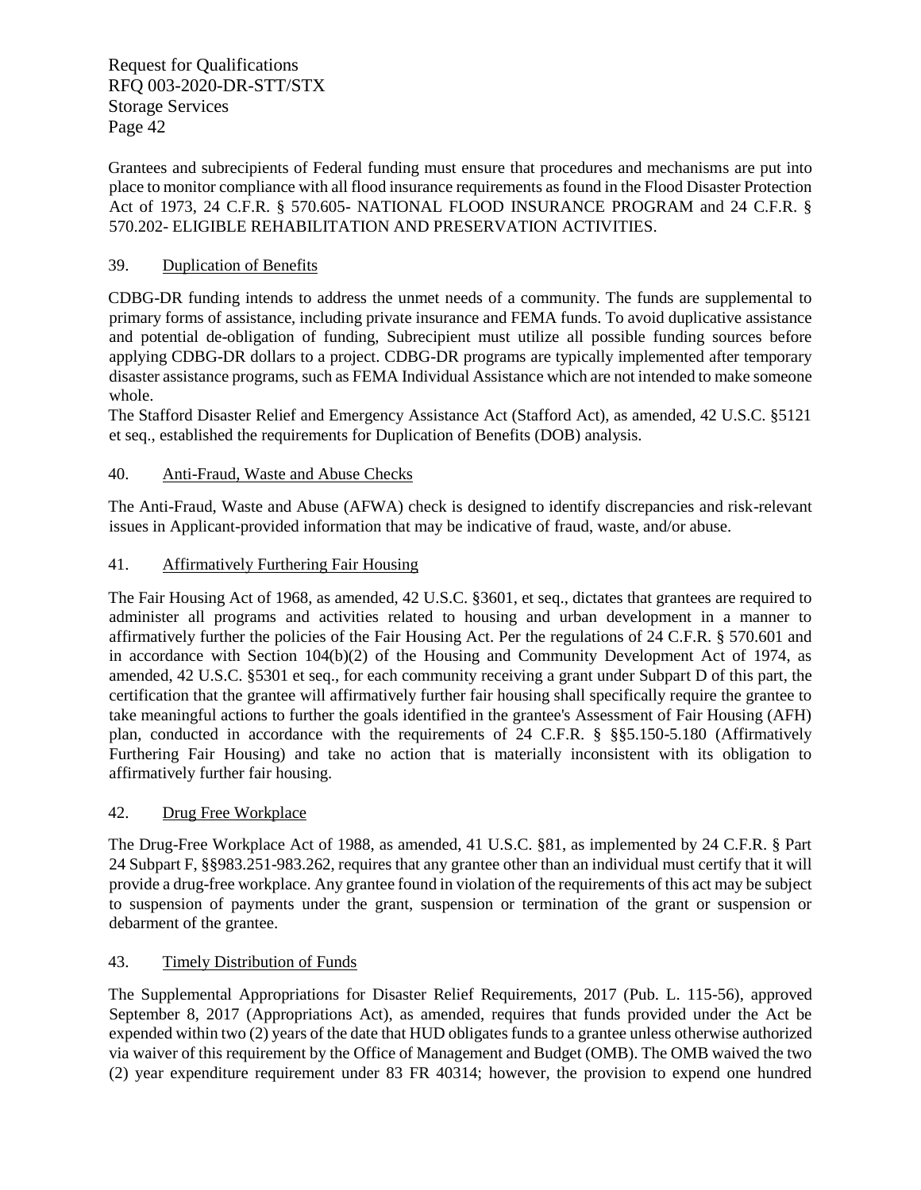Grantees and subrecipients of Federal funding must ensure that procedures and mechanisms are put into place to monitor compliance with all flood insurance requirements as found in the Flood Disaster Protection Act of 1973, 24 C.F.R. § 570.605- NATIONAL FLOOD INSURANCE PROGRAM and 24 C.F.R. § 570.202- ELIGIBLE REHABILITATION AND PRESERVATION ACTIVITIES.

39. Duplication of Benefits

CDBG-DR funding intends to address the unmet needs of a community. The funds are supplemental to primary forms of assistance, including private insurance and FEMA funds. To avoid duplicative assistance and potential de-obligation of funding, Subrecipient must utilize all possible funding sources before applying CDBG-DR dollars to a project. CDBG-DR programs are typically implemented after temporary disaster assistance programs, such as FEMA Individual Assistance which are not intended to make someone whole.

The Stafford Disaster Relief and Emergency Assistance Act (Stafford Act), as amended, 42 U.S.C. §5121 et seq., established the requirements for Duplication of Benefits (DOB) analysis.

40. Anti-Fraud, Waste and Abuse Checks

The Anti-Fraud, Waste and Abuse (AFWA) check is designed to identify discrepancies and risk-relevant issues in Applicant-provided information that may be indicative of fraud, waste, and/or abuse.

41. Affirmatively Furthering Fair Housing

The Fair Housing Act of 1968, as amended, 42 U.S.C. §3601, et seq., dictates that grantees are required to administer all programs and activities related to housing and urban development in a manner to affirmatively further the policies of the Fair Housing Act. Per the regulations of 24 C.F.R. § 570.601 and in accordance with Section 104(b)(2) of the Housing and Community Development Act of 1974, as amended, 42 U.S.C. §5301 et seq., for each community receiving a grant under Subpart D of this part, the certification that the grantee will affirmatively further fair housing shall specifically require the grantee to take meaningful actions to further the goals identified in the grantee's Assessment of Fair Housing (AFH) plan, conducted in accordance with the requirements of 24 C.F.R. § §§5.150-5.180 (Affirmatively Furthering Fair Housing) and take no action that is materially inconsistent with its obligation to affirmatively further fair housing.

42. Drug Free Workplace

The Drug-Free Workplace Act of 1988, as amended, 41 U.S.C. §81, as implemented by 24 C.F.R. § Part 24 Subpart F, §§983.251-983.262, requires that any grantee other than an individual must certify that it will provide a drug-free workplace. Any grantee found in violation of the requirements of this act may be subject to suspension of payments under the grant, suspension or termination of the grant or suspension or debarment of the grantee.

43. Timely Distribution of Funds

The Supplemental Appropriations for Disaster Relief Requirements, 2017 (Pub. L. 115-56), approved September 8, 2017 (Appropriations Act), as amended, requires that funds provided under the Act be expended within two (2) years of the date that HUD obligates funds to a grantee unless otherwise authorized via waiver of this requirement by the Office of Management and Budget (OMB). The OMB waived the two (2) year expenditure requirement under 83 FR 40314; however, the provision to expend one hundred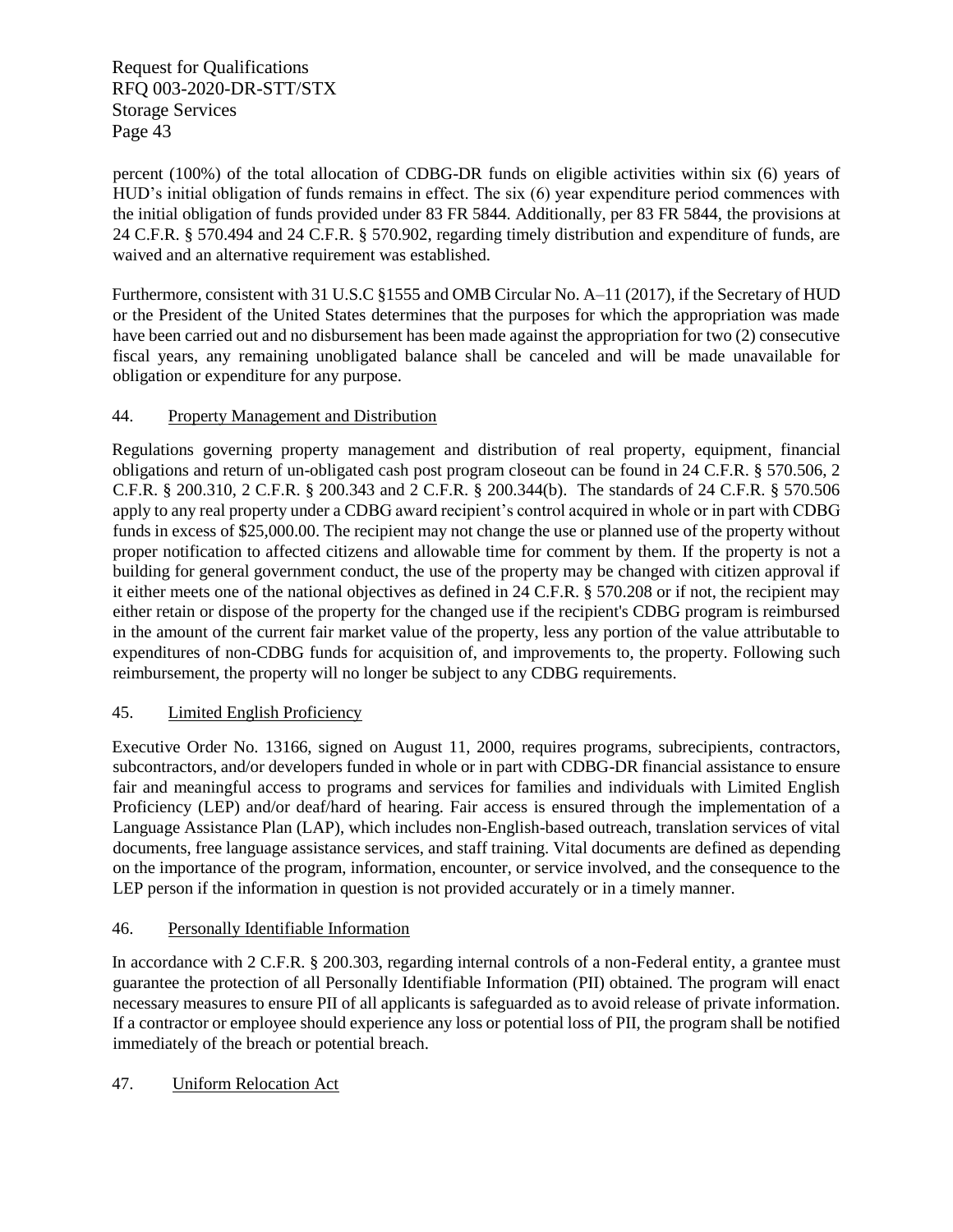percent (100%) of the total allocation of CDBG-DR funds on eligible activities within six (6) years of HUD's initial obligation of funds remains in effect. The six (6) year expenditure period commences with the initial obligation of funds provided under 83 FR 5844. Additionally, per 83 FR 5844, the provisions at 24 C.F.R. § 570.494 and 24 C.F.R. § 570.902, regarding timely distribution and expenditure of funds, are waived and an alternative requirement was established.

Furthermore, consistent with 31 U.S.C §1555 and OMB Circular No. A–11 (2017), if the Secretary of HUD or the President of the United States determines that the purposes for which the appropriation was made have been carried out and no disbursement has been made against the appropriation for two (2) consecutive fiscal years, any remaining unobligated balance shall be canceled and will be made unavailable for obligation or expenditure for any purpose.

44. Property Management and Distribution

Regulations governing property management and distribution of real property, equipment, financial obligations and return of un-obligated cash post program closeout can be found in 24 C.F.R. § 570.506, 2 C.F.R. § 200.310, 2 C.F.R. § 200.343 and 2 C.F.R. § 200.344(b). The standards of 24 C.F.R. § 570.506 apply to any real property under a CDBG award recipient's control acquired in whole or in part with CDBG funds in excess of $25,000.00. The recipient may not change the use or planned use of the property without proper notification to affected citizens and allowable time for comment by them. If the property is not a building for general government conduct, the use of the property may be changed with citizen approval if it either meets one of the national objectives as defined in 24 C.F.R. § 570.208 or if not, the recipient may either retain or dispose of the property for the changed use if the recipient's CDBG program is reimbursed in the amount of the current fair market value of the property, less any portion of the value attributable to expenditures of non-CDBG funds for acquisition of, and improvements to, the property. Following such reimbursement, the property will no longer be subject to any CDBG requirements.

45. Limited English Proficiency

Executive Order No. 13166, signed on August 11, 2000, requires programs, subrecipients, contractors, subcontractors, and/or developers funded in whole or in part with CDBG-DR financial assistance to ensure fair and meaningful access to programs and services for families and individuals with Limited English Proficiency (LEP) and/or deaf/hard of hearing. Fair access is ensured through the implementation of a Language Assistance Plan (LAP), which includes non-English-based outreach, translation services of vital documents, free language assistance services, and staff training. Vital documents are defined as depending on the importance of the program, information, encounter, or service involved, and the consequence to the LEP person if the information in question is not provided accurately or in a timely manner.

46. Personally Identifiable Information

In accordance with 2 C.F.R. § 200.303, regarding internal controls of a non-Federal entity, a grantee must guarantee the protection of all Personally Identifiable Information (PII) obtained. The program will enact necessary measures to ensure PII of all applicants is safeguarded as to avoid release of private information. If a contractor or employee should experience any loss or potential loss of PII, the program shall be notified immediately of the breach or potential breach.

47. Uniform Relocation Act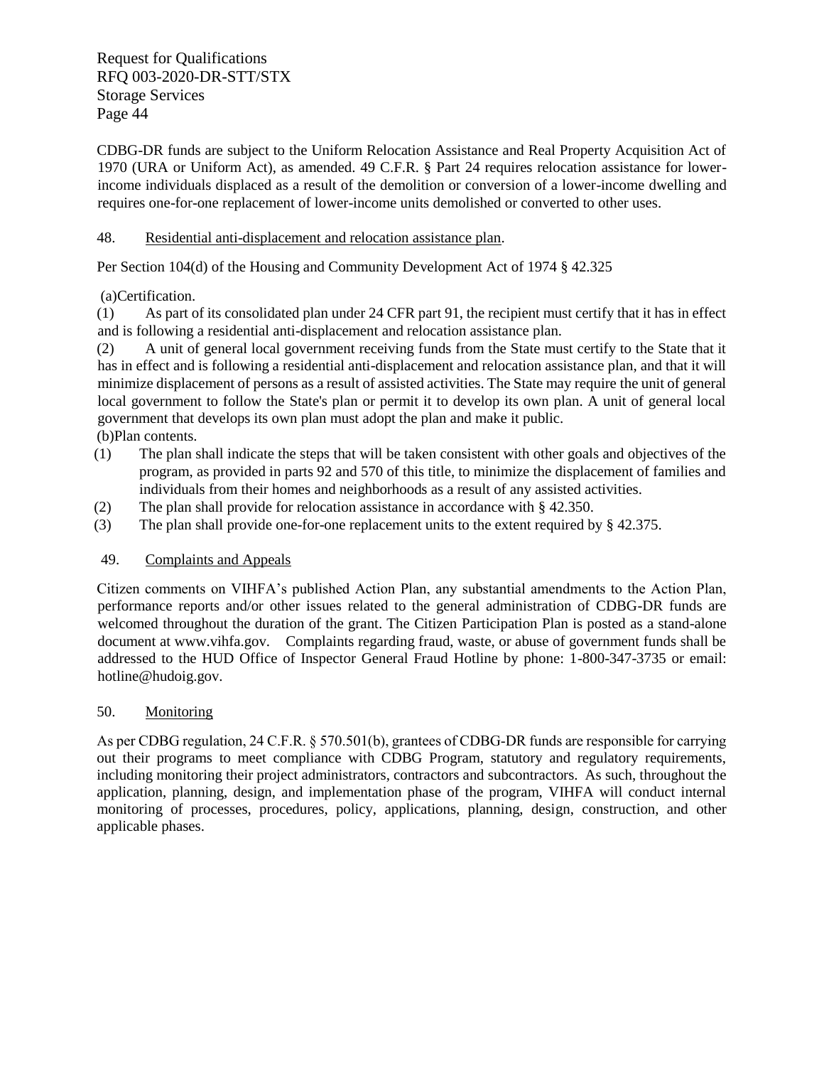CDBG-DR funds are subject to the Uniform Relocation Assistance and Real Property Acquisition Act of 1970 (URA or Uniform Act), as amended. 49 C.F.R. § Part 24 requires relocation assistance for lower-income individuals displaced as a result of the demolition or conversion of a lower-income dwelling and requires one-for-one replacement of lower-income units demolished or converted to other uses.

48. Residential anti-displacement and relocation assistance plan.

Per Section 104(d) of the Housing and Community Development Act of 1974 § 42.325

(a)Certification.

(1) As part of its consolidated plan under 24 CFR part 91, the recipient must certify that it has in effect and is following a residential anti-displacement and relocation assistance plan.

(2) A unit of general local government receiving funds from the State must certify to the State that it has in effect and is following a residential anti-displacement and relocation assistance plan, and that it will minimize displacement of persons as a result of assisted activities. The State may require the unit of general local government to follow the State's plan or permit it to develop its own plan. A unit of general local government that develops its own plan must adopt the plan and make it public.

(b)Plan contents.

(1) The plan shall indicate the steps that will be taken consistent with other goals and objectives of the program, as provided in parts 92 and 570 of this title, to minimize the displacement of families and individuals from their homes and neighborhoods as a result of any assisted activities.

(2) The plan shall provide for relocation assistance in accordance with § 42.350.

(3) The plan shall provide one-for-one replacement units to the extent required by § 42.375.

49. Complaints and Appeals

Citizen comments on VIHFA's published Action Plan, any substantial amendments to the Action Plan, performance reports and/or other issues related to the general administration of CDBG-DR funds are welcomed throughout the duration of the grant. The Citizen Participation Plan is posted as a stand-alone document at www.vihfa.gov. Complaints regarding fraud, waste, or abuse of government funds shall be addressed to the HUD Office of Inspector General Fraud Hotline by phone: 1-800-347-3735 or email: hotline@hudoig.gov.

50. Monitoring

As per CDBG regulation, 24 C.F.R. § 570.501(b), grantees of CDBG-DR funds are responsible for carrying out their programs to meet compliance with CDBG Program, statutory and regulatory requirements, including monitoring their project administrators, contractors and subcontractors. As such, throughout the application, planning, design, and implementation phase of the program, VIHFA will conduct internal monitoring of processes, procedures, policy, applications, planning, design, construction, and other applicable phases.